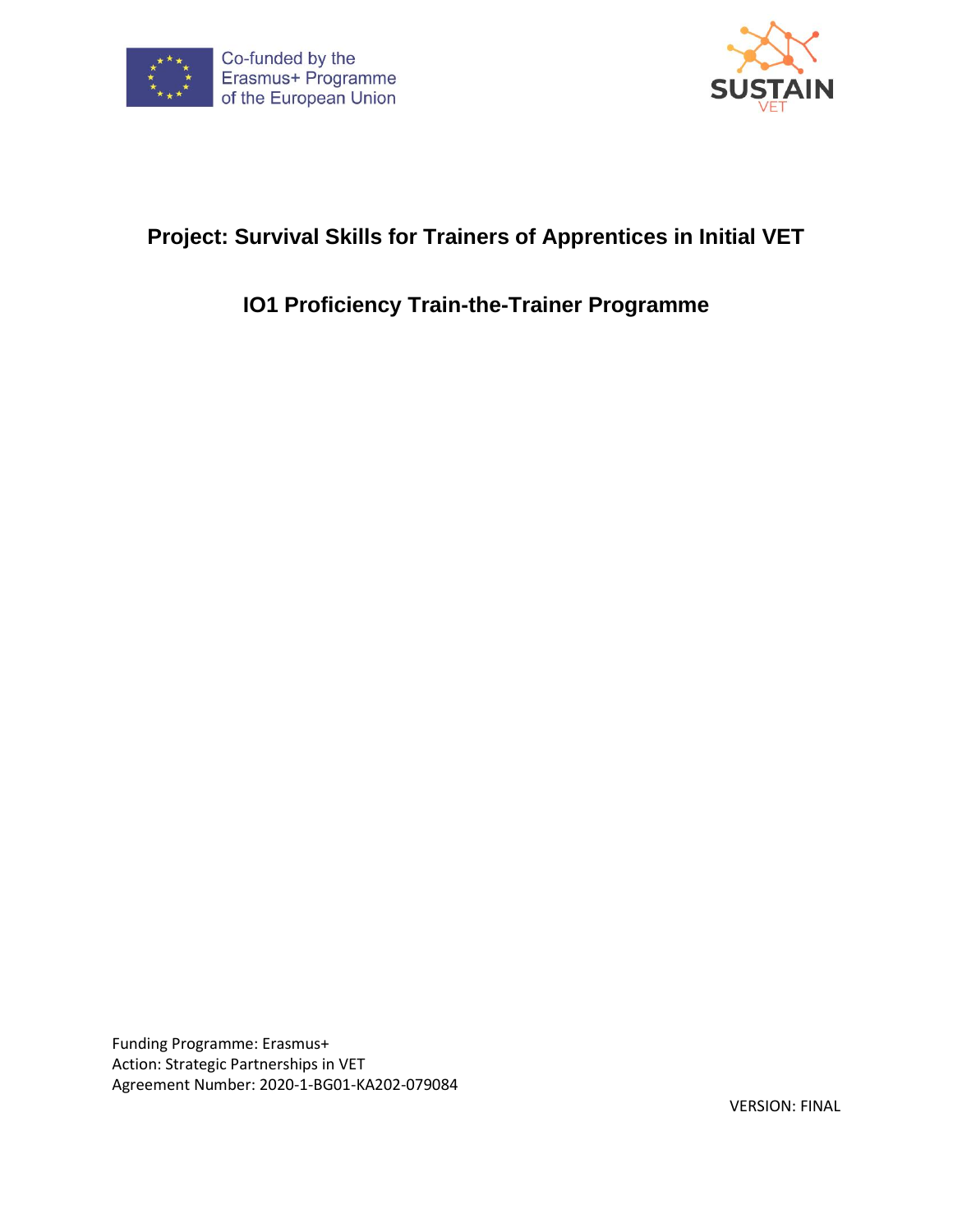Co-funded by the Erasmus+ Programme of the European Union

SUSTAIN VET

# Project: Survival Skills for Trainers of Apprentices in Initial VET

## IO1 Proficiency Train-the-Trainer Programme

Funding Programme: Erasmus+
Action: Strategic Partnerships in VET
Agreement Number: 2020-1-BG01-KA202-079084

VERSION: FINAL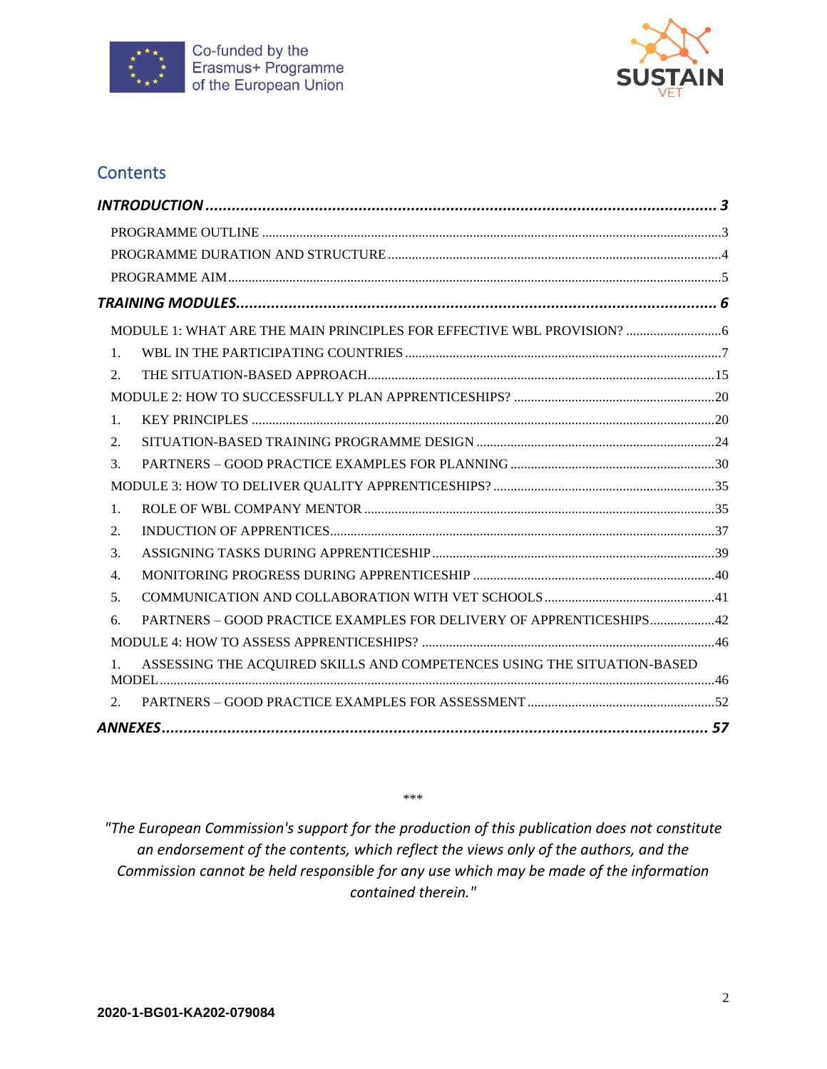## Contents

***INTRODUCTION*** ..................................................................................................... ***3***

PROGRAMME OUTLINE ..................................................................................................3

PROGRAMME DURATION AND STRUCTURE .................................................................4

PROGRAMME AIM ..........................................................................................................5

***TRAINING MODULES*** ............................................................................................ ***6***

MODULE 1: WHAT ARE THE MAIN PRINCIPLES FOR EFFECTIVE WBL PROVISION? ............6

1. WBL IN THE PARTICIPATING COUNTRIES ..................................................................7
2. THE SITUATION-BASED APPROACH ..........................................................................15

MODULE 2: HOW TO SUCCESSFULLY PLAN APPRENTICESHIPS? ....................................20

1. KEY PRINCIPLES ........................................................................................................20
2. SITUATION-BASED TRAINING PROGRAMME DESIGN ..................................................24
3. PARTNERS – GOOD PRACTICE EXAMPLES FOR PLANNING .........................................30

MODULE 3: HOW TO DELIVER QUALITY APPRENTICESHIPS? ..........................................35

1. ROLE OF WBL COMPANY MENTOR ...........................................................................35
2. INDUCTION OF APPRENTICES ....................................................................................37
3. ASSIGNING TASKS DURING APPRENTICESHIP ............................................................39
4. MONITORING PROGRESS DURING APPRENTICESHIP ..................................................40
5. COMMUNICATION AND COLLABORATION WITH VET SCHOOLS ..................................41
6. PARTNERS – GOOD PRACTICE EXAMPLES FOR DELIVERY OF APPRENTICESHIPS ............42

MODULE 4: HOW TO ASSESS APPRENTICESHIPS? ..........................................................46

1. ASSESSING THE ACQUIRED SKILLS AND COMPETENCES USING THE SITUATION-BASED MODEL ..........................................................................................................46
2. PARTNERS – GOOD PRACTICE EXAMPLES FOR ASSESSMENT .....................................52

***ANNEXES*** ........................................................................................................... ***57***

\*\*\*

*"The European Commission's support for the production of this publication does not constitute an endorsement of the contents, which reflect the views only of the authors, and the Commission cannot be held responsible for any use which may be made of the information contained therein."*

**2020-1-BG01-KA202-079084**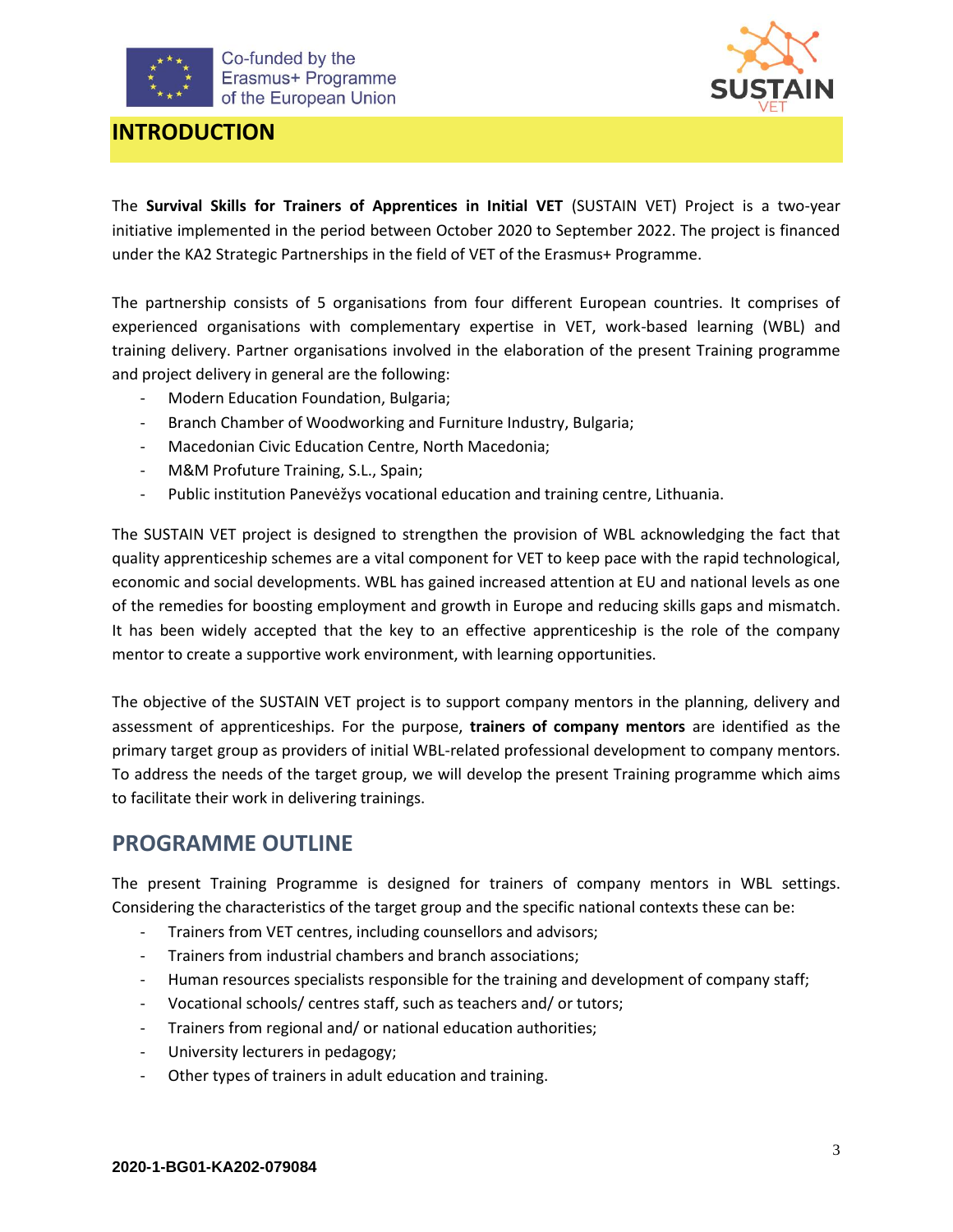# INTRODUCTION

The **Survival Skills for Trainers of Apprentices in Initial VET** (SUSTAIN VET) Project is a two-year initiative implemented in the period between October 2020 to September 2022. The project is financed under the KA2 Strategic Partnerships in the field of VET of the Erasmus+ Programme.

The partnership consists of 5 organisations from four different European countries. It comprises of experienced organisations with complementary expertise in VET, work-based learning (WBL) and training delivery. Partner organisations involved in the elaboration of the present Training programme and project delivery in general are the following:

- Modern Education Foundation, Bulgaria;
- Branch Chamber of Woodworking and Furniture Industry, Bulgaria;
- Macedonian Civic Education Centre, North Macedonia;
- M&M Profuture Training, S.L., Spain;
- Public institution Panevėžys vocational education and training centre, Lithuania.

The SUSTAIN VET project is designed to strengthen the provision of WBL acknowledging the fact that quality apprenticeship schemes are a vital component for VET to keep pace with the rapid technological, economic and social developments. WBL has gained increased attention at EU and national levels as one of the remedies for boosting employment and growth in Europe and reducing skills gaps and mismatch. It has been widely accepted that the key to an effective apprenticeship is the role of the company mentor to create a supportive work environment, with learning opportunities.

The objective of the SUSTAIN VET project is to support company mentors in the planning, delivery and assessment of apprenticeships. For the purpose, **trainers of company mentors** are identified as the primary target group as providers of initial WBL-related professional development to company mentors. To address the needs of the target group, we will develop the present Training programme which aims to facilitate their work in delivering trainings.

## PROGRAMME OUTLINE

The present Training Programme is designed for trainers of company mentors in WBL settings. Considering the characteristics of the target group and the specific national contexts these can be:

- Trainers from VET centres, including counsellors and advisors;
- Trainers from industrial chambers and branch associations;
- Human resources specialists responsible for the training and development of company staff;
- Vocational schools/ centres staff, such as teachers and/ or tutors;
- Trainers from regional and/ or national education authorities;
- University lecturers in pedagogy;
- Other types of trainers in adult education and training.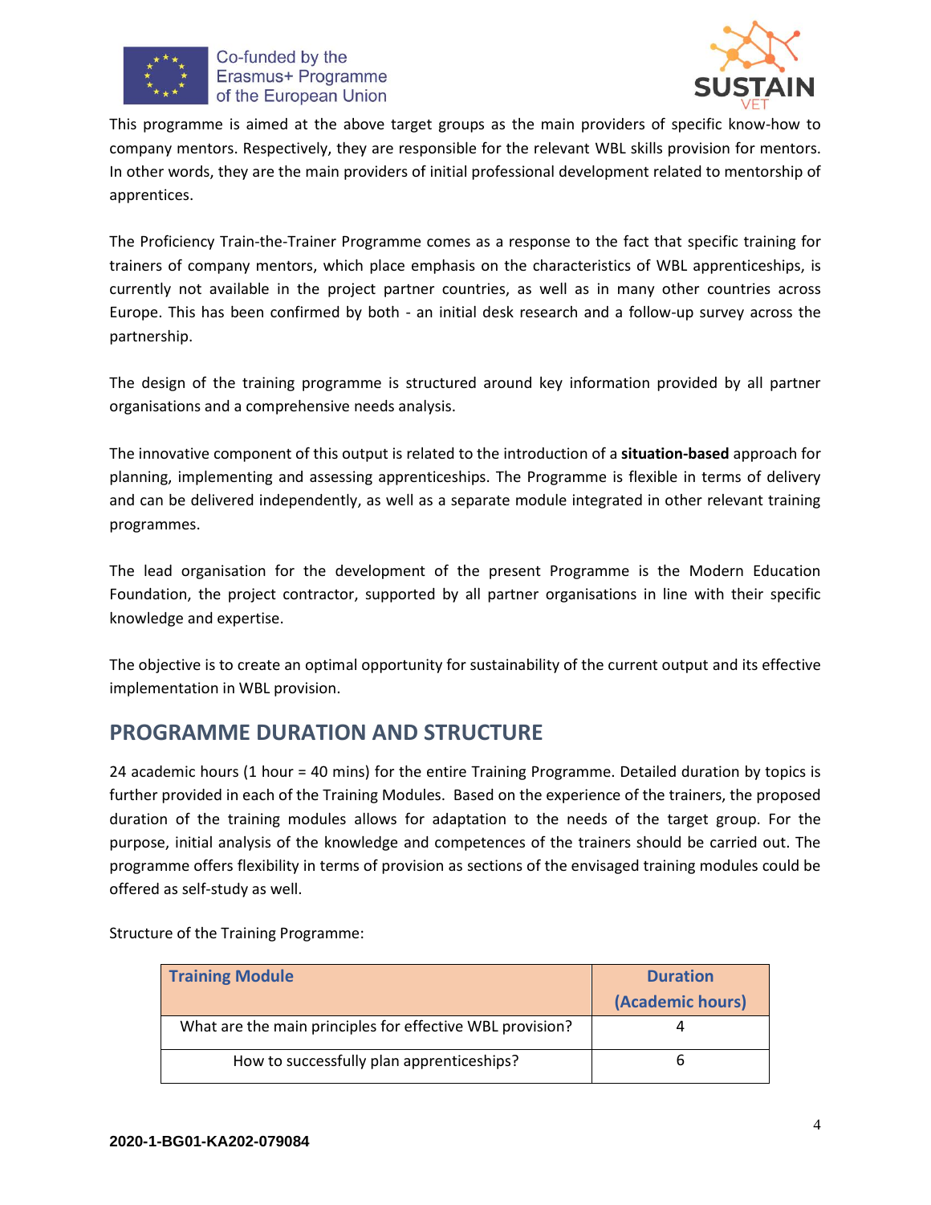This programme is aimed at the above target groups as the main providers of specific know-how to company mentors. Respectively, they are responsible for the relevant WBL skills provision for mentors. In other words, they are the main providers of initial professional development related to mentorship of apprentices.

The Proficiency Train-the-Trainer Programme comes as a response to the fact that specific training for trainers of company mentors, which place emphasis on the characteristics of WBL apprenticeships, is currently not available in the project partner countries, as well as in many other countries across Europe. This has been confirmed by both - an initial desk research and a follow-up survey across the partnership.

The design of the training programme is structured around key information provided by all partner organisations and a comprehensive needs analysis.

The innovative component of this output is related to the introduction of a **situation-based** approach for planning, implementing and assessing apprenticeships. The Programme is flexible in terms of delivery and can be delivered independently, as well as a separate module integrated in other relevant training programmes.

The lead organisation for the development of the present Programme is the Modern Education Foundation, the project contractor, supported by all partner organisations in line with their specific knowledge and expertise.

The objective is to create an optimal opportunity for sustainability of the current output and its effective implementation in WBL provision.

## PROGRAMME DURATION AND STRUCTURE

24 academic hours (1 hour = 40 mins) for the entire Training Programme. Detailed duration by topics is further provided in each of the Training Modules. Based on the experience of the trainers, the proposed duration of the training modules allows for adaptation to the needs of the target group. For the purpose, initial analysis of the knowledge and competences of the trainers should be carried out. The programme offers flexibility in terms of provision as sections of the envisaged training modules could be offered as self-study as well.

Structure of the Training Programme:

| Training Module | Duration (Academic hours) |
|---|---|
| What are the main principles for effective WBL provision? | 4 |
| How to successfully plan apprenticeships? | 6 |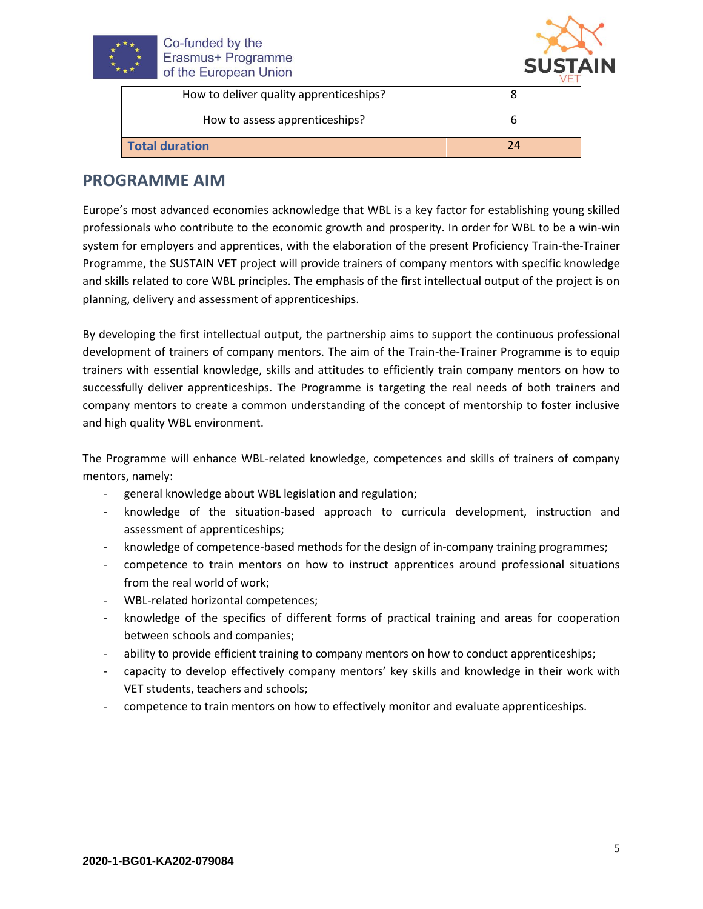| How to deliver quality apprenticeships? | 8 |
|---|---|
| How to assess apprenticeships? | 6 |
| **Total duration** | 24 |

## PROGRAMME AIM

Europe's most advanced economies acknowledge that WBL is a key factor for establishing young skilled professionals who contribute to the economic growth and prosperity. In order for WBL to be a win-win system for employers and apprentices, with the elaboration of the present Proficiency Train-the-Trainer Programme, the SUSTAIN VET project will provide trainers of company mentors with specific knowledge and skills related to core WBL principles. The emphasis of the first intellectual output of the project is on planning, delivery and assessment of apprenticeships.

By developing the first intellectual output, the partnership aims to support the continuous professional development of trainers of company mentors. The aim of the Train-the-Trainer Programme is to equip trainers with essential knowledge, skills and attitudes to efficiently train company mentors on how to successfully deliver apprenticeships. The Programme is targeting the real needs of both trainers and company mentors to create a common understanding of the concept of mentorship to foster inclusive and high quality WBL environment.

The Programme will enhance WBL-related knowledge, competences and skills of trainers of company mentors, namely:

- general knowledge about WBL legislation and regulation;
- knowledge of the situation-based approach to curricula development, instruction and assessment of apprenticeships;
- knowledge of competence-based methods for the design of in-company training programmes;
- competence to train mentors on how to instruct apprentices around professional situations from the real world of work;
- WBL-related horizontal competences;
- knowledge of the specifics of different forms of practical training and areas for cooperation between schools and companies;
- ability to provide efficient training to company mentors on how to conduct apprenticeships;
- capacity to develop effectively company mentors' key skills and knowledge in their work with VET students, teachers and schools;
- competence to train mentors on how to effectively monitor and evaluate apprenticeships.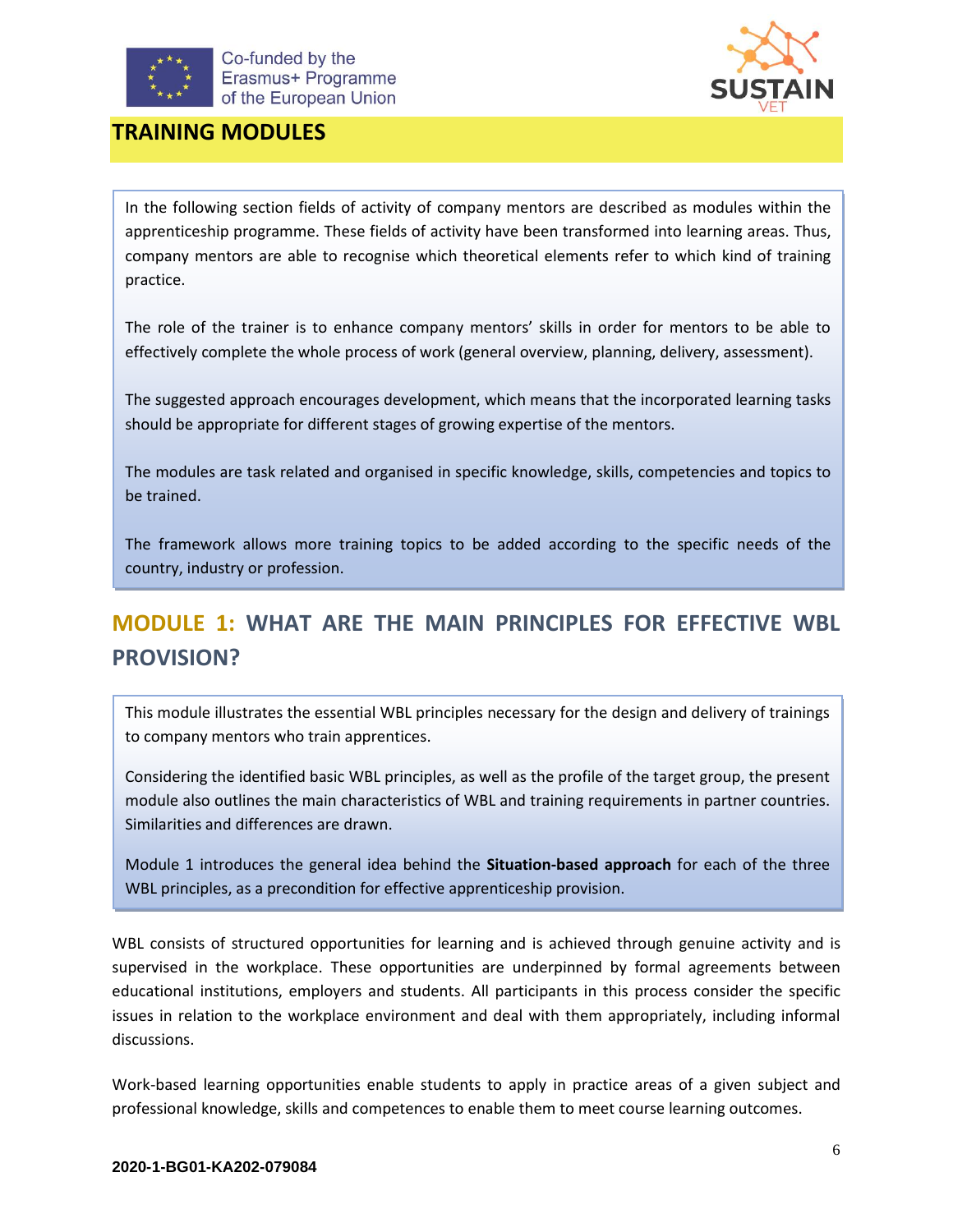# TRAINING MODULES

In the following section fields of activity of company mentors are described as modules within the apprenticeship programme. These fields of activity have been transformed into learning areas. Thus, company mentors are able to recognise which theoretical elements refer to which kind of training practice.

The role of the trainer is to enhance company mentors' skills in order for mentors to be able to effectively complete the whole process of work (general overview, planning, delivery, assessment).

The suggested approach encourages development, which means that the incorporated learning tasks should be appropriate for different stages of growing expertise of the mentors.

The modules are task related and organised in specific knowledge, skills, competencies and topics to be trained.

The framework allows more training topics to be added according to the specific needs of the country, industry or profession.

## MODULE 1: WHAT ARE THE MAIN PRINCIPLES FOR EFFECTIVE WBL PROVISION?

This module illustrates the essential WBL principles necessary for the design and delivery of trainings to company mentors who train apprentices.

Considering the identified basic WBL principles, as well as the profile of the target group, the present module also outlines the main characteristics of WBL and training requirements in partner countries. Similarities and differences are drawn.

Module 1 introduces the general idea behind the **Situation-based approach** for each of the three WBL principles, as a precondition for effective apprenticeship provision.

WBL consists of structured opportunities for learning and is achieved through genuine activity and is supervised in the workplace. These opportunities are underpinned by formal agreements between educational institutions, employers and students. All participants in this process consider the specific issues in relation to the workplace environment and deal with them appropriately, including informal discussions.

Work-based learning opportunities enable students to apply in practice areas of a given subject and professional knowledge, skills and competences to enable them to meet course learning outcomes.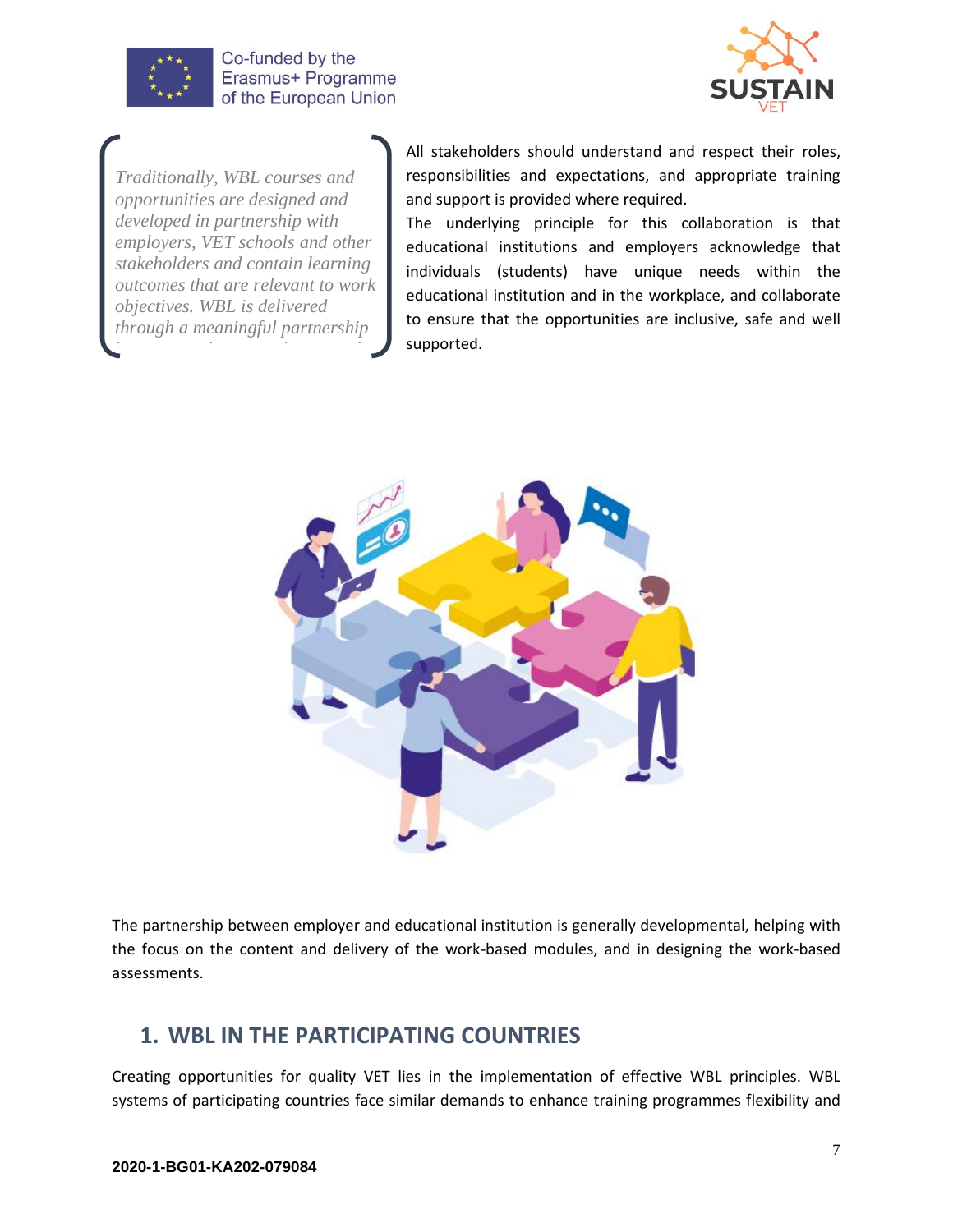*Traditionally, WBL courses and opportunities are designed and developed in partnership with employers, VET schools and other stakeholders and contain learning outcomes that are relevant to work objectives. WBL is delivered through a meaningful partnership*

All stakeholders should understand and respect their roles, responsibilities and expectations, and appropriate training and support is provided where required.

The underlying principle for this collaboration is that educational institutions and employers acknowledge that individuals (students) have unique needs within the educational institution and in the workplace, and collaborate to ensure that the opportunities are inclusive, safe and well supported.

The partnership between employer and educational institution is generally developmental, helping with the focus on the content and delivery of the work-based modules, and in designing the work-based assessments.

## 1. WBL IN THE PARTICIPATING COUNTRIES

Creating opportunities for quality VET lies in the implementation of effective WBL principles. WBL systems of participating countries face similar demands to enhance training programmes flexibility and

2020-1-BG01-KA202-079084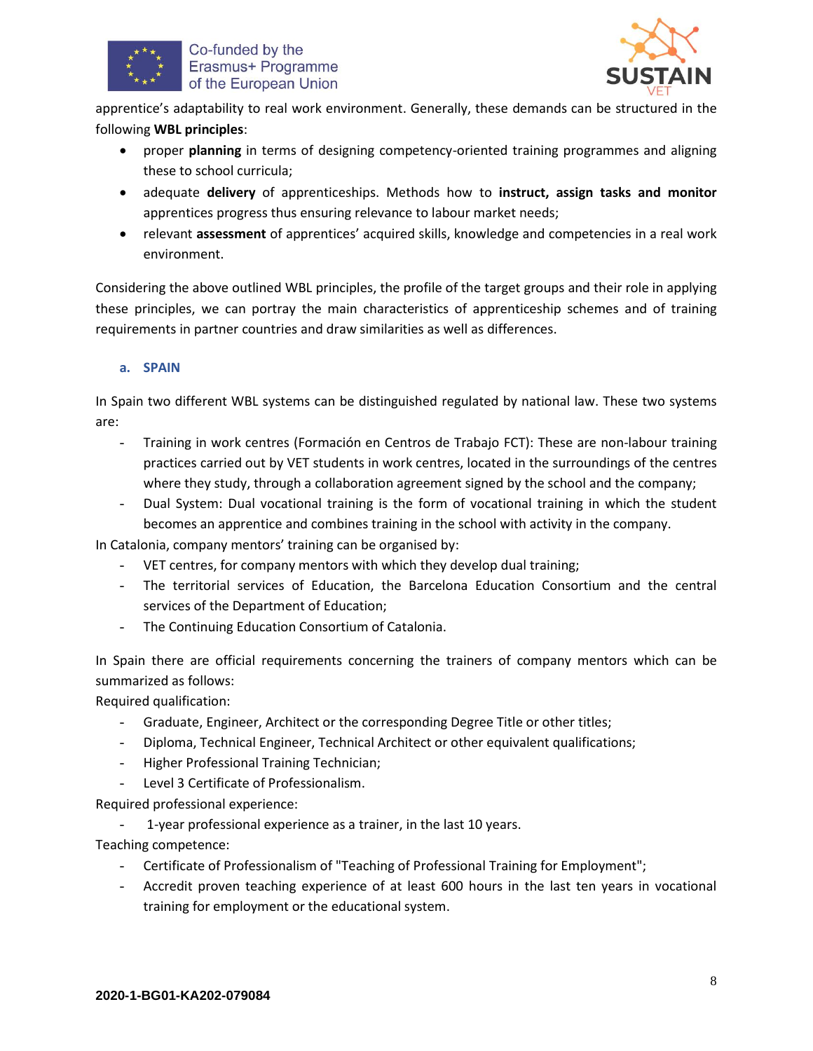apprentice's adaptability to real work environment. Generally, these demands can be structured in the following **WBL principles**:

- proper **planning** in terms of designing competency-oriented training programmes and aligning these to school curricula;
- adequate **delivery** of apprenticeships. Methods how to **instruct, assign tasks and monitor** apprentices progress thus ensuring relevance to labour market needs;
- relevant **assessment** of apprentices' acquired skills, knowledge and competencies in a real work environment.

Considering the above outlined WBL principles, the profile of the target groups and their role in applying these principles, we can portray the main characteristics of apprenticeship schemes and of training requirements in partner countries and draw similarities as well as differences.

### a. SPAIN

In Spain two different WBL systems can be distinguished regulated by national law. These two systems are:

- Training in work centres (Formación en Centros de Trabajo FCT): These are non-labour training practices carried out by VET students in work centres, located in the surroundings of the centres where they study, through a collaboration agreement signed by the school and the company;
- Dual System: Dual vocational training is the form of vocational training in which the student becomes an apprentice and combines training in the school with activity in the company.

In Catalonia, company mentors' training can be organised by:

- VET centres, for company mentors with which they develop dual training;
- The territorial services of Education, the Barcelona Education Consortium and the central services of the Department of Education;
- The Continuing Education Consortium of Catalonia.

In Spain there are official requirements concerning the trainers of company mentors which can be summarized as follows:

Required qualification:

- Graduate, Engineer, Architect or the corresponding Degree Title or other titles;
- Diploma, Technical Engineer, Technical Architect or other equivalent qualifications;
- Higher Professional Training Technician;
- Level 3 Certificate of Professionalism.

Required professional experience:

- 1-year professional experience as a trainer, in the last 10 years.

Teaching competence:

- Certificate of Professionalism of "Teaching of Professional Training for Employment";
- Accredit proven teaching experience of at least 600 hours in the last ten years in vocational training for employment or the educational system.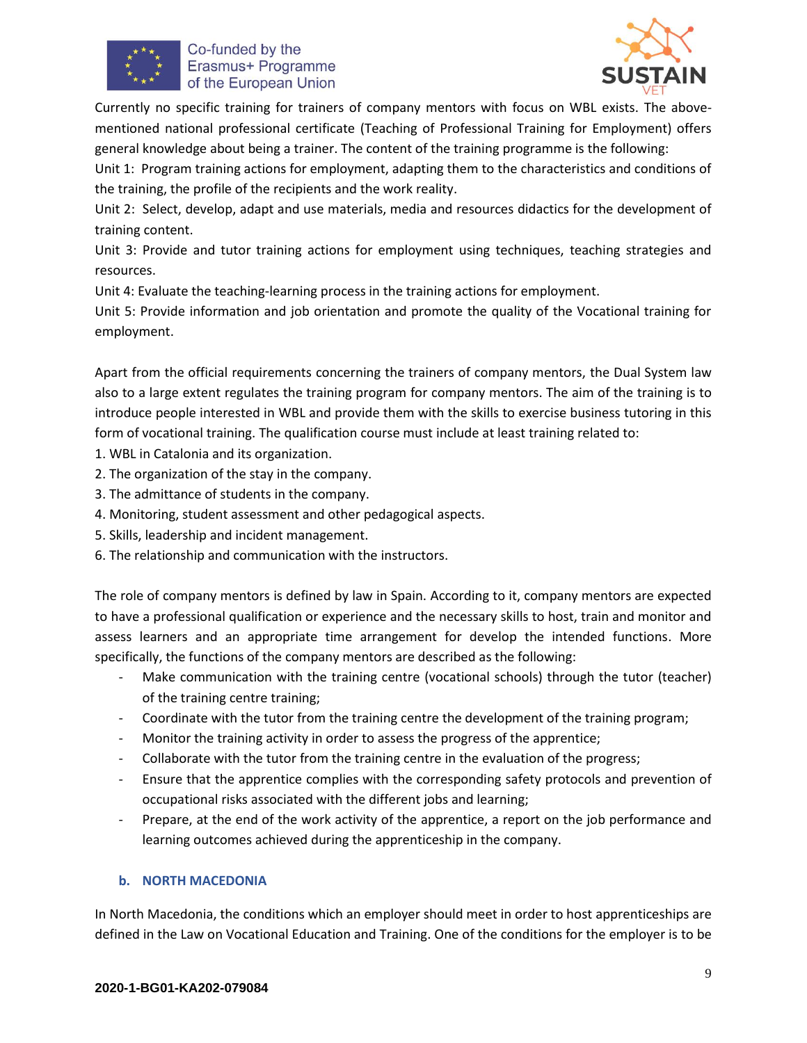Currently no specific training for trainers of company mentors with focus on WBL exists. The above-mentioned national professional certificate (Teaching of Professional Training for Employment) offers general knowledge about being a trainer. The content of the training programme is the following:

Unit 1: Program training actions for employment, adapting them to the characteristics and conditions of the training, the profile of the recipients and the work reality.

Unit 2: Select, develop, adapt and use materials, media and resources didactics for the development of training content.

Unit 3: Provide and tutor training actions for employment using techniques, teaching strategies and resources.

Unit 4: Evaluate the teaching-learning process in the training actions for employment.

Unit 5: Provide information and job orientation and promote the quality of the Vocational training for employment.

Apart from the official requirements concerning the trainers of company mentors, the Dual System law also to a large extent regulates the training program for company mentors. The aim of the training is to introduce people interested in WBL and provide them with the skills to exercise business tutoring in this form of vocational training. The qualification course must include at least training related to:

1. WBL in Catalonia and its organization.
2. The organization of the stay in the company.
3. The admittance of students in the company.
4. Monitoring, student assessment and other pedagogical aspects.
5. Skills, leadership and incident management.
6. The relationship and communication with the instructors.

The role of company mentors is defined by law in Spain. According to it, company mentors are expected to have a professional qualification or experience and the necessary skills to host, train and monitor and assess learners and an appropriate time arrangement for develop the intended functions. More specifically, the functions of the company mentors are described as the following:

- Make communication with the training centre (vocational schools) through the tutor (teacher) of the training centre training;
- Coordinate with the tutor from the training centre the development of the training program;
- Monitor the training activity in order to assess the progress of the apprentice;
- Collaborate with the tutor from the training centre in the evaluation of the progress;
- Ensure that the apprentice complies with the corresponding safety protocols and prevention of occupational risks associated with the different jobs and learning;
- Prepare, at the end of the work activity of the apprentice, a report on the job performance and learning outcomes achieved during the apprenticeship in the company.

### b. NORTH MACEDONIA

In North Macedonia, the conditions which an employer should meet in order to host apprenticeships are defined in the Law on Vocational Education and Training. One of the conditions for the employer is to be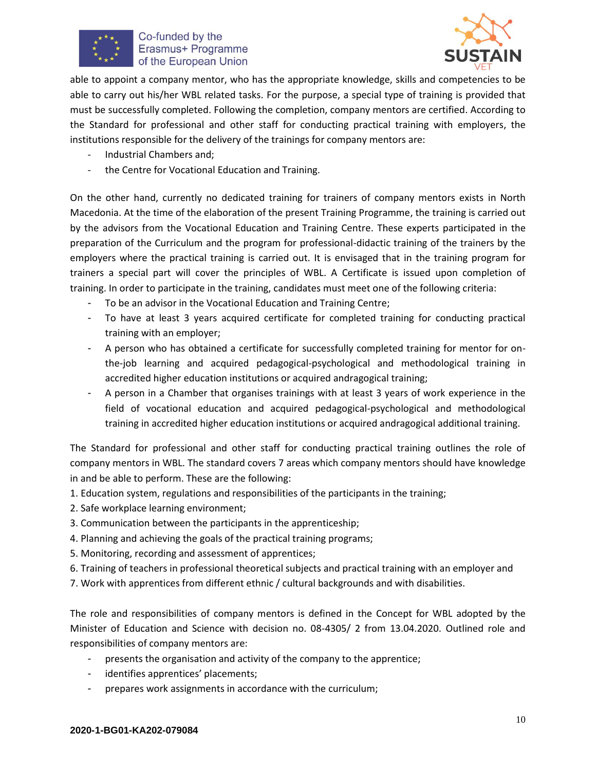able to appoint a company mentor, who has the appropriate knowledge, skills and competencies to be able to carry out his/her WBL related tasks. For the purpose, a special type of training is provided that must be successfully completed. Following the completion, company mentors are certified. According to the Standard for professional and other staff for conducting practical training with employers, the institutions responsible for the delivery of the trainings for company mentors are:

- Industrial Chambers and;
- the Centre for Vocational Education and Training.

On the other hand, currently no dedicated training for trainers of company mentors exists in North Macedonia. At the time of the elaboration of the present Training Programme, the training is carried out by the advisors from the Vocational Education and Training Centre. These experts participated in the preparation of the Curriculum and the program for professional-didactic training of the trainers by the employers where the practical training is carried out. It is envisaged that in the training program for trainers a special part will cover the principles of WBL. A Certificate is issued upon completion of training. In order to participate in the training, candidates must meet one of the following criteria:

- To be an advisor in the Vocational Education and Training Centre;
- To have at least 3 years acquired certificate for completed training for conducting practical training with an employer;
- A person who has obtained a certificate for successfully completed training for mentor for on-the-job learning and acquired pedagogical-psychological and methodological training in accredited higher education institutions or acquired andragogical training;
- A person in a Chamber that organises trainings with at least 3 years of work experience in the field of vocational education and acquired pedagogical-psychological and methodological training in accredited higher education institutions or acquired andragogical additional training.

The Standard for professional and other staff for conducting practical training outlines the role of company mentors in WBL. The standard covers 7 areas which company mentors should have knowledge in and be able to perform. These are the following:

1. Education system, regulations and responsibilities of the participants in the training;
2. Safe workplace learning environment;
3. Communication between the participants in the apprenticeship;
4. Planning and achieving the goals of the practical training programs;
5. Monitoring, recording and assessment of apprentices;
6. Training of teachers in professional theoretical subjects and practical training with an employer and
7. Work with apprentices from different ethnic / cultural backgrounds and with disabilities.

The role and responsibilities of company mentors is defined in the Concept for WBL adopted by the Minister of Education and Science with decision no. 08-4305/ 2 from 13.04.2020. Outlined role and responsibilities of company mentors are:

- presents the organisation and activity of the company to the apprentice;
- identifies apprentices' placements;
- prepares work assignments in accordance with the curriculum;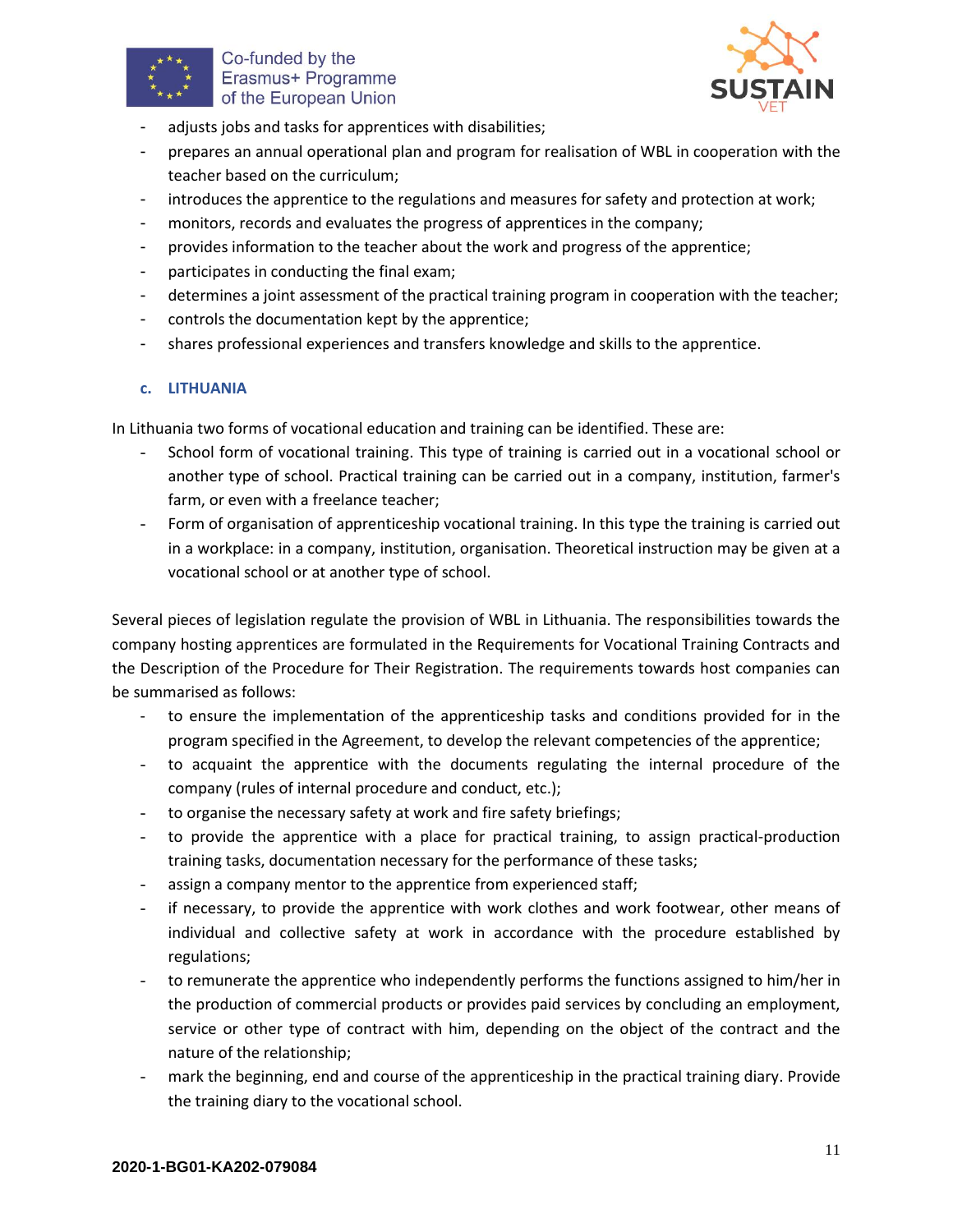- adjusts jobs and tasks for apprentices with disabilities;
- prepares an annual operational plan and program for realisation of WBL in cooperation with the teacher based on the curriculum;
- introduces the apprentice to the regulations and measures for safety and protection at work;
- monitors, records and evaluates the progress of apprentices in the company;
- provides information to the teacher about the work and progress of the apprentice;
- participates in conducting the final exam;
- determines a joint assessment of the practical training program in cooperation with the teacher;
- controls the documentation kept by the apprentice;
- shares professional experiences and transfers knowledge and skills to the apprentice.

### c. LITHUANIA

In Lithuania two forms of vocational education and training can be identified. These are:

- School form of vocational training. This type of training is carried out in a vocational school or another type of school. Practical training can be carried out in a company, institution, farmer's farm, or even with a freelance teacher;
- Form of organisation of apprenticeship vocational training. In this type the training is carried out in a workplace: in a company, institution, organisation. Theoretical instruction may be given at a vocational school or at another type of school.

Several pieces of legislation regulate the provision of WBL in Lithuania. The responsibilities towards the company hosting apprentices are formulated in the Requirements for Vocational Training Contracts and the Description of the Procedure for Their Registration. The requirements towards host companies can be summarised as follows:

- to ensure the implementation of the apprenticeship tasks and conditions provided for in the program specified in the Agreement, to develop the relevant competencies of the apprentice;
- to acquaint the apprentice with the documents regulating the internal procedure of the company (rules of internal procedure and conduct, etc.);
- to organise the necessary safety at work and fire safety briefings;
- to provide the apprentice with a place for practical training, to assign practical-production training tasks, documentation necessary for the performance of these tasks;
- assign a company mentor to the apprentice from experienced staff;
- if necessary, to provide the apprentice with work clothes and work footwear, other means of individual and collective safety at work in accordance with the procedure established by regulations;
- to remunerate the apprentice who independently performs the functions assigned to him/her in the production of commercial products or provides paid services by concluding an employment, service or other type of contract with him, depending on the object of the contract and the nature of the relationship;
- mark the beginning, end and course of the apprenticeship in the practical training diary. Provide the training diary to the vocational school.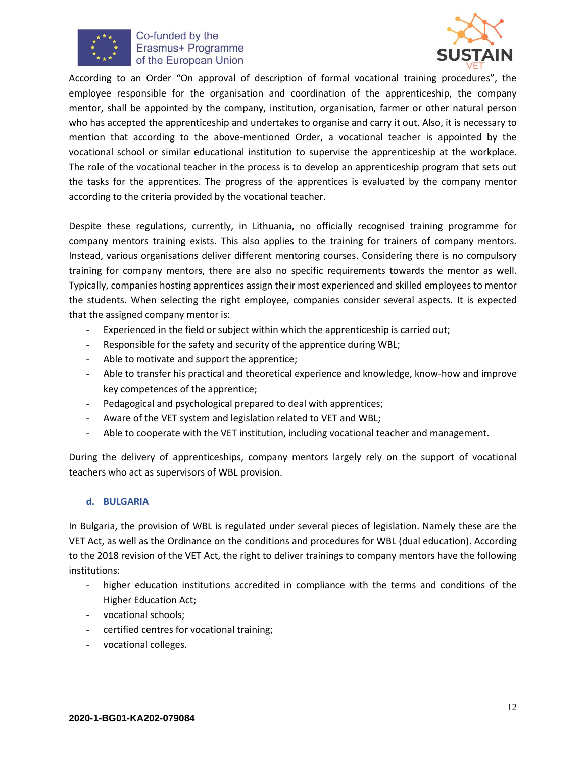According to an Order "On approval of description of formal vocational training procedures", the employee responsible for the organisation and coordination of the apprenticeship, the company mentor, shall be appointed by the company, institution, organisation, farmer or other natural person who has accepted the apprenticeship and undertakes to organise and carry it out. Also, it is necessary to mention that according to the above-mentioned Order, a vocational teacher is appointed by the vocational school or similar educational institution to supervise the apprenticeship at the workplace. The role of the vocational teacher in the process is to develop an apprenticeship program that sets out the tasks for the apprentices. The progress of the apprentices is evaluated by the company mentor according to the criteria provided by the vocational teacher.

Despite these regulations, currently, in Lithuania, no officially recognised training programme for company mentors training exists. This also applies to the training for trainers of company mentors. Instead, various organisations deliver different mentoring courses. Considering there is no compulsory training for company mentors, there are also no specific requirements towards the mentor as well. Typically, companies hosting apprentices assign their most experienced and skilled employees to mentor the students. When selecting the right employee, companies consider several aspects. It is expected that the assigned company mentor is:

- Experienced in the field or subject within which the apprenticeship is carried out;
- Responsible for the safety and security of the apprentice during WBL;
- Able to motivate and support the apprentice;
- Able to transfer his practical and theoretical experience and knowledge, know-how and improve key competences of the apprentice;
- Pedagogical and psychological prepared to deal with apprentices;
- Aware of the VET system and legislation related to VET and WBL;
- Able to cooperate with the VET institution, including vocational teacher and management.

During the delivery of apprenticeships, company mentors largely rely on the support of vocational teachers who act as supervisors of WBL provision.

### d. BULGARIA

In Bulgaria, the provision of WBL is regulated under several pieces of legislation. Namely these are the VET Act, as well as the Ordinance on the conditions and procedures for WBL (dual education). According to the 2018 revision of the VET Act, the right to deliver trainings to company mentors have the following institutions:

- higher education institutions accredited in compliance with the terms and conditions of the Higher Education Act;
- vocational schools;
- certified centres for vocational training;
- vocational colleges.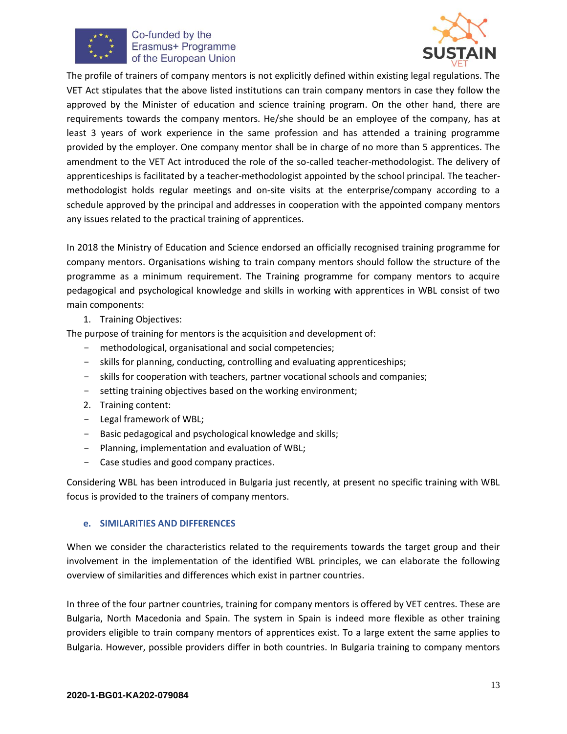The profile of trainers of company mentors is not explicitly defined within existing legal regulations. The VET Act stipulates that the above listed institutions can train company mentors in case they follow the approved by the Minister of education and science training program. On the other hand, there are requirements towards the company mentors. He/she should be an employee of the company, has at least 3 years of work experience in the same profession and has attended a training programme provided by the employer. One company mentor shall be in charge of no more than 5 apprentices. The amendment to the VET Act introduced the role of the so-called teacher-methodologist. The delivery of apprenticeships is facilitated by a teacher-methodologist appointed by the school principal. The teacher-methodologist holds regular meetings and on-site visits at the enterprise/company according to a schedule approved by the principal and addresses in cooperation with the appointed company mentors any issues related to the practical training of apprentices.

In 2018 the Ministry of Education and Science endorsed an officially recognised training programme for company mentors. Organisations wishing to train company mentors should follow the structure of the programme as a minimum requirement. The Training programme for company mentors to acquire pedagogical and psychological knowledge and skills in working with apprentices in WBL consist of two main components:

1. Training Objectives:

The purpose of training for mentors is the acquisition and development of:

- methodological, organisational and social competencies;
- skills for planning, conducting, controlling and evaluating apprenticeships;
- skills for cooperation with teachers, partner vocational schools and companies;
- setting training objectives based on the working environment;

2. Training content:

- Legal framework of WBL;
- Basic pedagogical and psychological knowledge and skills;
- Planning, implementation and evaluation of WBL;
- Case studies and good company practices.

Considering WBL has been introduced in Bulgaria just recently, at present no specific training with WBL focus is provided to the trainers of company mentors.

### e. SIMILARITIES AND DIFFERENCES

When we consider the characteristics related to the requirements towards the target group and their involvement in the implementation of the identified WBL principles, we can elaborate the following overview of similarities and differences which exist in partner countries.

In three of the four partner countries, training for company mentors is offered by VET centres. These are Bulgaria, North Macedonia and Spain. The system in Spain is indeed more flexible as other training providers eligible to train company mentors of apprentices exist. To a large extent the same applies to Bulgaria. However, possible providers differ in both countries. In Bulgaria training to company mentors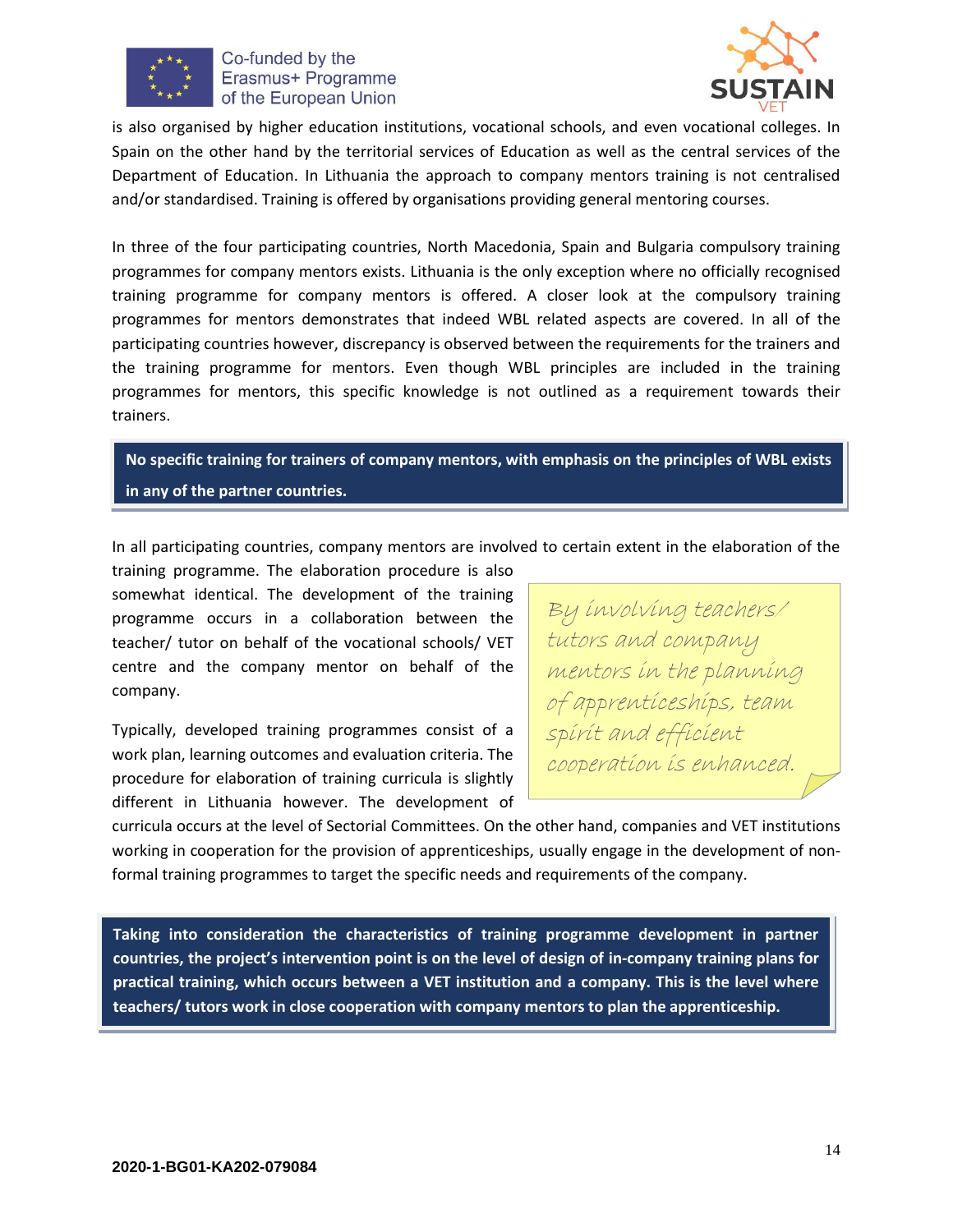is also organised by higher education institutions, vocational schools, and even vocational colleges. In Spain on the other hand by the territorial services of Education as well as the central services of the Department of Education. In Lithuania the approach to company mentors training is not centralised and/or standardised. Training is offered by organisations providing general mentoring courses.

In three of the four participating countries, North Macedonia, Spain and Bulgaria compulsory training programmes for company mentors exists. Lithuania is the only exception where no officially recognised training programme for company mentors is offered. A closer look at the compulsory training programmes for mentors demonstrates that indeed WBL related aspects are covered. In all of the participating countries however, discrepancy is observed between the requirements for the trainers and the training programme for mentors. Even though WBL principles are included in the training programmes for mentors, this specific knowledge is not outlined as a requirement towards their trainers.

**No specific training for trainers of company mentors, with emphasis on the principles of WBL exists in any of the partner countries.**

In all participating countries, company mentors are involved to certain extent in the elaboration of the training programme. The elaboration procedure is also somewhat identical. The development of the training programme occurs in a collaboration between the teacher/ tutor on behalf of the vocational schools/ VET centre and the company mentor on behalf of the company.

> *By involving teachers/ tutors and company mentors in the planning of apprenticeships, team spirit and efficient cooperation is enhanced.*

Typically, developed training programmes consist of a work plan, learning outcomes and evaluation criteria. The procedure for elaboration of training curricula is slightly different in Lithuania however. The development of curricula occurs at the level of Sectorial Committees. On the other hand, companies and VET institutions working in cooperation for the provision of apprenticeships, usually engage in the development of non-formal training programmes to target the specific needs and requirements of the company.

**Taking into consideration the characteristics of training programme development in partner countries, the project's intervention point is on the level of design of in-company training plans for practical training, which occurs between a VET institution and a company. This is the level where teachers/ tutors work in close cooperation with company mentors to plan the apprenticeship.**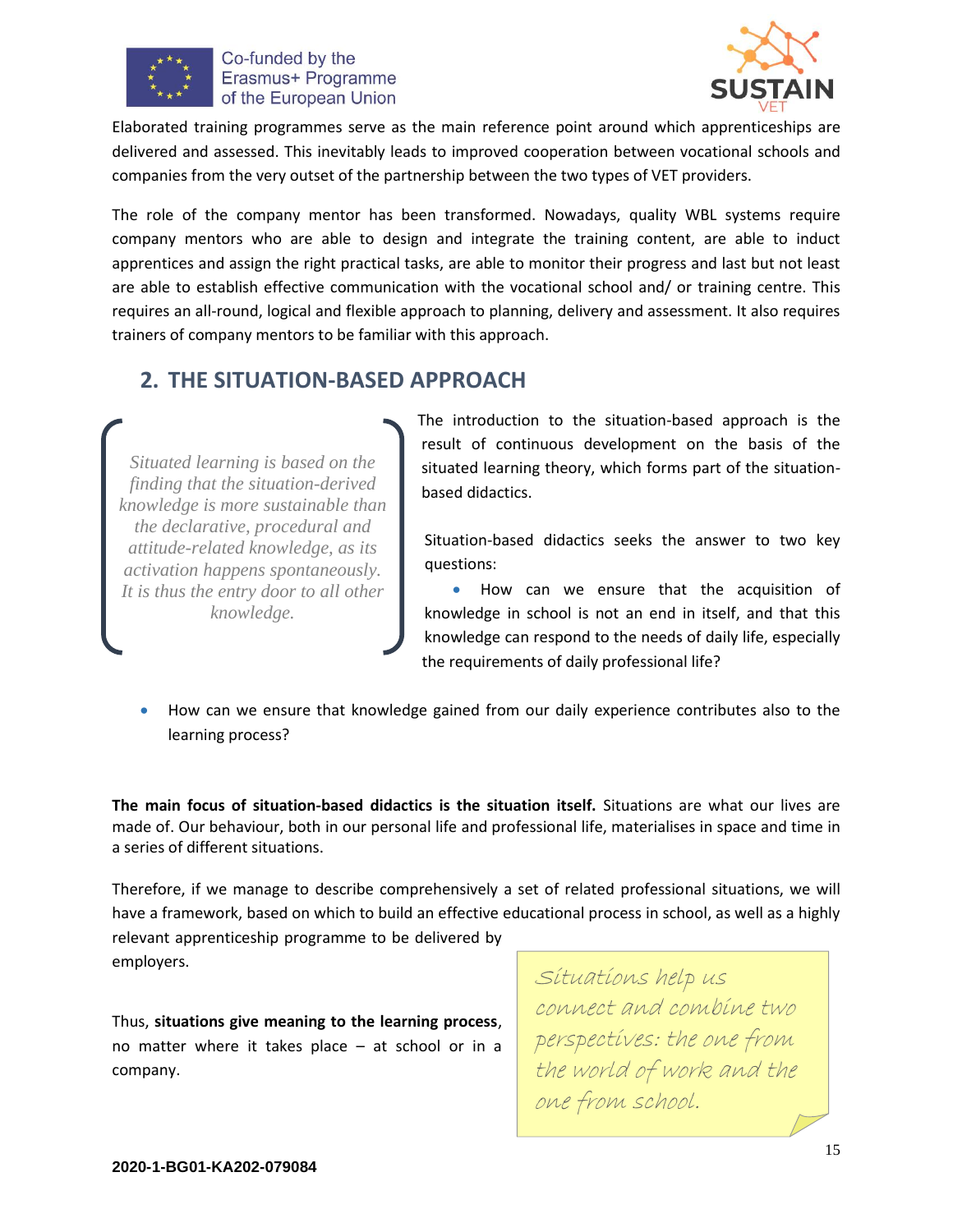Elaborated training programmes serve as the main reference point around which apprenticeships are delivered and assessed. This inevitably leads to improved cooperation between vocational schools and companies from the very outset of the partnership between the two types of VET providers.

The role of the company mentor has been transformed. Nowadays, quality WBL systems require company mentors who are able to design and integrate the training content, are able to induct apprentices and assign the right practical tasks, are able to monitor their progress and last but not least are able to establish effective communication with the vocational school and/ or training centre. This requires an all-round, logical and flexible approach to planning, delivery and assessment. It also requires trainers of company mentors to be familiar with this approach.

## 2. THE SITUATION-BASED APPROACH

> *Situated learning is based on the finding that the situation-derived knowledge is more sustainable than the declarative, procedural and attitude-related knowledge, as its activation happens spontaneously. It is thus the entry door to all other knowledge.*

The introduction to the situation-based approach is the result of continuous development on the basis of the situated learning theory, which forms part of the situation-based didactics.

Situation-based didactics seeks the answer to two key questions:

- How can we ensure that the acquisition of knowledge in school is not an end in itself, and that this knowledge can respond to the needs of daily life, especially the requirements of daily professional life?
- How can we ensure that knowledge gained from our daily experience contributes also to the learning process?

**The main focus of situation-based didactics is the situation itself.** Situations are what our lives are made of. Our behaviour, both in our personal life and professional life, materialises in space and time in a series of different situations.

Therefore, if we manage to describe comprehensively a set of related professional situations, we will have a framework, based on which to build an effective educational process in school, as well as a highly relevant apprenticeship programme to be delivered by employers.

Thus, **situations give meaning to the learning process**, no matter where it takes place – at school or in a company.

> *Situations help us connect and combine two perspectives: the one from the world of work and the one from school.*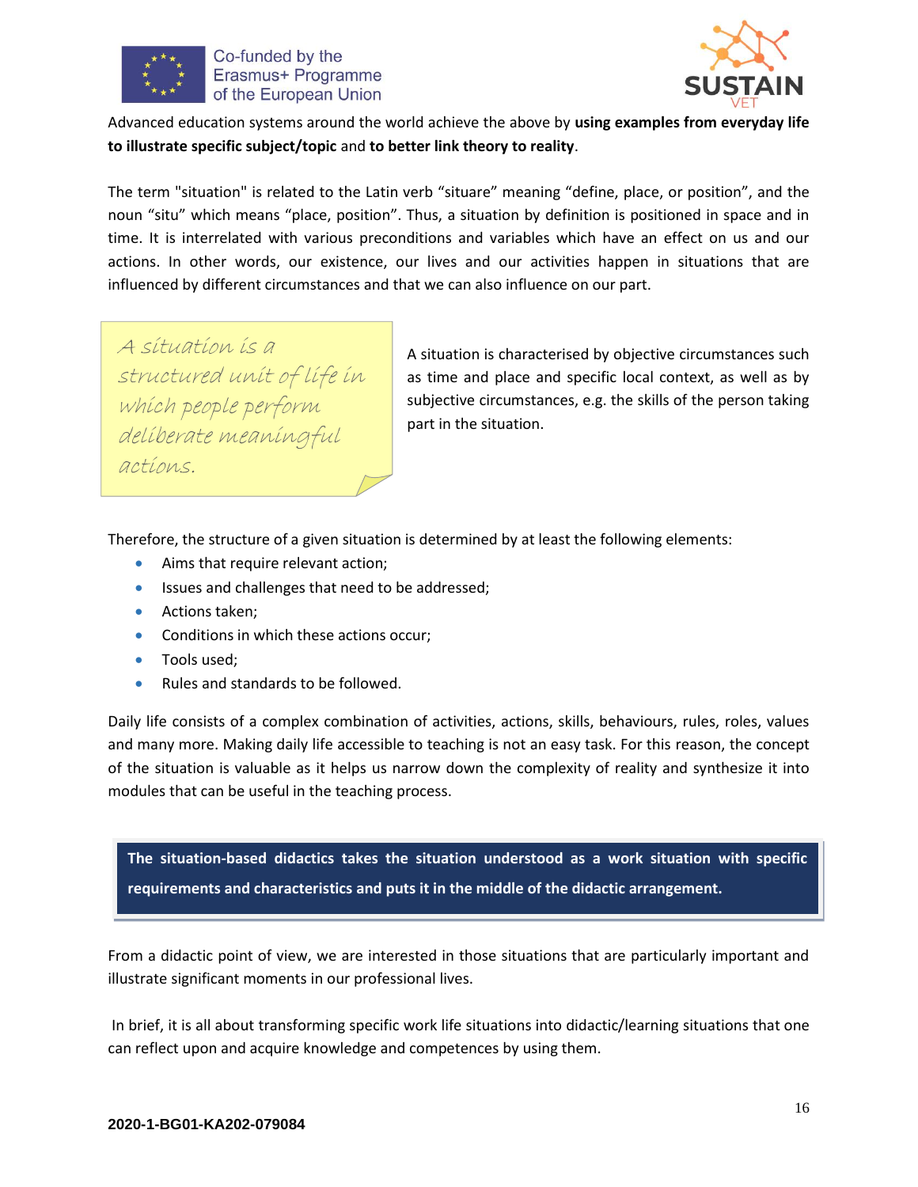Advanced education systems around the world achieve the above by **using examples from everyday life to illustrate specific subject/topic** and **to better link theory to reality**.

The term "situation" is related to the Latin verb “situare” meaning “define, place, or position”, and the noun “situ” which means “place, position”. Thus, a situation by definition is positioned in space and in time. It is interrelated with various preconditions and variables which have an effect on us and our actions. In other words, our existence, our lives and our activities happen in situations that are influenced by different circumstances and that we can also influence on our part.

> *A situation is a structured unit of life in which people perform deliberate meaningful actions.*

A situation is characterised by objective circumstances such as time and place and specific local context, as well as by subjective circumstances, e.g. the skills of the person taking part in the situation.

Therefore, the structure of a given situation is determined by at least the following elements:

- Aims that require relevant action;
- Issues and challenges that need to be addressed;
- Actions taken;
- Conditions in which these actions occur;
- Tools used;
- Rules and standards to be followed.

Daily life consists of a complex combination of activities, actions, skills, behaviours, rules, roles, values and many more. Making daily life accessible to teaching is not an easy task. For this reason, the concept of the situation is valuable as it helps us narrow down the complexity of reality and synthesize it into modules that can be useful in the teaching process.

> **The situation-based didactics takes the situation understood as a work situation with specific requirements and characteristics and puts it in the middle of the didactic arrangement.**

From a didactic point of view, we are interested in those situations that are particularly important and illustrate significant moments in our professional lives.

In brief, it is all about transforming specific work life situations into didactic/learning situations that one can reflect upon and acquire knowledge and competences by using them.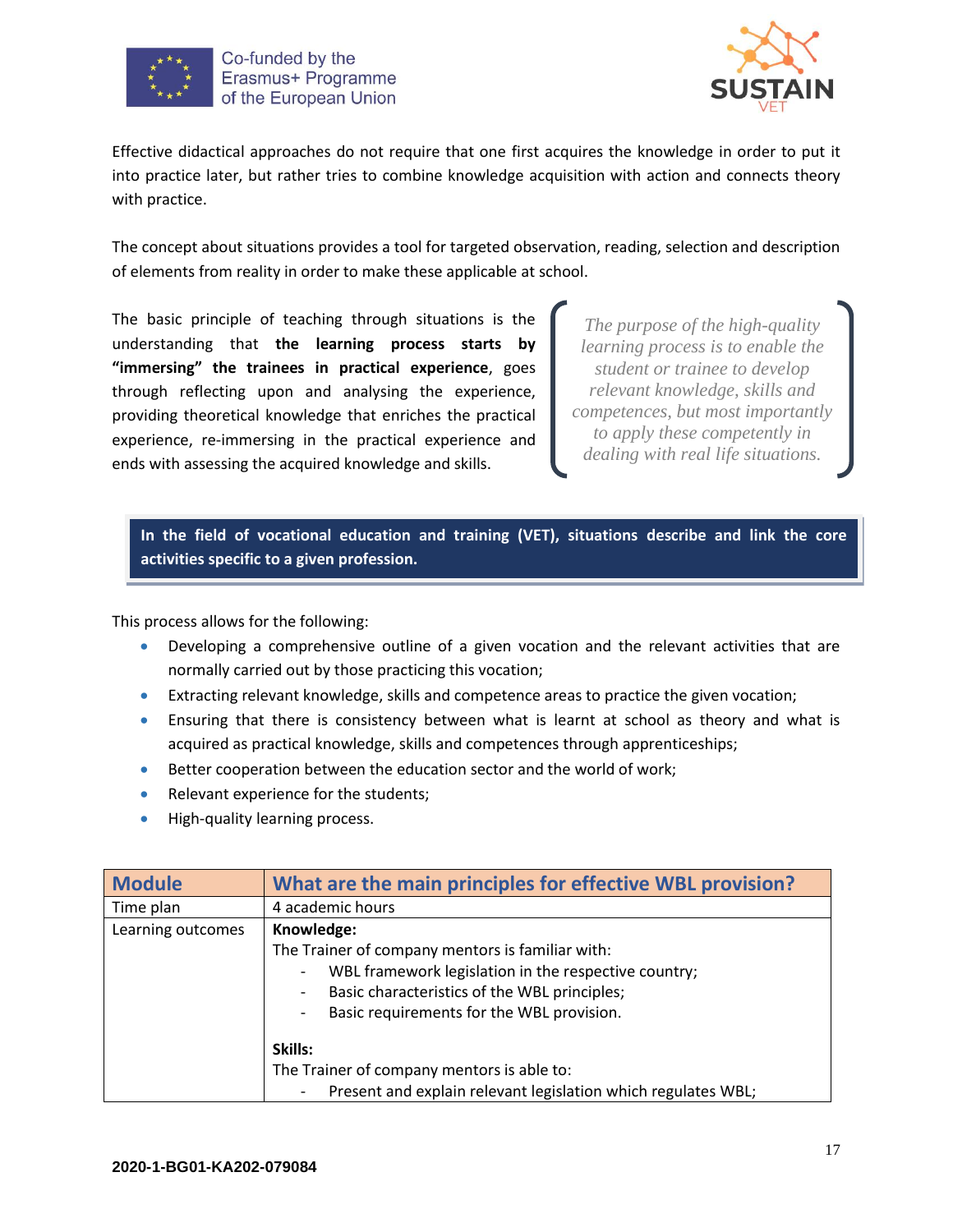Effective didactical approaches do not require that one first acquires the knowledge in order to put it into practice later, but rather tries to combine knowledge acquisition with action and connects theory with practice.

The concept about situations provides a tool for targeted observation, reading, selection and description of elements from reality in order to make these applicable at school.

The basic principle of teaching through situations is the understanding that **the learning process starts by "immersing" the trainees in practical experience**, goes through reflecting upon and analysing the experience, providing theoretical knowledge that enriches the practical experience, re-immersing in the practical experience and ends with assessing the acquired knowledge and skills.

*The purpose of the high-quality learning process is to enable the student or trainee to develop relevant knowledge, skills and competences, but most importantly to apply these competently in dealing with real life situations.*

**In the field of vocational education and training (VET), situations describe and link the core activities specific to a given profession.**

This process allows for the following:

- Developing a comprehensive outline of a given vocation and the relevant activities that are normally carried out by those practicing this vocation;
- Extracting relevant knowledge, skills and competence areas to practice the given vocation;
- Ensuring that there is consistency between what is learnt at school as theory and what is acquired as practical knowledge, skills and competences through apprenticeships;
- Better cooperation between the education sector and the world of work;
- Relevant experience for the students;
- High-quality learning process.

| **Module** | **What are the main principles for effective WBL provision?** |
|---|---|
| Time plan | 4 academic hours |
| Learning outcomes | **Knowledge:**<br>The Trainer of company mentors is familiar with:<br>- WBL framework legislation in the respective country;<br>- Basic characteristics of the WBL principles;<br>- Basic requirements for the WBL provision.<br><br>**Skills:**<br>The Trainer of company mentors is able to:<br>- Present and explain relevant legislation which regulates WBL; |

2020-1-BG01-KA202-079084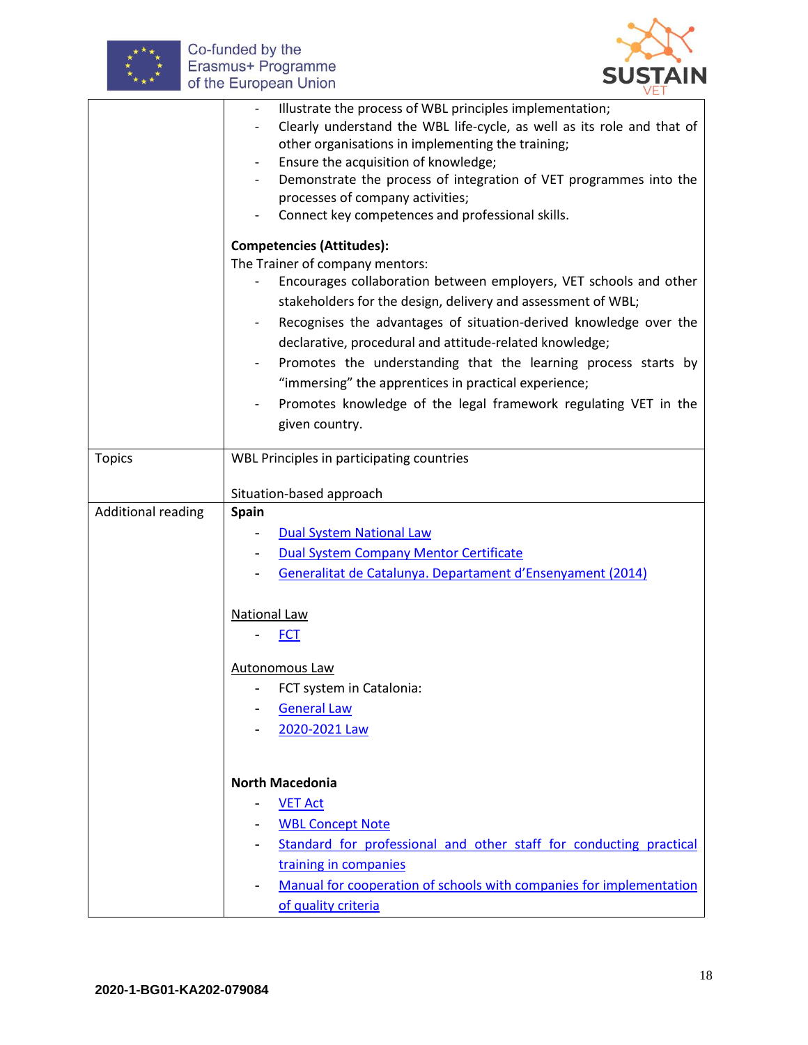| | |
|---|---|
| | - Illustrate the process of WBL principles implementation;<br>- Clearly understand the WBL life-cycle, as well as its role and that of other organisations in implementing the training;<br>- Ensure the acquisition of knowledge;<br>- Demonstrate the process of integration of VET programmes into the processes of company activities;<br>- Connect key competences and professional skills.<br><br>**Competencies (Attitudes):**<br>The Trainer of company mentors:<br>- Encourages collaboration between employers, VET schools and other stakeholders for the design, delivery and assessment of WBL;<br>- Recognises the advantages of situation-derived knowledge over the declarative, procedural and attitude-related knowledge;<br>- Promotes the understanding that the learning process starts by "immersing" the apprentices in practical experience;<br>- Promotes knowledge of the legal framework regulating VET in the given country. |
| Topics | WBL Principles in participating countries<br><br>Situation-based approach |
| Additional reading | **Spain**<br>- Dual System National Law<br>- Dual System Company Mentor Certificate<br>- Generalitat de Catalunya. Departament d'Ensenyament (2014)<br><br>National Law<br>- FCT<br><br>Autonomous Law<br>- FCT system in Catalonia:<br>- General Law<br>- 2020-2021 Law<br><br>**North Macedonia**<br>- VET Act<br>- WBL Concept Note<br>- Standard for professional and other staff for conducting practical training in companies<br>- Manual for cooperation of schools with companies for implementation of quality criteria |

2020-1-BG01-KA202-079084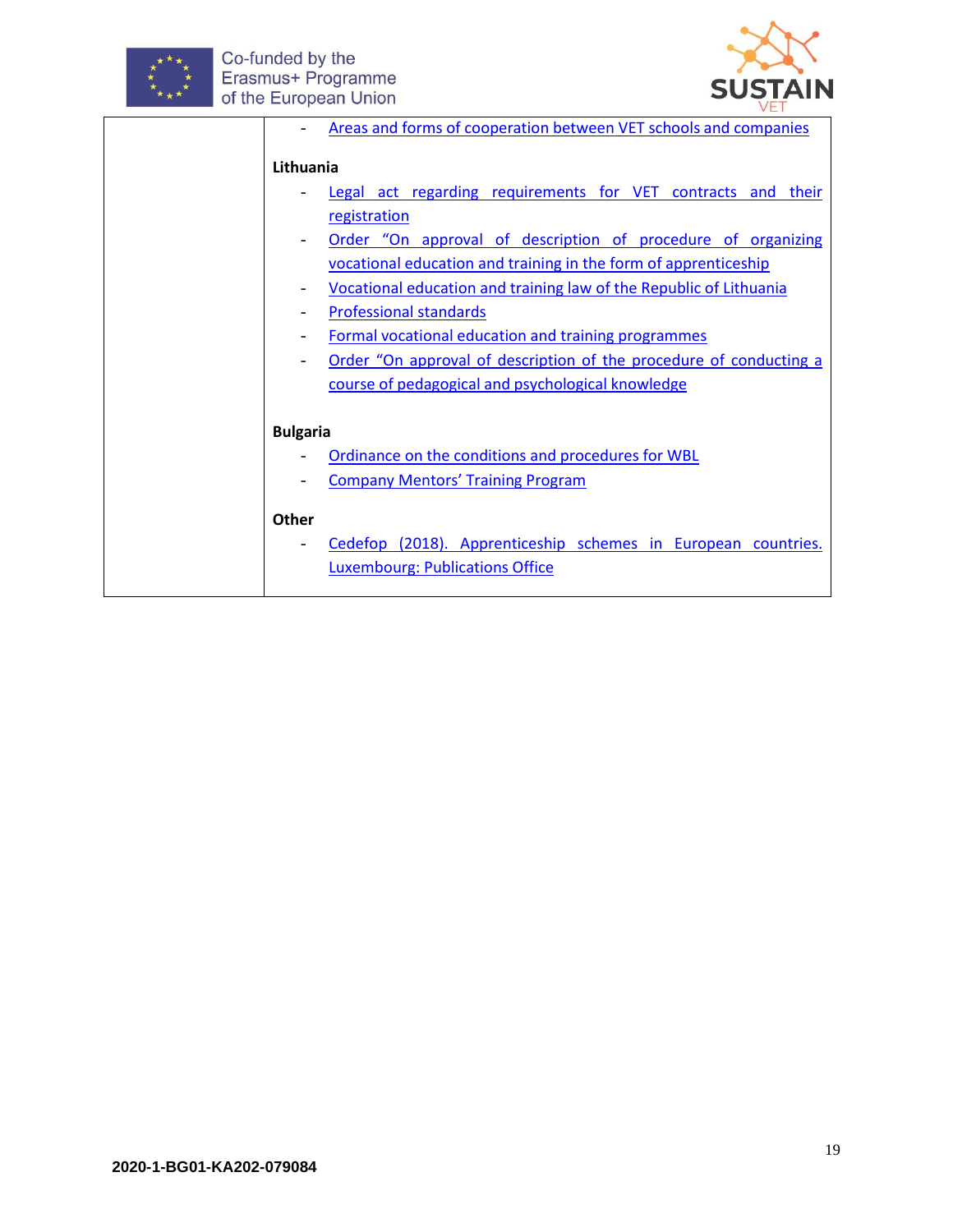| | - Areas and forms of cooperation between VET schools and companies<br><br>**Lithuania**<br>- Legal act regarding requirements for VET contracts and their registration<br>- Order "On approval of description of procedure of organizing vocational education and training in the form of apprenticeship<br>- Vocational education and training law of the Republic of Lithuania<br>- Professional standards<br>- Formal vocational education and training programmes<br>- Order "On approval of description of the procedure of conducting a course of pedagogical and psychological knowledge<br><br>**Bulgaria**<br>- Ordinance on the conditions and procedures for WBL<br>- Company Mentors' Training Program<br><br>**Other**<br>- Cedefop (2018). Apprenticeship schemes in European countries. Luxembourg: Publications Office |
|---|---|

2020-1-BG01-KA202-079084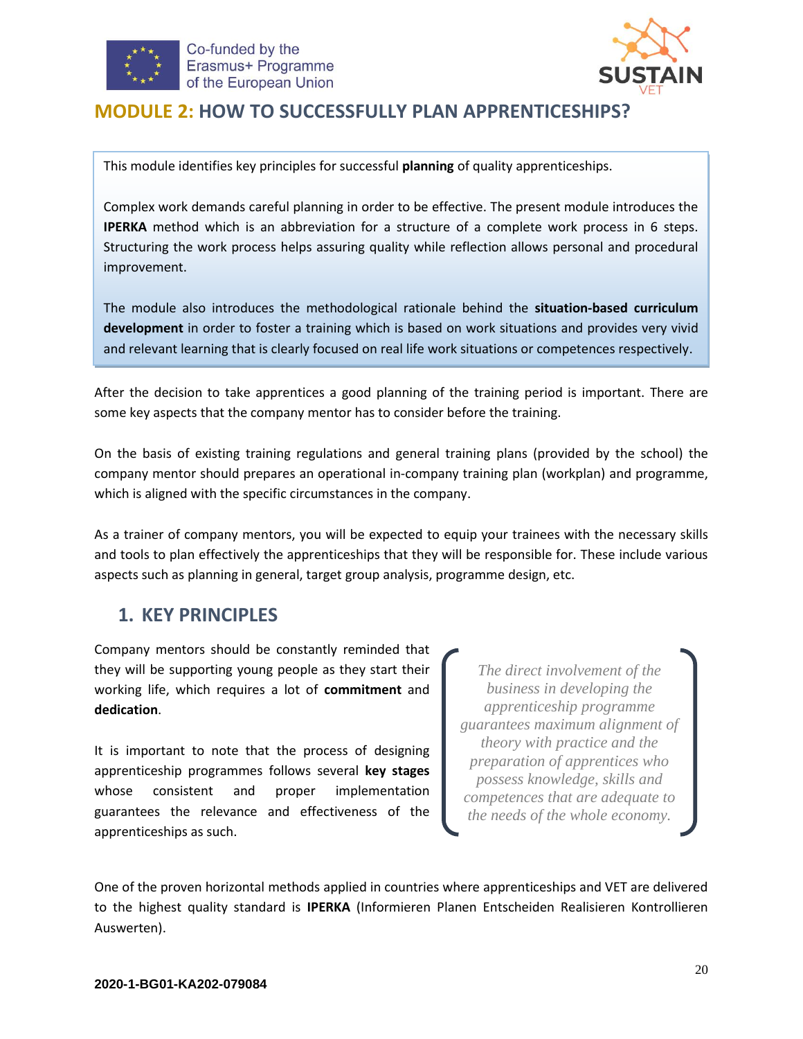# MODULE 2: HOW TO SUCCESSFULLY PLAN APPRENTICESHIPS?

This module identifies key principles for successful **planning** of quality apprenticeships.

Complex work demands careful planning in order to be effective. The present module introduces the **IPERKA** method which is an abbreviation for a structure of a complete work process in 6 steps. Structuring the work process helps assuring quality while reflection allows personal and procedural improvement.

The module also introduces the methodological rationale behind the **situation-based curriculum development** in order to foster a training which is based on work situations and provides very vivid and relevant learning that is clearly focused on real life work situations or competences respectively.

After the decision to take apprentices a good planning of the training period is important. There are some key aspects that the company mentor has to consider before the training.

On the basis of existing training regulations and general training plans (provided by the school) the company mentor should prepares an operational in-company training plan (workplan) and programme, which is aligned with the specific circumstances in the company.

As a trainer of company mentors, you will be expected to equip your trainees with the necessary skills and tools to plan effectively the apprenticeships that they will be responsible for. These include various aspects such as planning in general, target group analysis, programme design, etc.

## 1. KEY PRINCIPLES

Company mentors should be constantly reminded that they will be supporting young people as they start their working life, which requires a lot of **commitment** and **dedication**.

It is important to note that the process of designing apprenticeship programmes follows several **key stages** whose consistent and proper implementation guarantees the relevance and effectiveness of the apprenticeships as such.

> *The direct involvement of the business in developing the apprenticeship programme guarantees maximum alignment of theory with practice and the preparation of apprentices who possess knowledge, skills and competences that are adequate to the needs of the whole economy.*

One of the proven horizontal methods applied in countries where apprenticeships and VET are delivered to the highest quality standard is **IPERKA** (Informieren Planen Entscheiden Realisieren Kontrollieren Auswerten).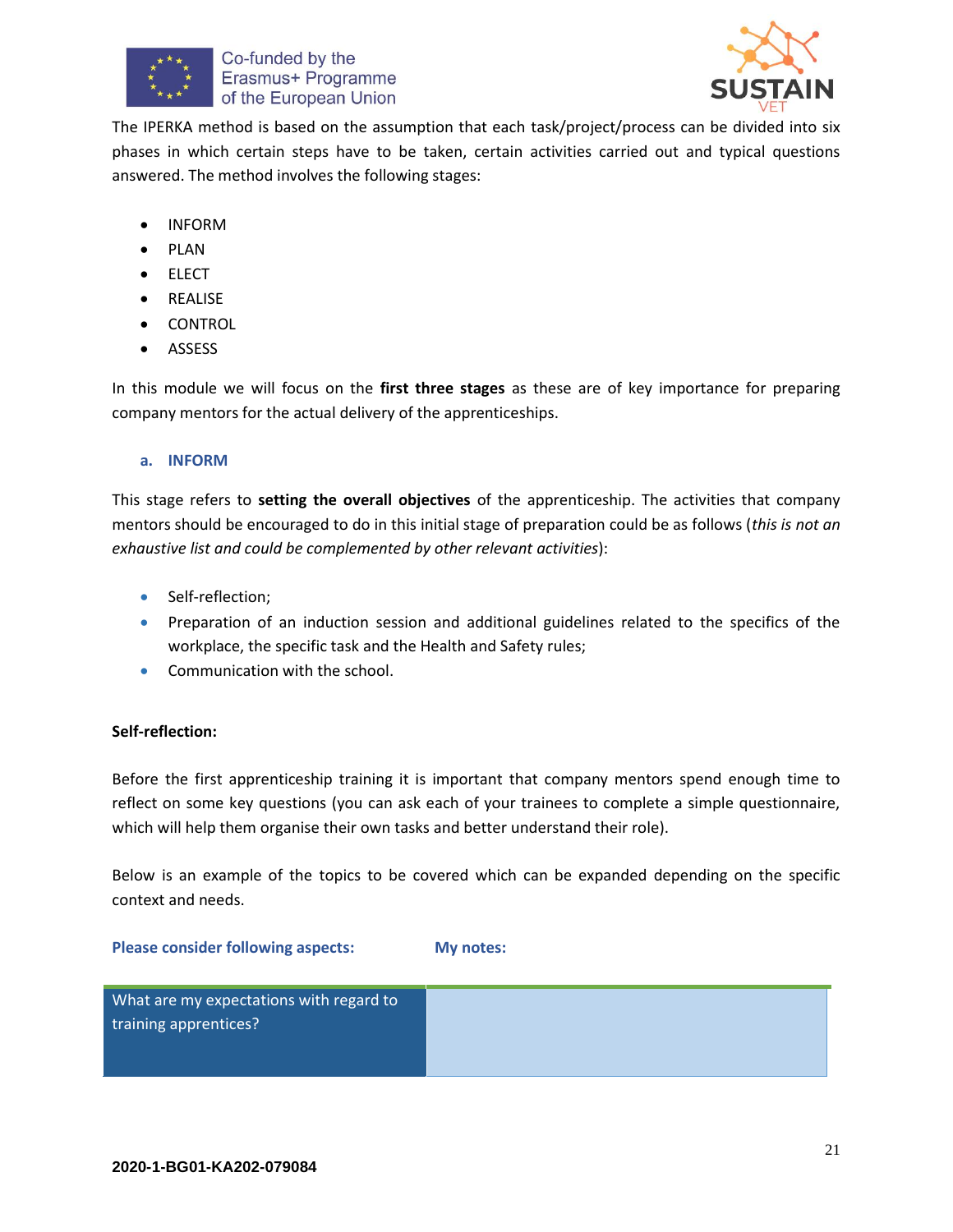The IPERKA method is based on the assumption that each task/project/process can be divided into six phases in which certain steps have to be taken, certain activities carried out and typical questions answered. The method involves the following stages:

- INFORM
- PLAN
- ELECT
- REALISE
- CONTROL
- ASSESS

In this module we will focus on the **first three stages** as these are of key importance for preparing company mentors for the actual delivery of the apprenticeships.

### a. INFORM

This stage refers to **setting the overall objectives** of the apprenticeship. The activities that company mentors should be encouraged to do in this initial stage of preparation could be as follows (*this is not an exhaustive list and could be complemented by other relevant activities*):

- Self-reflection;
- Preparation of an induction session and additional guidelines related to the specifics of the workplace, the specific task and the Health and Safety rules;
- Communication with the school.

**Self-reflection:**

Before the first apprenticeship training it is important that company mentors spend enough time to reflect on some key questions (you can ask each of your trainees to complete a simple questionnaire, which will help them organise their own tasks and better understand their role).

Below is an example of the topics to be covered which can be expanded depending on the specific context and needs.

| Please consider following aspects: | My notes: |
|---|---|
| What are my expectations with regard to training apprentices? | |

2020-1-BG01-KA202-079084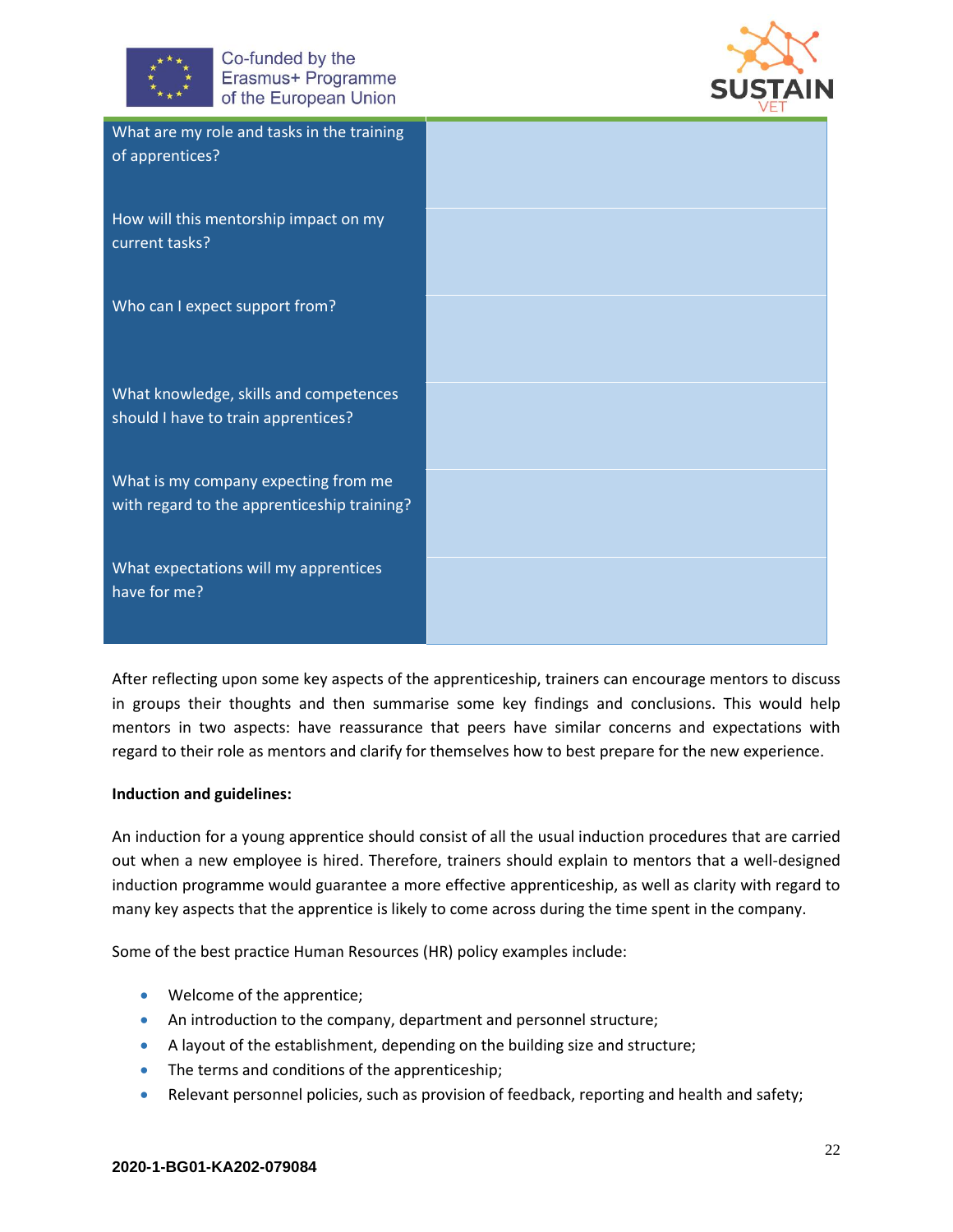| What are my role and tasks in the training of apprentices? | |
|---|---|
| How will this mentorship impact on my current tasks? | |
| Who can I expect support from? | |
| What knowledge, skills and competences should I have to train apprentices? | |
| What is my company expecting from me with regard to the apprenticeship training? | |
| What expectations will my apprentices have for me? | |

After reflecting upon some key aspects of the apprenticeship, trainers can encourage mentors to discuss in groups their thoughts and then summarise some key findings and conclusions. This would help mentors in two aspects: have reassurance that peers have similar concerns and expectations with regard to their role as mentors and clarify for themselves how to best prepare for the new experience.

**Induction and guidelines:**

An induction for a young apprentice should consist of all the usual induction procedures that are carried out when a new employee is hired. Therefore, trainers should explain to mentors that a well-designed induction programme would guarantee a more effective apprenticeship, as well as clarity with regard to many key aspects that the apprentice is likely to come across during the time spent in the company.

Some of the best practice Human Resources (HR) policy examples include:

- Welcome of the apprentice;
- An introduction to the company, department and personnel structure;
- A layout of the establishment, depending on the building size and structure;
- The terms and conditions of the apprenticeship;
- Relevant personnel policies, such as provision of feedback, reporting and health and safety;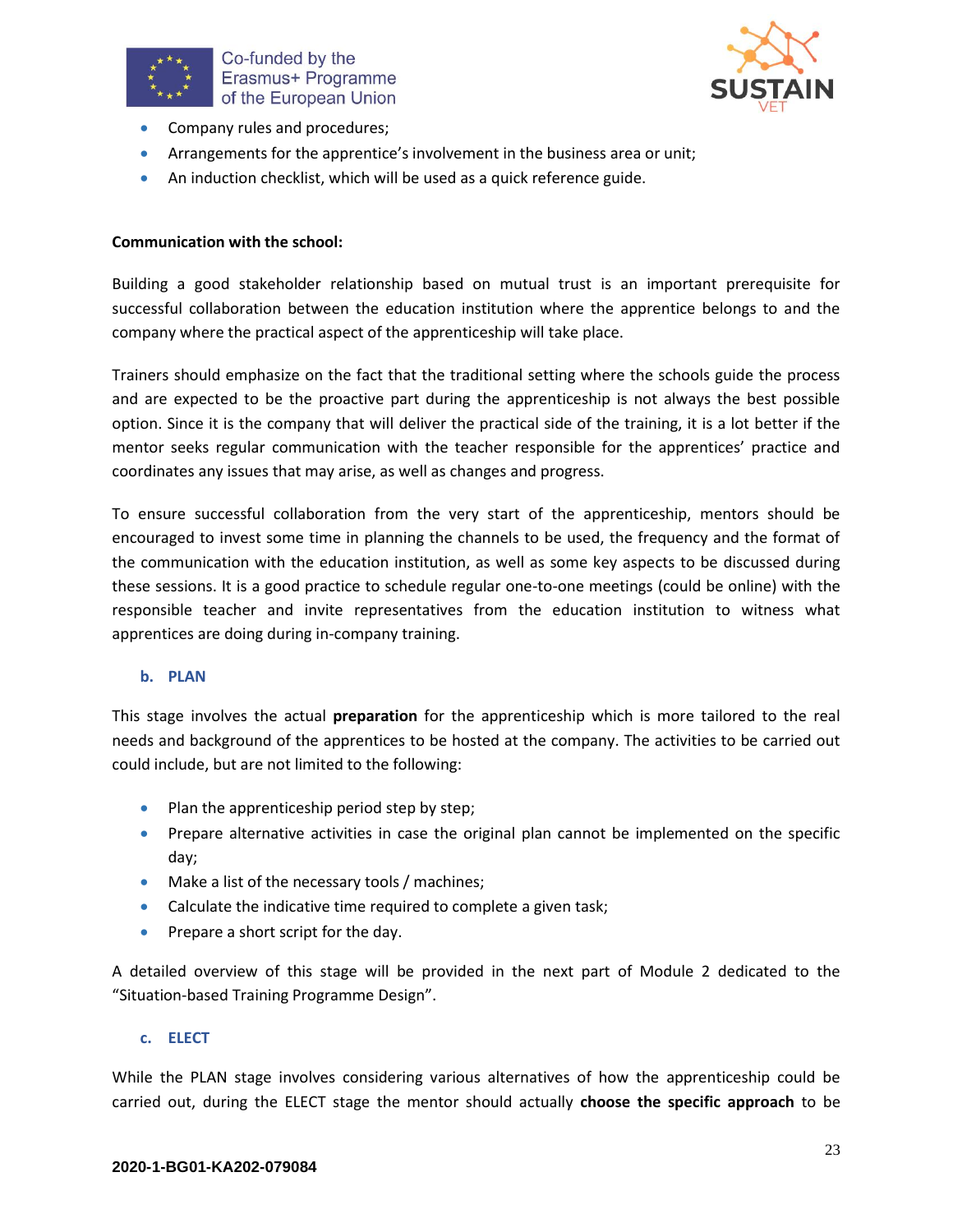- Company rules and procedures;
- Arrangements for the apprentice's involvement in the business area or unit;
- An induction checklist, which will be used as a quick reference guide.

**Communication with the school:**

Building a good stakeholder relationship based on mutual trust is an important prerequisite for successful collaboration between the education institution where the apprentice belongs to and the company where the practical aspect of the apprenticeship will take place.

Trainers should emphasize on the fact that the traditional setting where the schools guide the process and are expected to be the proactive part during the apprenticeship is not always the best possible option. Since it is the company that will deliver the practical side of the training, it is a lot better if the mentor seeks regular communication with the teacher responsible for the apprentices' practice and coordinates any issues that may arise, as well as changes and progress.

To ensure successful collaboration from the very start of the apprenticeship, mentors should be encouraged to invest some time in planning the channels to be used, the frequency and the format of the communication with the education institution, as well as some key aspects to be discussed during these sessions. It is a good practice to schedule regular one-to-one meetings (could be online) with the responsible teacher and invite representatives from the education institution to witness what apprentices are doing during in-company training.

### b. PLAN

This stage involves the actual **preparation** for the apprenticeship which is more tailored to the real needs and background of the apprentices to be hosted at the company. The activities to be carried out could include, but are not limited to the following:

- Plan the apprenticeship period step by step;
- Prepare alternative activities in case the original plan cannot be implemented on the specific day;
- Make a list of the necessary tools / machines;
- Calculate the indicative time required to complete a given task;
- Prepare a short script for the day.

A detailed overview of this stage will be provided in the next part of Module 2 dedicated to the "Situation-based Training Programme Design".

### c. ELECT

While the PLAN stage involves considering various alternatives of how the apprenticeship could be carried out, during the ELECT stage the mentor should actually **choose the specific approach** to be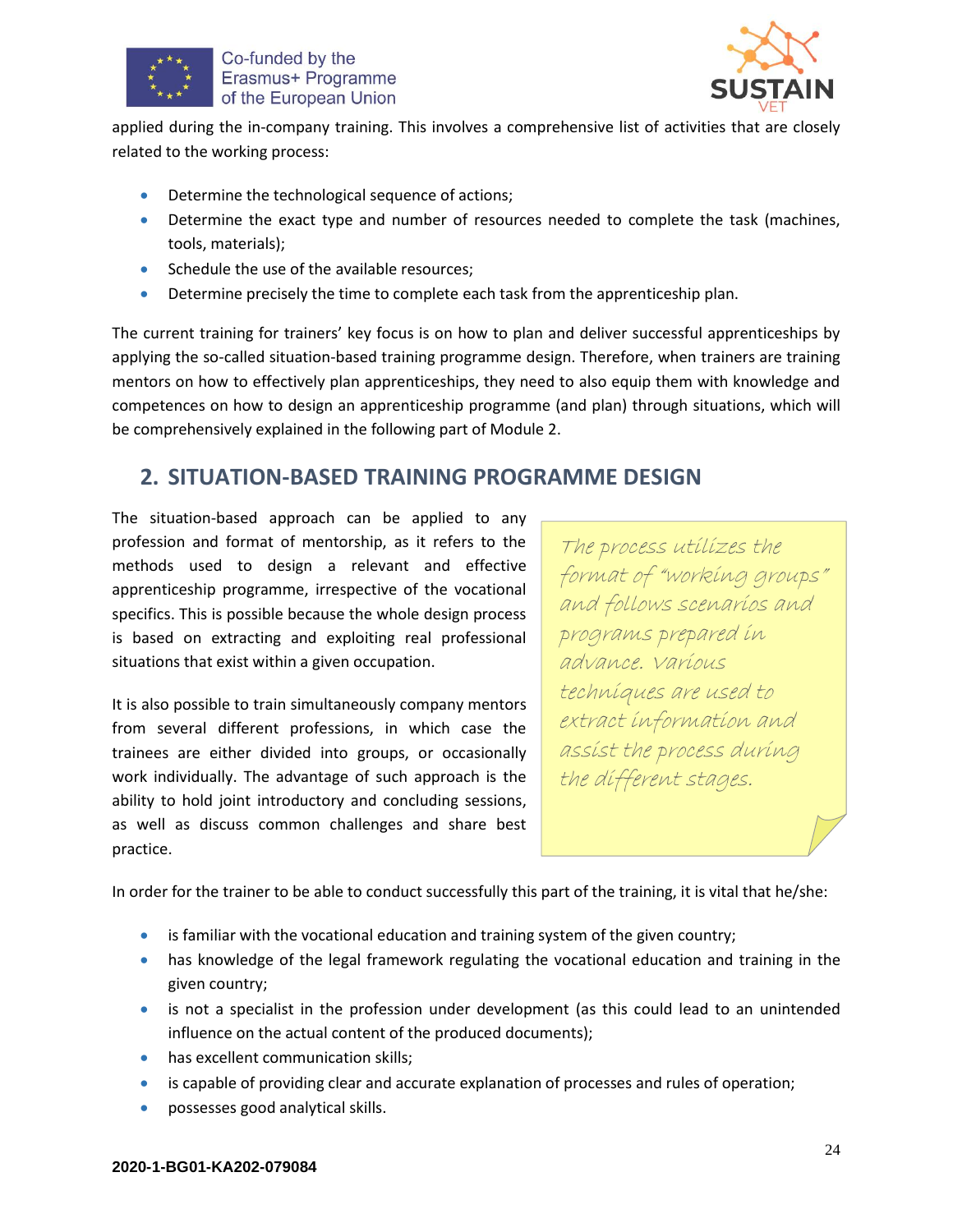applied during the in-company training. This involves a comprehensive list of activities that are closely related to the working process:

- Determine the technological sequence of actions;
- Determine the exact type and number of resources needed to complete the task (machines, tools, materials);
- Schedule the use of the available resources;
- Determine precisely the time to complete each task from the apprenticeship plan.

The current training for trainers' key focus is on how to plan and deliver successful apprenticeships by applying the so-called situation-based training programme design. Therefore, when trainers are training mentors on how to effectively plan apprenticeships, they need to also equip them with knowledge and competences on how to design an apprenticeship programme (and plan) through situations, which will be comprehensively explained in the following part of Module 2.

## 2. SITUATION-BASED TRAINING PROGRAMME DESIGN

The situation-based approach can be applied to any profession and format of mentorship, as it refers to the methods used to design a relevant and effective apprenticeship programme, irrespective of the vocational specifics. This is possible because the whole design process is based on extracting and exploiting real professional situations that exist within a given occupation.

It is also possible to train simultaneously company mentors from several different professions, in which case the trainees are either divided into groups, or occasionally work individually. The advantage of such approach is the ability to hold joint introductory and concluding sessions, as well as discuss common challenges and share best practice.

> *The process utilizes the format of "working groups" and follows scenarios and programs prepared in advance. Various techniques are used to extract information and assist the process during the different stages.*

In order for the trainer to be able to conduct successfully this part of the training, it is vital that he/she:

- is familiar with the vocational education and training system of the given country;
- has knowledge of the legal framework regulating the vocational education and training in the given country;
- is not a specialist in the profession under development (as this could lead to an unintended influence on the actual content of the produced documents);
- has excellent communication skills;
- is capable of providing clear and accurate explanation of processes and rules of operation;
- possesses good analytical skills.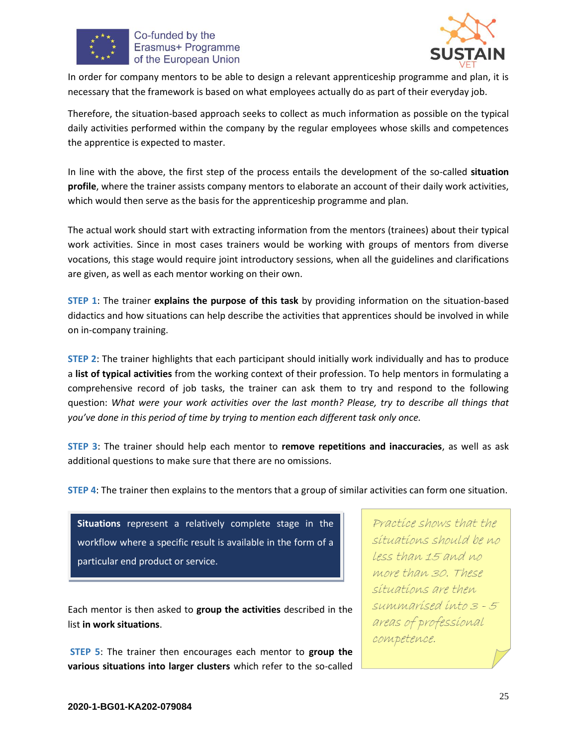In order for company mentors to be able to design a relevant apprenticeship programme and plan, it is necessary that the framework is based on what employees actually do as part of their everyday job.

Therefore, the situation-based approach seeks to collect as much information as possible on the typical daily activities performed within the company by the regular employees whose skills and competences the apprentice is expected to master.

In line with the above, the first step of the process entails the development of the so-called **situation profile**, where the trainer assists company mentors to elaborate an account of their daily work activities, which would then serve as the basis for the apprenticeship programme and plan.

The actual work should start with extracting information from the mentors (trainees) about their typical work activities. Since in most cases trainers would be working with groups of mentors from diverse vocations, this stage would require joint introductory sessions, when all the guidelines and clarifications are given, as well as each mentor working on their own.

**STEP 1**: The trainer **explains the purpose of this task** by providing information on the situation-based didactics and how situations can help describe the activities that apprentices should be involved in while on in-company training.

**STEP 2**: The trainer highlights that each participant should initially work individually and has to produce a **list of typical activities** from the working context of their profession. To help mentors in formulating a comprehensive record of job tasks, the trainer can ask them to try and respond to the following question: *What were your work activities over the last month? Please, try to describe all things that you've done in this period of time by trying to mention each different task only once.*

**STEP 3**: The trainer should help each mentor to **remove repetitions and inaccuracies**, as well as ask additional questions to make sure that there are no omissions.

**STEP 4**: The trainer then explains to the mentors that a group of similar activities can form one situation.

> **Situations** represent a relatively complete stage in the workflow where a specific result is available in the form of a particular end product or service.

> Practice shows that the situations should be no less than 15 and no more than 30. These situations are then summarised into 3 - 5 areas of professional competence.

Each mentor is then asked to **group the activities** described in the list **in work situations**.

**STEP 5**: The trainer then encourages each mentor to **group the various situations into larger clusters** which refer to the so-called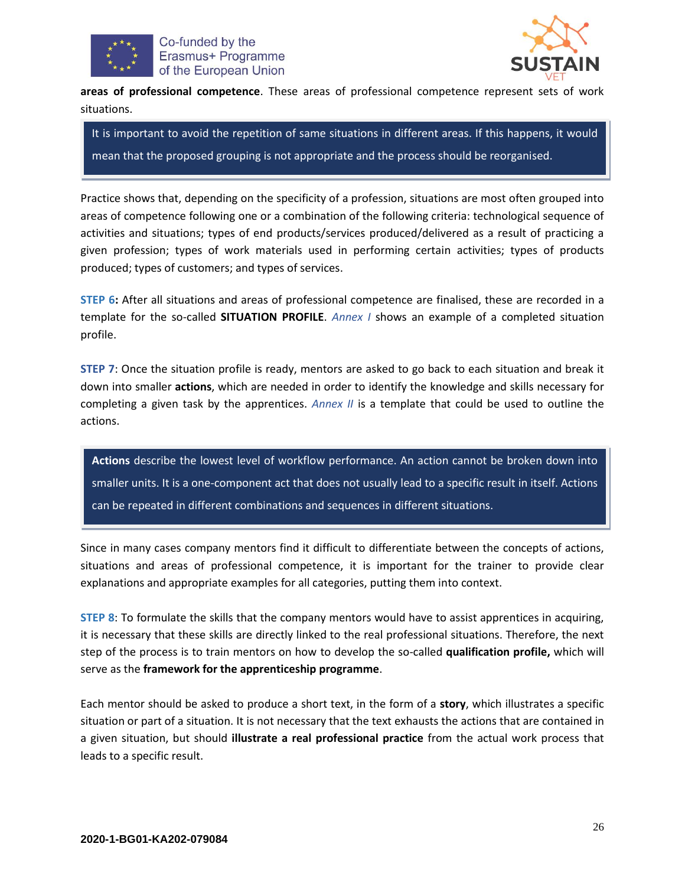**areas of professional competence**. These areas of professional competence represent sets of work situations.

> It is important to avoid the repetition of same situations in different areas. If this happens, it would mean that the proposed grouping is not appropriate and the process should be reorganised.

Practice shows that, depending on the specificity of a profession, situations are most often grouped into areas of competence following one or a combination of the following criteria: technological sequence of activities and situations; types of end products/services produced/delivered as a result of practicing a given profession; types of work materials used in performing certain activities; types of products produced; types of customers; and types of services.

**STEP 6:** After all situations and areas of professional competence are finalised, these are recorded in a template for the so-called **SITUATION PROFILE**. *Annex I* shows an example of a completed situation profile.

**STEP 7**: Once the situation profile is ready, mentors are asked to go back to each situation and break it down into smaller **actions**, which are needed in order to identify the knowledge and skills necessary for completing a given task by the apprentices. *Annex II* is a template that could be used to outline the actions.

> **Actions** describe the lowest level of workflow performance. An action cannot be broken down into smaller units. It is a one-component act that does not usually lead to a specific result in itself. Actions can be repeated in different combinations and sequences in different situations.

Since in many cases company mentors find it difficult to differentiate between the concepts of actions, situations and areas of professional competence, it is important for the trainer to provide clear explanations and appropriate examples for all categories, putting them into context.

**STEP 8**: To formulate the skills that the company mentors would have to assist apprentices in acquiring, it is necessary that these skills are directly linked to the real professional situations. Therefore, the next step of the process is to train mentors on how to develop the so-called **qualification profile,** which will serve as the **framework for the apprenticeship programme**.

Each mentor should be asked to produce a short text, in the form of a **story**, which illustrates a specific situation or part of a situation. It is not necessary that the text exhausts the actions that are contained in a given situation, but should **illustrate a real professional practice** from the actual work process that leads to a specific result.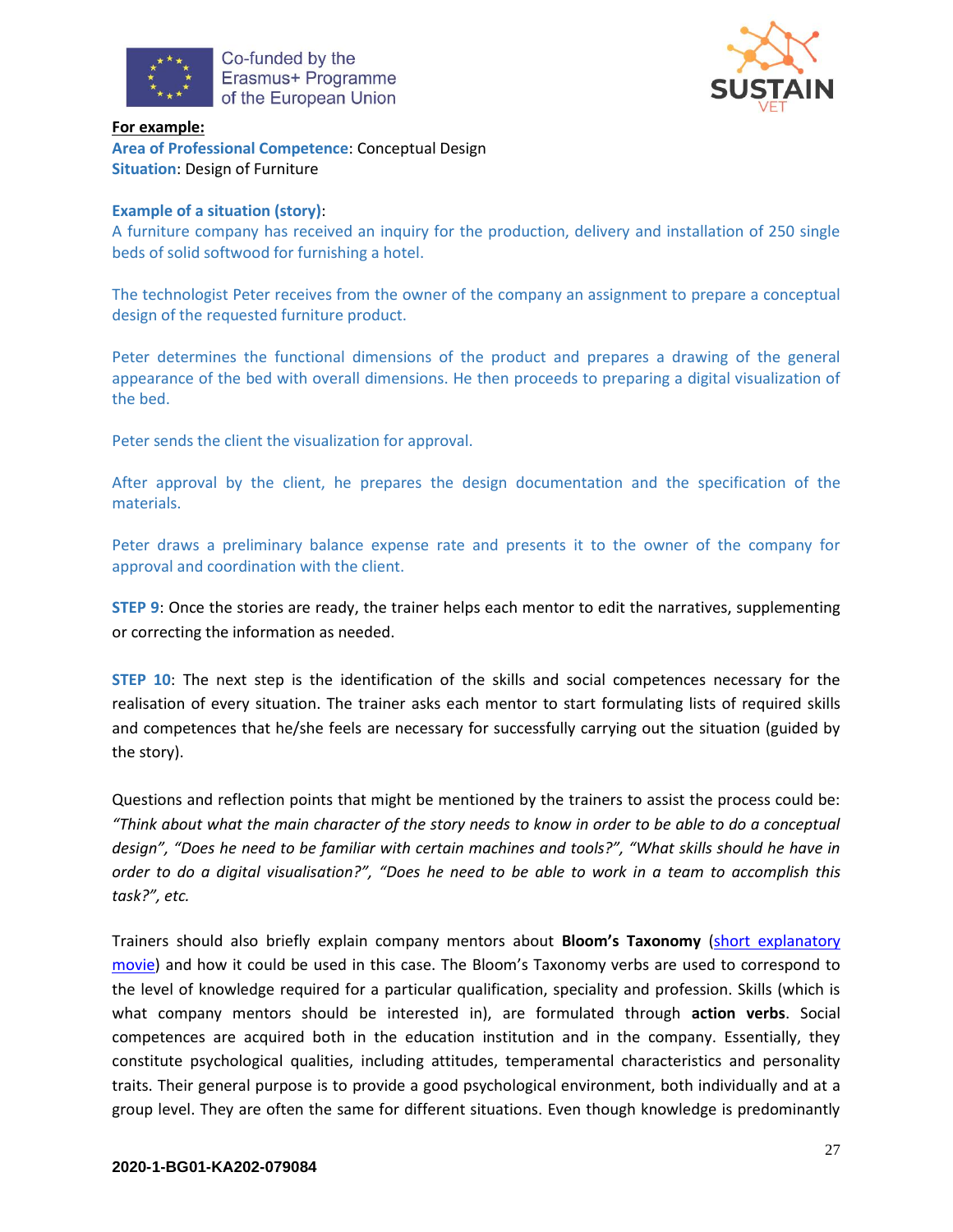**For example:**

**Area of Professional Competence**: Conceptual Design

**Situation**: Design of Furniture

**Example of a situation (story)**:

A furniture company has received an inquiry for the production, delivery and installation of 250 single beds of solid softwood for furnishing a hotel.

The technologist Peter receives from the owner of the company an assignment to prepare a conceptual design of the requested furniture product.

Peter determines the functional dimensions of the product and prepares a drawing of the general appearance of the bed with overall dimensions. He then proceeds to preparing a digital visualization of the bed.

Peter sends the client the visualization for approval.

After approval by the client, he prepares the design documentation and the specification of the materials.

Peter draws a preliminary balance expense rate and presents it to the owner of the company for approval and coordination with the client.

**STEP 9**: Once the stories are ready, the trainer helps each mentor to edit the narratives, supplementing or correcting the information as needed.

**STEP 10**: The next step is the identification of the skills and social competences necessary for the realisation of every situation. The trainer asks each mentor to start formulating lists of required skills and competences that he/she feels are necessary for successfully carrying out the situation (guided by the story).

Questions and reflection points that might be mentioned by the trainers to assist the process could be: *"Think about what the main character of the story needs to know in order to be able to do a conceptual design", "Does he need to be familiar with certain machines and tools?", "What skills should he have in order to do a digital visualisation?", "Does he need to be able to work in a team to accomplish this task?", etc.*

Trainers should also briefly explain company mentors about **Bloom's Taxonomy** (short explanatory movie) and how it could be used in this case. The Bloom's Taxonomy verbs are used to correspond to the level of knowledge required for a particular qualification, speciality and profession. Skills (which is what company mentors should be interested in), are formulated through **action verbs**. Social competences are acquired both in the education institution and in the company. Essentially, they constitute psychological qualities, including attitudes, temperamental characteristics and personality traits. Their general purpose is to provide a good psychological environment, both individually and at a group level. They are often the same for different situations. Even though knowledge is predominantly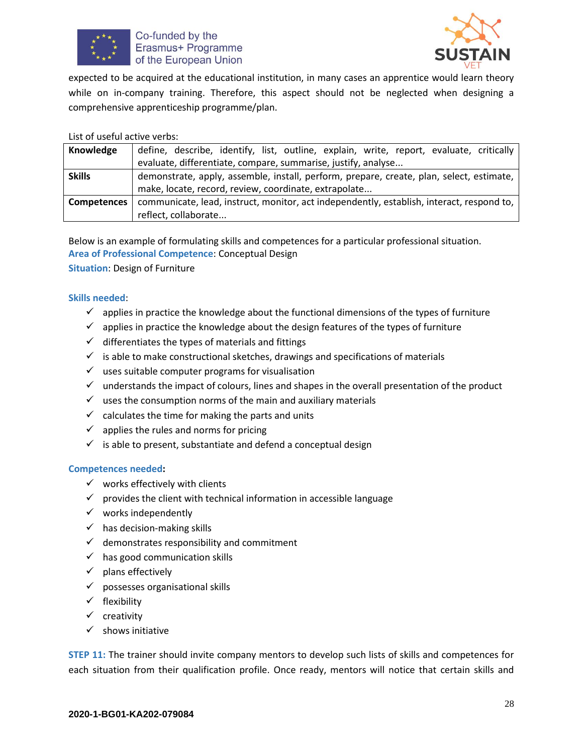expected to be acquired at the educational institution, in many cases an apprentice would learn theory while on in-company training. Therefore, this aspect should not be neglected when designing a comprehensive apprenticeship programme/plan.

List of useful active verbs:

| | |
|---|---|
| **Knowledge** | define, describe, identify, list, outline, explain, write, report, evaluate, critically evaluate, differentiate, compare, summarise, justify, analyse... |
| **Skills** | demonstrate, apply, assemble, install, perform, prepare, create, plan, select, estimate, make, locate, record, review, coordinate, extrapolate... |
| **Competences** | communicate, lead, instruct, monitor, act independently, establish, interact, respond to, reflect, collaborate... |

Below is an example of formulating skills and competences for a particular professional situation.

**Area of Professional Competence**: Conceptual Design

**Situation**: Design of Furniture

**Skills needed**:

- ✓ applies in practice the knowledge about the functional dimensions of the types of furniture
- ✓ applies in practice the knowledge about the design features of the types of furniture
- ✓ differentiates the types of materials and fittings
- ✓ is able to make constructional sketches, drawings and specifications of materials
- ✓ uses suitable computer programs for visualisation
- ✓ understands the impact of colours, lines and shapes in the overall presentation of the product
- ✓ uses the consumption norms of the main and auxiliary materials
- ✓ calculates the time for making the parts and units
- ✓ applies the rules and norms for pricing
- ✓ is able to present, substantiate and defend a conceptual design

**Competences needed:**

- ✓ works effectively with clients
- ✓ provides the client with technical information in accessible language
- ✓ works independently
- ✓ has decision-making skills
- ✓ demonstrates responsibility and commitment
- ✓ has good communication skills
- ✓ plans effectively
- ✓ possesses organisational skills
- ✓ flexibility
- ✓ creativity
- ✓ shows initiative

**STEP 11:** The trainer should invite company mentors to develop such lists of skills and competences for each situation from their qualification profile. Once ready, mentors will notice that certain skills and

**2020-1-BG01-KA202-079084**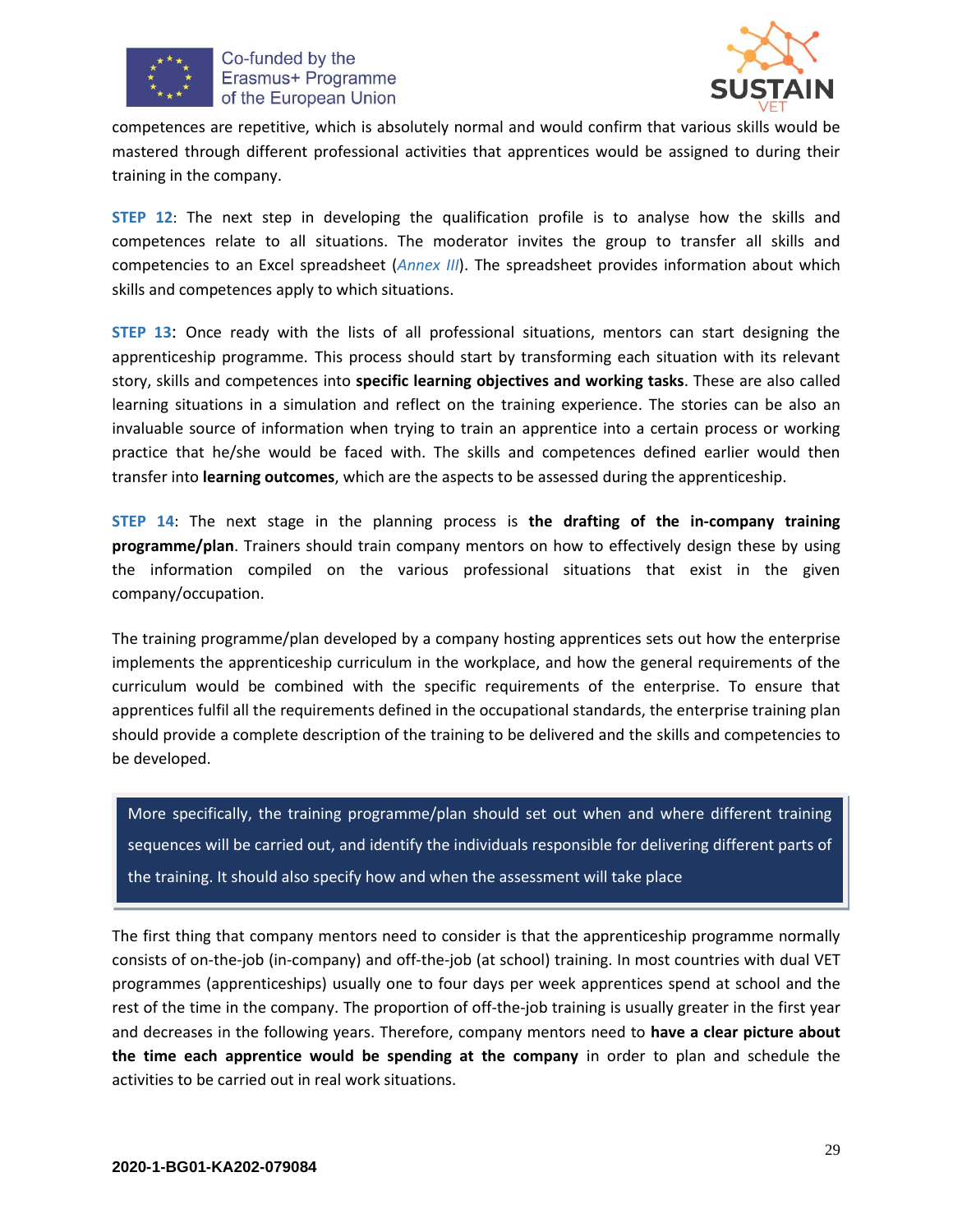competences are repetitive, which is absolutely normal and would confirm that various skills would be mastered through different professional activities that apprentices would be assigned to during their training in the company.

**STEP 12**: The next step in developing the qualification profile is to analyse how the skills and competences relate to all situations. The moderator invites the group to transfer all skills and competencies to an Excel spreadsheet (*Annex III*). The spreadsheet provides information about which skills and competences apply to which situations.

**STEP 13**: Once ready with the lists of all professional situations, mentors can start designing the apprenticeship programme. This process should start by transforming each situation with its relevant story, skills and competences into **specific learning objectives and working tasks**. These are also called learning situations in a simulation and reflect on the training experience. The stories can be also an invaluable source of information when trying to train an apprentice into a certain process or working practice that he/she would be faced with. The skills and competences defined earlier would then transfer into **learning outcomes**, which are the aspects to be assessed during the apprenticeship.

**STEP 14**: The next stage in the planning process is **the drafting of the in-company training programme/plan**. Trainers should train company mentors on how to effectively design these by using the information compiled on the various professional situations that exist in the given company/occupation.

The training programme/plan developed by a company hosting apprentices sets out how the enterprise implements the apprenticeship curriculum in the workplace, and how the general requirements of the curriculum would be combined with the specific requirements of the enterprise. To ensure that apprentices fulfil all the requirements defined in the occupational standards, the enterprise training plan should provide a complete description of the training to be delivered and the skills and competencies to be developed.

> More specifically, the training programme/plan should set out when and where different training sequences will be carried out, and identify the individuals responsible for delivering different parts of the training. It should also specify how and when the assessment will take place

The first thing that company mentors need to consider is that the apprenticeship programme normally consists of on-the-job (in-company) and off-the-job (at school) training. In most countries with dual VET programmes (apprenticeships) usually one to four days per week apprentices spend at school and the rest of the time in the company. The proportion of off-the-job training is usually greater in the first year and decreases in the following years. Therefore, company mentors need to **have a clear picture about the time each apprentice would be spending at the company** in order to plan and schedule the activities to be carried out in real work situations.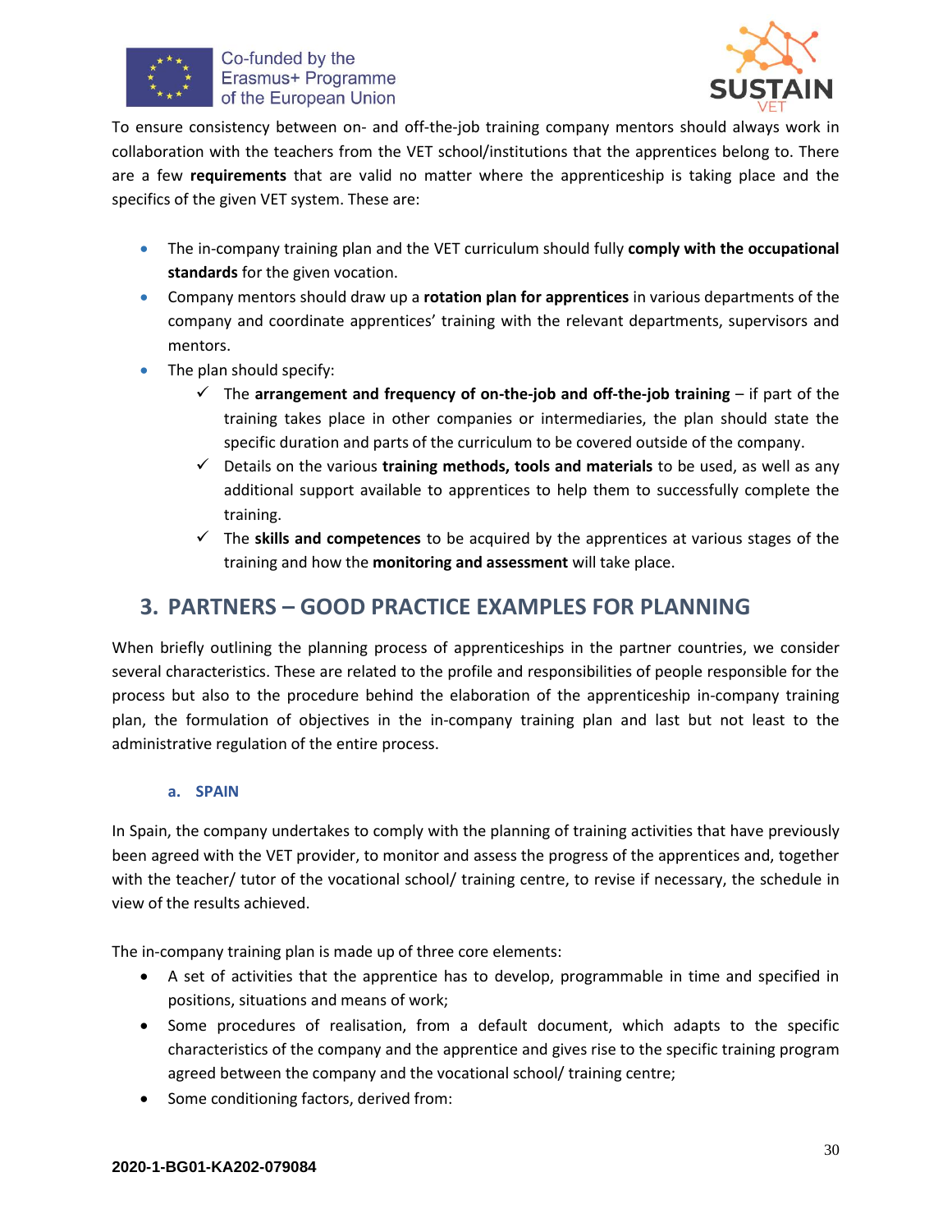To ensure consistency between on- and off-the-job training company mentors should always work in collaboration with the teachers from the VET school/institutions that the apprentices belong to. There are a few **requirements** that are valid no matter where the apprenticeship is taking place and the specifics of the given VET system. These are:

- The in-company training plan and the VET curriculum should fully **comply with the occupational standards** for the given vocation.
- Company mentors should draw up a **rotation plan for apprentices** in various departments of the company and coordinate apprentices' training with the relevant departments, supervisors and mentors.
- The plan should specify:
  - ✓ The **arrangement and frequency of on-the-job and off-the-job training** – if part of the training takes place in other companies or intermediaries, the plan should state the specific duration and parts of the curriculum to be covered outside of the company.
  - ✓ Details on the various **training methods, tools and materials** to be used, as well as any additional support available to apprentices to help them to successfully complete the training.
  - ✓ The **skills and competences** to be acquired by the apprentices at various stages of the training and how the **monitoring and assessment** will take place.

## 3. PARTNERS – GOOD PRACTICE EXAMPLES FOR PLANNING

When briefly outlining the planning process of apprenticeships in the partner countries, we consider several characteristics. These are related to the profile and responsibilities of people responsible for the process but also to the procedure behind the elaboration of the apprenticeship in-company training plan, the formulation of objectives in the in-company training plan and last but not least to the administrative regulation of the entire process.

### a. SPAIN

In Spain, the company undertakes to comply with the planning of training activities that have previously been agreed with the VET provider, to monitor and assess the progress of the apprentices and, together with the teacher/ tutor of the vocational school/ training centre, to revise if necessary, the schedule in view of the results achieved.

The in-company training plan is made up of three core elements:

- A set of activities that the apprentice has to develop, programmable in time and specified in positions, situations and means of work;
- Some procedures of realisation, from a default document, which adapts to the specific characteristics of the company and the apprentice and gives rise to the specific training program agreed between the company and the vocational school/ training centre;
- Some conditioning factors, derived from: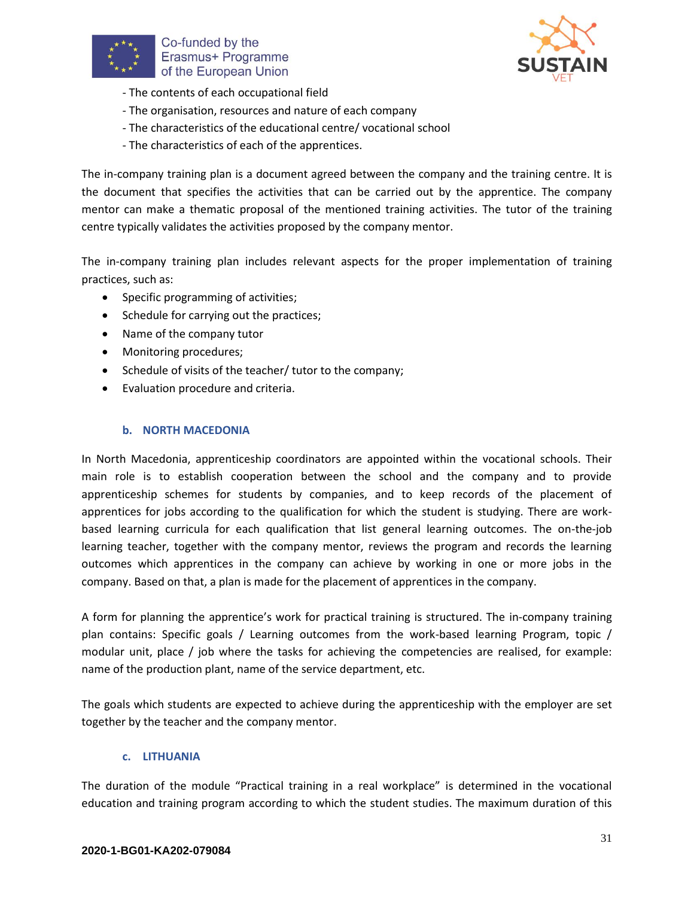- The contents of each occupational field
- The organisation, resources and nature of each company
- The characteristics of the educational centre/ vocational school
- The characteristics of each of the apprentices.

The in-company training plan is a document agreed between the company and the training centre. It is the document that specifies the activities that can be carried out by the apprentice. The company mentor can make a thematic proposal of the mentioned training activities. The tutor of the training centre typically validates the activities proposed by the company mentor.

The in-company training plan includes relevant aspects for the proper implementation of training practices, such as:

- Specific programming of activities;
- Schedule for carrying out the practices;
- Name of the company tutor
- Monitoring procedures;
- Schedule of visits of the teacher/ tutor to the company;
- Evaluation procedure and criteria.

### b. NORTH MACEDONIA

In North Macedonia, apprenticeship coordinators are appointed within the vocational schools. Their main role is to establish cooperation between the school and the company and to provide apprenticeship schemes for students by companies, and to keep records of the placement of apprentices for jobs according to the qualification for which the student is studying. There are work-based learning curricula for each qualification that list general learning outcomes. The on-the-job learning teacher, together with the company mentor, reviews the program and records the learning outcomes which apprentices in the company can achieve by working in one or more jobs in the company. Based on that, a plan is made for the placement of apprentices in the company.

A form for planning the apprentice's work for practical training is structured. The in-company training plan contains: Specific goals / Learning outcomes from the work-based learning Program, topic / modular unit, place / job where the tasks for achieving the competencies are realised, for example: name of the production plant, name of the service department, etc.

The goals which students are expected to achieve during the apprenticeship with the employer are set together by the teacher and the company mentor.

### c. LITHUANIA

The duration of the module "Practical training in a real workplace" is determined in the vocational education and training program according to which the student studies. The maximum duration of this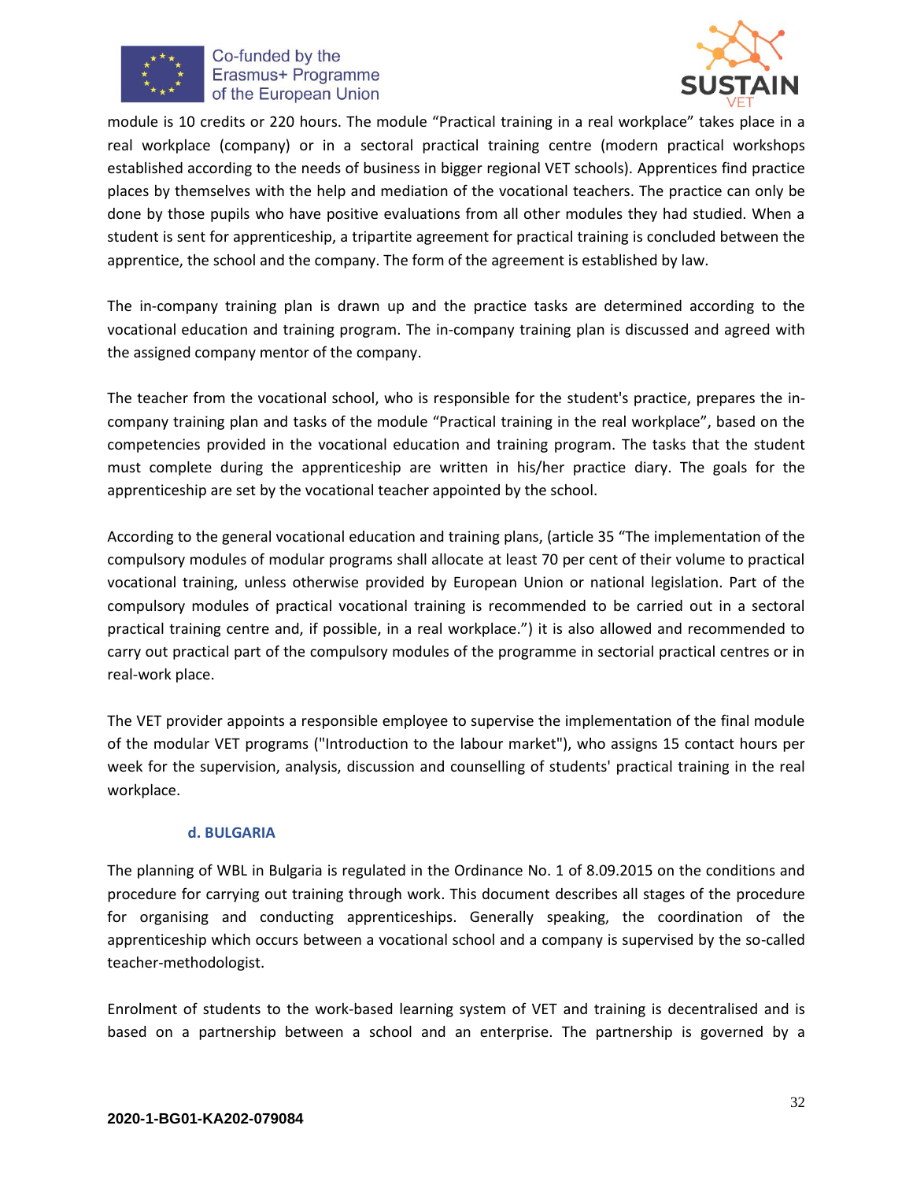module is 10 credits or 220 hours. The module "Practical training in a real workplace" takes place in a real workplace (company) or in a sectoral practical training centre (modern practical workshops established according to the needs of business in bigger regional VET schools). Apprentices find practice places by themselves with the help and mediation of the vocational teachers. The practice can only be done by those pupils who have positive evaluations from all other modules they had studied. When a student is sent for apprenticeship, a tripartite agreement for practical training is concluded between the apprentice, the school and the company. The form of the agreement is established by law.

The in-company training plan is drawn up and the practice tasks are determined according to the vocational education and training program. The in-company training plan is discussed and agreed with the assigned company mentor of the company.

The teacher from the vocational school, who is responsible for the student's practice, prepares the in-company training plan and tasks of the module "Practical training in the real workplace", based on the competencies provided in the vocational education and training program. The tasks that the student must complete during the apprenticeship are written in his/her practice diary. The goals for the apprenticeship are set by the vocational teacher appointed by the school.

According to the general vocational education and training plans, (article 35 "The implementation of the compulsory modules of modular programs shall allocate at least 70 per cent of their volume to practical vocational training, unless otherwise provided by European Union or national legislation. Part of the compulsory modules of practical vocational training is recommended to be carried out in a sectoral practical training centre and, if possible, in a real workplace.") it is also allowed and recommended to carry out practical part of the compulsory modules of the programme in sectorial practical centres or in real-work place.

The VET provider appoints a responsible employee to supervise the implementation of the final module of the modular VET programs ("Introduction to the labour market"), who assigns 15 contact hours per week for the supervision, analysis, discussion and counselling of students' practical training in the real workplace.

### d. BULGARIA

The planning of WBL in Bulgaria is regulated in the Ordinance No. 1 of 8.09.2015 on the conditions and procedure for carrying out training through work. This document describes all stages of the procedure for organising and conducting apprenticeships. Generally speaking, the coordination of the apprenticeship which occurs between a vocational school and a company is supervised by the so-called teacher-methodologist.

Enrolment of students to the work-based learning system of VET and training is decentralised and is based on a partnership between a school and an enterprise. The partnership is governed by a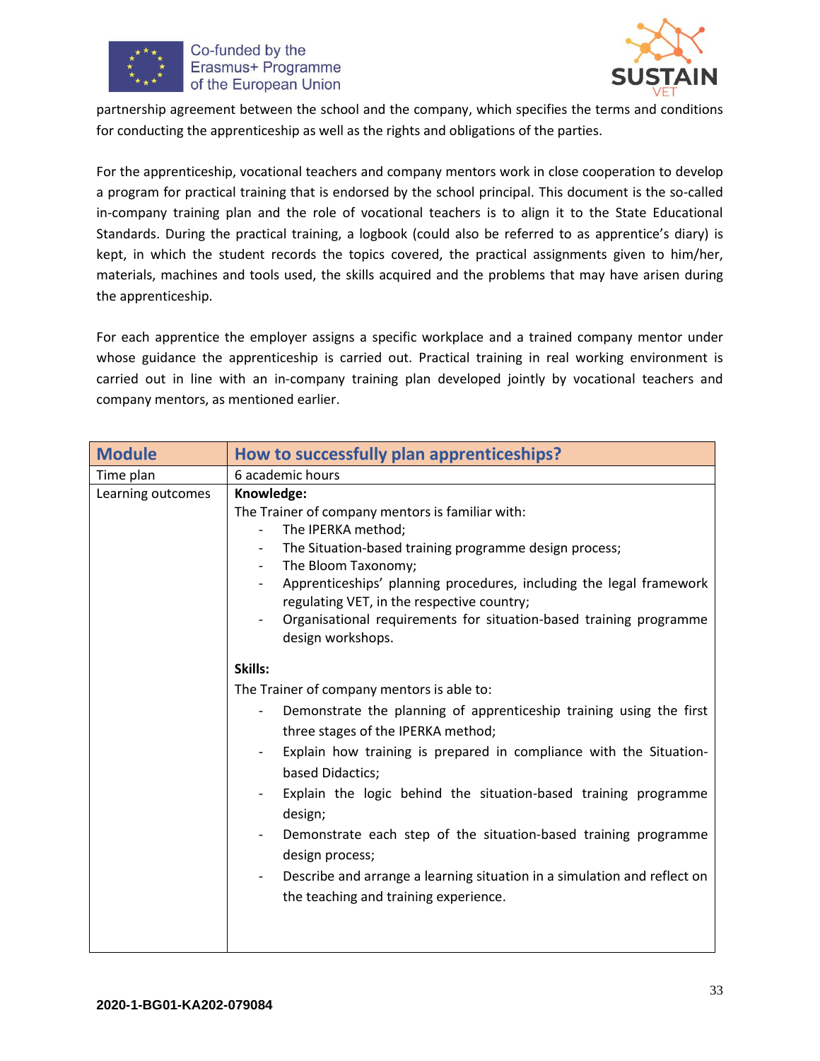partnership agreement between the school and the company, which specifies the terms and conditions for conducting the apprenticeship as well as the rights and obligations of the parties.

For the apprenticeship, vocational teachers and company mentors work in close cooperation to develop a program for practical training that is endorsed by the school principal. This document is the so-called in-company training plan and the role of vocational teachers is to align it to the State Educational Standards. During the practical training, a logbook (could also be referred to as apprentice's diary) is kept, in which the student records the topics covered, the practical assignments given to him/her, materials, machines and tools used, the skills acquired and the problems that may have arisen during the apprenticeship.

For each apprentice the employer assigns a specific workplace and a trained company mentor under whose guidance the apprenticeship is carried out. Practical training in real working environment is carried out in line with an in-company training plan developed jointly by vocational teachers and company mentors, as mentioned earlier.

| **Module** | **How to successfully plan apprenticeships?** |
|---|---|
| Time plan | 6 academic hours |
| Learning outcomes | **Knowledge:**<br>The Trainer of company mentors is familiar with:<br>- The IPERKA method;<br>- The Situation-based training programme design process;<br>- The Bloom Taxonomy;<br>- Apprenticeships' planning procedures, including the legal framework regulating VET, in the respective country;<br>- Organisational requirements for situation-based training programme design workshops.<br><br>**Skills:**<br>The Trainer of company mentors is able to:<br>- Demonstrate the planning of apprenticeship training using the first three stages of the IPERKA method;<br>- Explain how training is prepared in compliance with the Situation-based Didactics;<br>- Explain the logic behind the situation-based training programme design;<br>- Demonstrate each step of the situation-based training programme design process;<br>- Describe and arrange a learning situation in a simulation and reflect on the teaching and training experience. |

2020-1-BG01-KA202-079084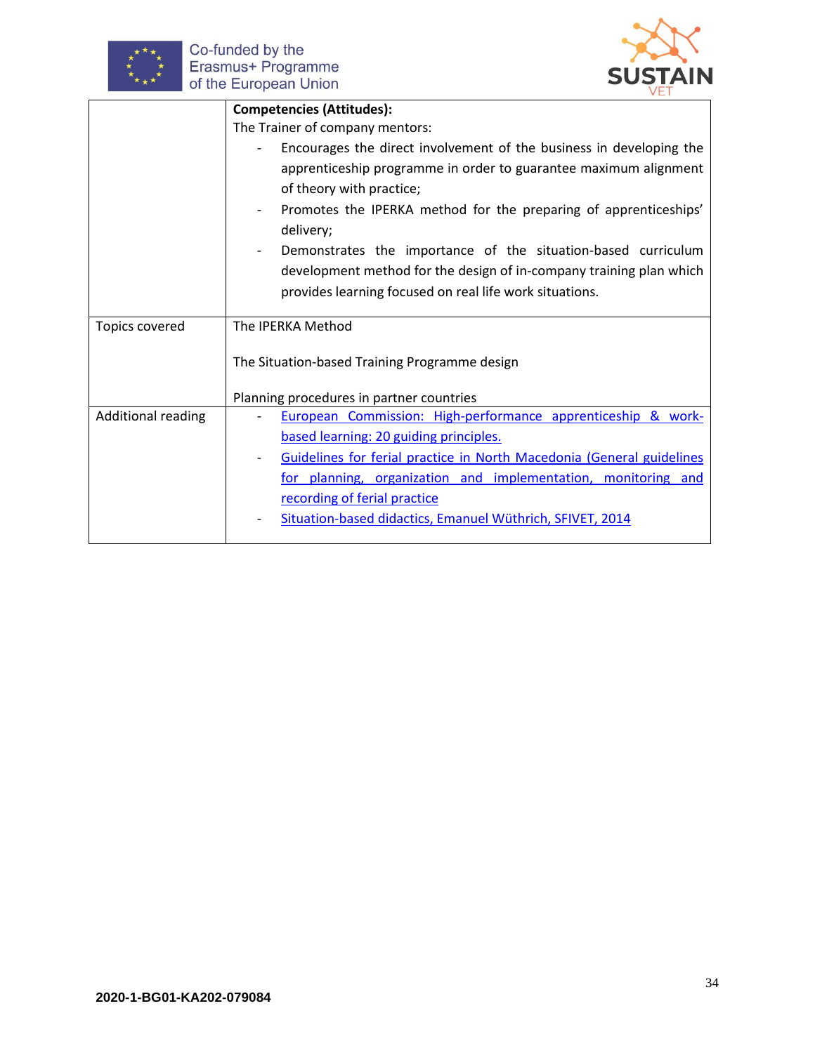|  |  |
|---|---|
|  | **Competencies (Attitudes):**<br>The Trainer of company mentors:<br>- Encourages the direct involvement of the business in developing the apprenticeship programme in order to guarantee maximum alignment of theory with practice;<br>- Promotes the IPERKA method for the preparing of apprenticeships' delivery;<br>- Demonstrates the importance of the situation-based curriculum development method for the design of in-company training plan which provides learning focused on real life work situations. |
| Topics covered | The IPERKA Method<br><br>The Situation-based Training Programme design<br><br>Planning procedures in partner countries |
| Additional reading | - European Commission: High-performance apprenticeship & work-based learning: 20 guiding principles.<br>- Guidelines for ferial practice in North Macedonia (General guidelines for planning, organization and implementation, monitoring and recording of ferial practice<br>- Situation-based didactics, Emanuel Wüthrich, SFIVET, 2014 |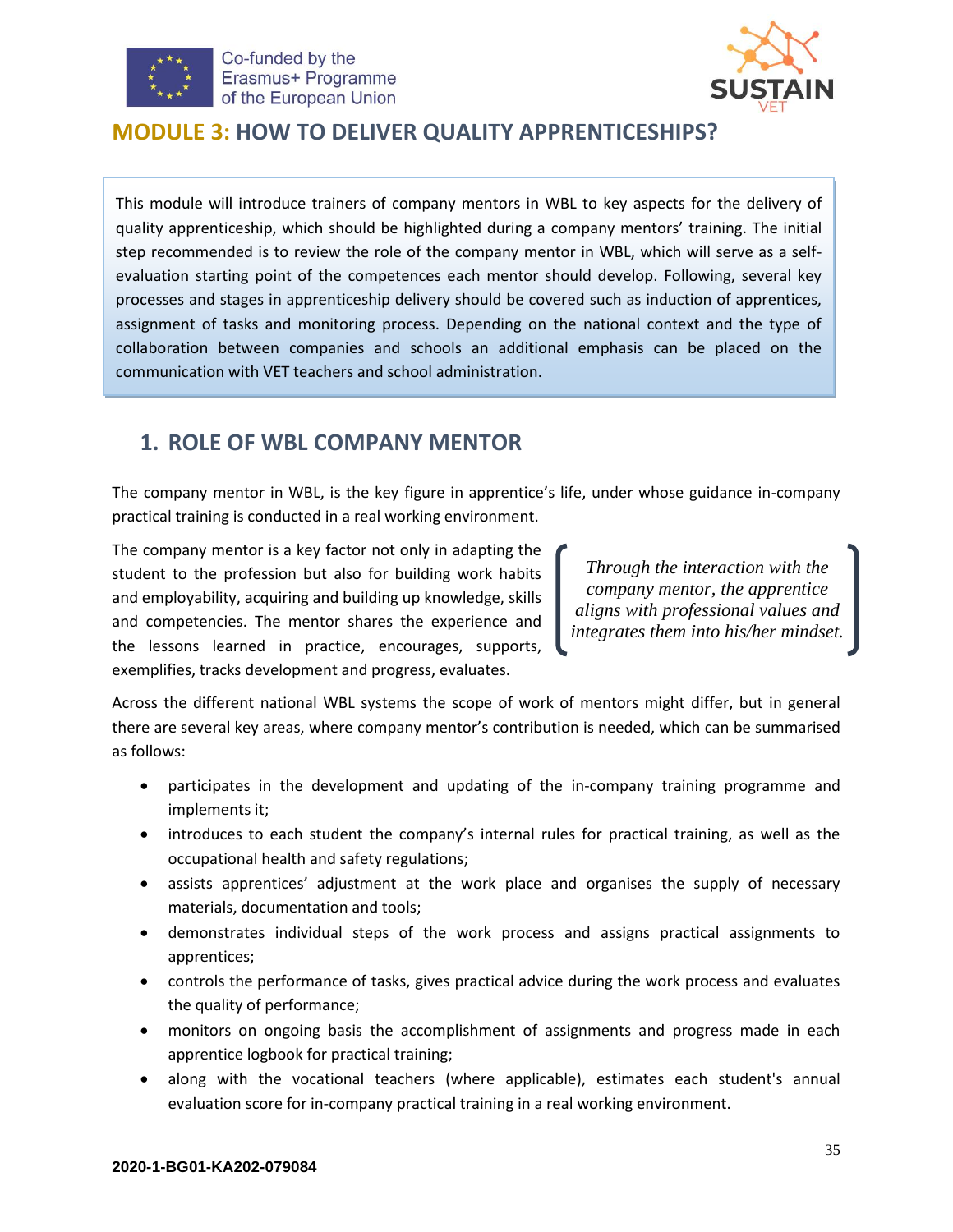# MODULE 3: HOW TO DELIVER QUALITY APPRENTICESHIPS?

This module will introduce trainers of company mentors in WBL to key aspects for the delivery of quality apprenticeship, which should be highlighted during a company mentors' training. The initial step recommended is to review the role of the company mentor in WBL, which will serve as a self-evaluation starting point of the competences each mentor should develop. Following, several key processes and stages in apprenticeship delivery should be covered such as induction of apprentices, assignment of tasks and monitoring process. Depending on the national context and the type of collaboration between companies and schools an additional emphasis can be placed on the communication with VET teachers and school administration.

## 1. ROLE OF WBL COMPANY MENTOR

The company mentor in WBL, is the key figure in apprentice's life, under whose guidance in-company practical training is conducted in a real working environment.

The company mentor is a key factor not only in adapting the student to the profession but also for building work habits and employability, acquiring and building up knowledge, skills and competencies. The mentor shares the experience and the lessons learned in practice, encourages, supports, exemplifies, tracks development and progress, evaluates.

*Through the interaction with the company mentor, the apprentice aligns with professional values and integrates them into his/her mindset.*

Across the different national WBL systems the scope of work of mentors might differ, but in general there are several key areas, where company mentor's contribution is needed, which can be summarised as follows:

- participates in the development and updating of the in-company training programme and implements it;
- introduces to each student the company's internal rules for practical training, as well as the occupational health and safety regulations;
- assists apprentices' adjustment at the work place and organises the supply of necessary materials, documentation and tools;
- demonstrates individual steps of the work process and assigns practical assignments to apprentices;
- controls the performance of tasks, gives practical advice during the work process and evaluates the quality of performance;
- monitors on ongoing basis the accomplishment of assignments and progress made in each apprentice logbook for practical training;
- along with the vocational teachers (where applicable), estimates each student's annual evaluation score for in-company practical training in a real working environment.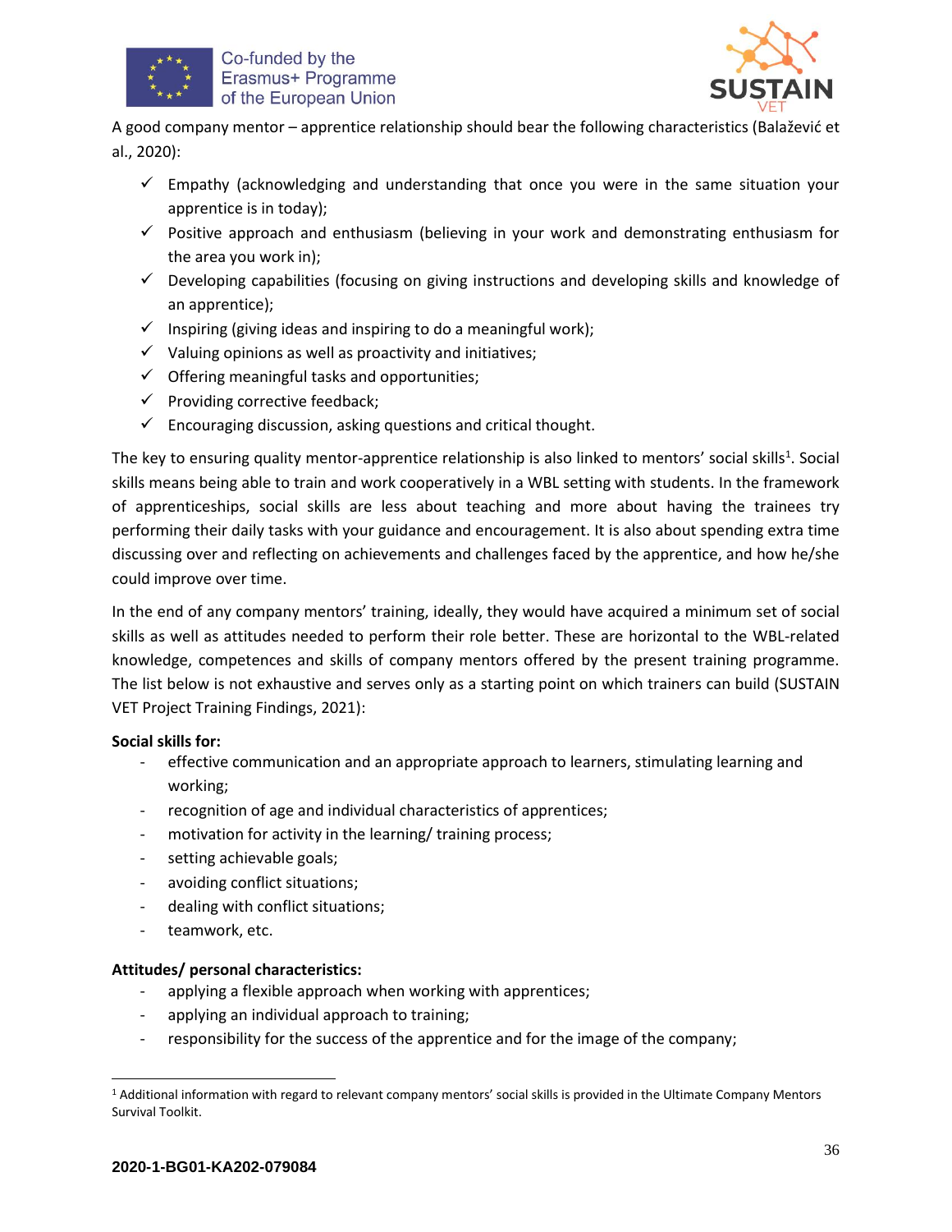A good company mentor – apprentice relationship should bear the following characteristics (Balažević et al., 2020):

- ✓ Empathy (acknowledging and understanding that once you were in the same situation your apprentice is in today);
- ✓ Positive approach and enthusiasm (believing in your work and demonstrating enthusiasm for the area you work in);
- ✓ Developing capabilities (focusing on giving instructions and developing skills and knowledge of an apprentice);
- ✓ Inspiring (giving ideas and inspiring to do a meaningful work);
- ✓ Valuing opinions as well as proactivity and initiatives;
- ✓ Offering meaningful tasks and opportunities;
- ✓ Providing corrective feedback;
- ✓ Encouraging discussion, asking questions and critical thought.

The key to ensuring quality mentor-apprentice relationship is also linked to mentors' social skills[1]. Social skills means being able to train and work cooperatively in a WBL setting with students. In the framework of apprenticeships, social skills are less about teaching and more about having the trainees try performing their daily tasks with your guidance and encouragement. It is also about spending extra time discussing over and reflecting on achievements and challenges faced by the apprentice, and how he/she could improve over time.

In the end of any company mentors' training, ideally, they would have acquired a minimum set of social skills as well as attitudes needed to perform their role better. These are horizontal to the WBL-related knowledge, competences and skills of company mentors offered by the present training programme. The list below is not exhaustive and serves only as a starting point on which trainers can build (SUSTAIN VET Project Training Findings, 2021):

**Social skills for:**

- effective communication and an appropriate approach to learners, stimulating learning and working;
- recognition of age and individual characteristics of apprentices;
- motivation for activity in the learning/ training process;
- setting achievable goals;
- avoiding conflict situations;
- dealing with conflict situations;
- teamwork, etc.

**Attitudes/ personal characteristics:**

- applying a flexible approach when working with apprentices;
- applying an individual approach to training;
- responsibility for the success of the apprentice and for the image of the company;

[1] Additional information with regard to relevant company mentors' social skills is provided in the Ultimate Company Mentors Survival Toolkit.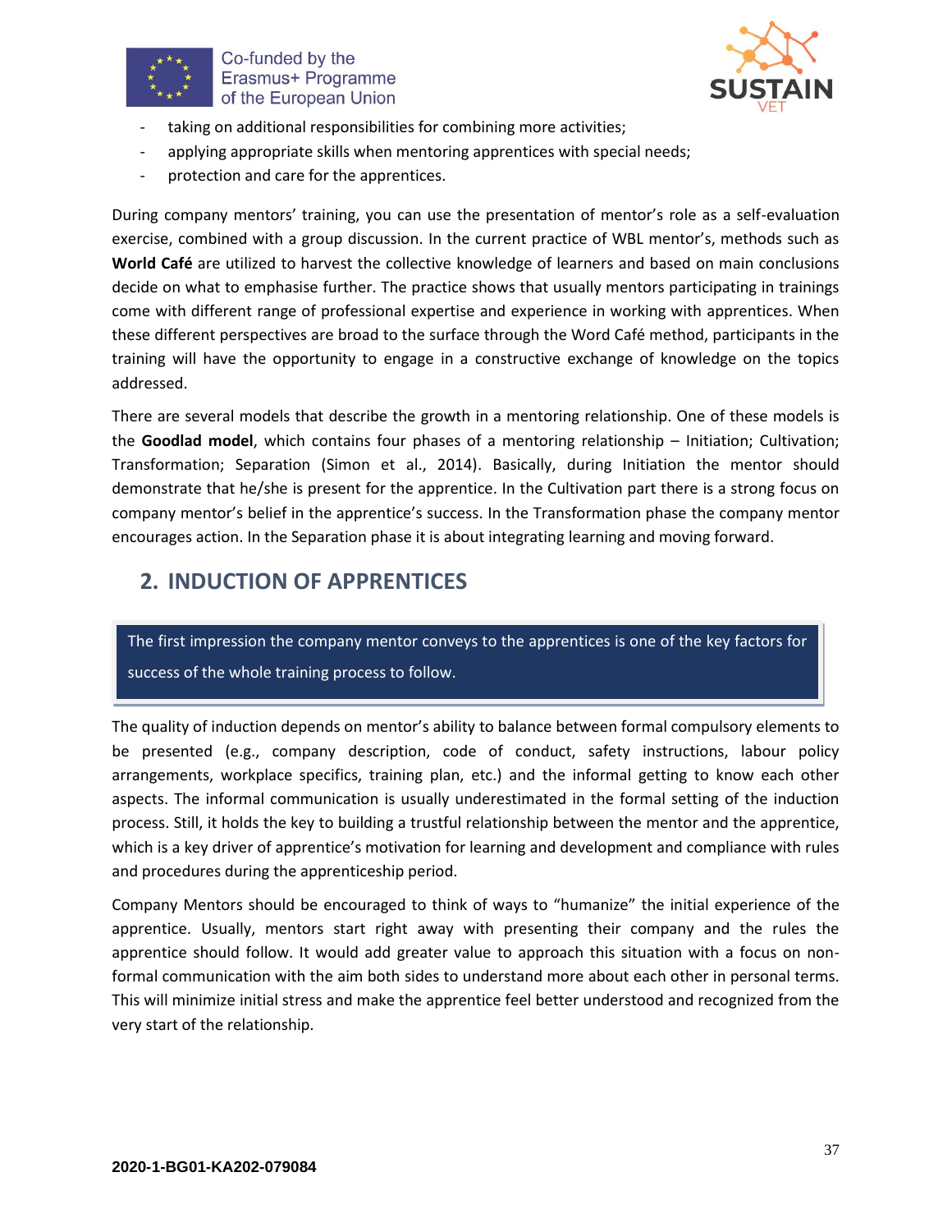- taking on additional responsibilities for combining more activities;
- applying appropriate skills when mentoring apprentices with special needs;
- protection and care for the apprentices.

During company mentors' training, you can use the presentation of mentor's role as a self-evaluation exercise, combined with a group discussion. In the current practice of WBL mentor's, methods such as **World Café** are utilized to harvest the collective knowledge of learners and based on main conclusions decide on what to emphasise further. The practice shows that usually mentors participating in trainings come with different range of professional expertise and experience in working with apprentices. When these different perspectives are broad to the surface through the Word Café method, participants in the training will have the opportunity to engage in a constructive exchange of knowledge on the topics addressed.

There are several models that describe the growth in a mentoring relationship. One of these models is the **Goodlad model**, which contains four phases of a mentoring relationship – Initiation; Cultivation; Transformation; Separation (Simon et al., 2014). Basically, during Initiation the mentor should demonstrate that he/she is present for the apprentice. In the Cultivation part there is a strong focus on company mentor's belief in the apprentice's success. In the Transformation phase the company mentor encourages action. In the Separation phase it is about integrating learning and moving forward.

## 2. INDUCTION OF APPRENTICES

> The first impression the company mentor conveys to the apprentices is one of the key factors for success of the whole training process to follow.

The quality of induction depends on mentor's ability to balance between formal compulsory elements to be presented (e.g., company description, code of conduct, safety instructions, labour policy arrangements, workplace specifics, training plan, etc.) and the informal getting to know each other aspects. The informal communication is usually underestimated in the formal setting of the induction process. Still, it holds the key to building a trustful relationship between the mentor and the apprentice, which is a key driver of apprentice's motivation for learning and development and compliance with rules and procedures during the apprenticeship period.

Company Mentors should be encouraged to think of ways to "humanize" the initial experience of the apprentice. Usually, mentors start right away with presenting their company and the rules the apprentice should follow. It would add greater value to approach this situation with a focus on non-formal communication with the aim both sides to understand more about each other in personal terms. This will minimize initial stress and make the apprentice feel better understood and recognized from the very start of the relationship.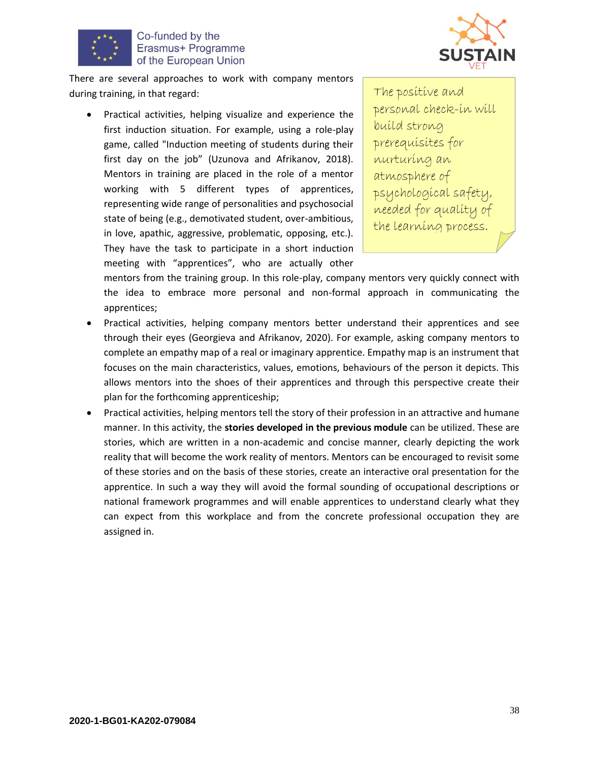There are several approaches to work with company mentors during training, in that regard:

> The positive and personal check-in will build strong prerequisites for nurturing an atmosphere of psychological safety, needed for quality of the learning process.

- Practical activities, helping visualize and experience the first induction situation. For example, using a role-play game, called "Induction meeting of students during their first day on the job" (Uzunova and Afrikanov, 2018). Mentors in training are placed in the role of a mentor working with 5 different types of apprentices, representing wide range of personalities and psychosocial state of being (e.g., demotivated student, over-ambitious, in love, apathic, aggressive, problematic, opposing, etc.). They have the task to participate in a short induction meeting with "apprentices", who are actually other mentors from the training group. In this role-play, company mentors very quickly connect with the idea to embrace more personal and non-formal approach in communicating the apprentices;
- Practical activities, helping company mentors better understand their apprentices and see through their eyes (Georgieva and Afrikanov, 2020). For example, asking company mentors to complete an empathy map of a real or imaginary apprentice. Empathy map is an instrument that focuses on the main characteristics, values, emotions, behaviours of the person it depicts. This allows mentors into the shoes of their apprentices and through this perspective create their plan for the forthcoming apprenticeship;
- Practical activities, helping mentors tell the story of their profession in an attractive and humane manner. In this activity, the **stories developed in the previous module** can be utilized. These are stories, which are written in a non-academic and concise manner, clearly depicting the work reality that will become the work reality of mentors. Mentors can be encouraged to revisit some of these stories and on the basis of these stories, create an interactive oral presentation for the apprentice. In such a way they will avoid the formal sounding of occupational descriptions or national framework programmes and will enable apprentices to understand clearly what they can expect from this workplace and from the concrete professional occupation they are assigned in.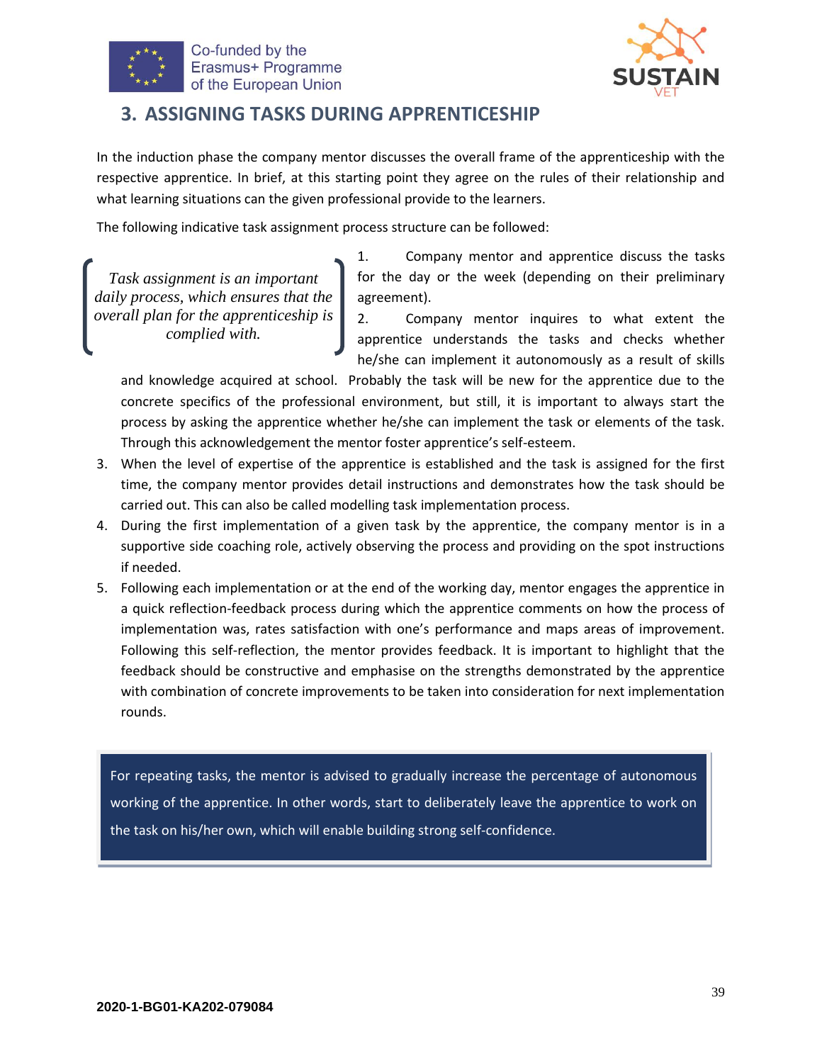## 3. ASSIGNING TASKS DURING APPRENTICESHIP

In the induction phase the company mentor discusses the overall frame of the apprenticeship with the respective apprentice. In brief, at this starting point they agree on the rules of their relationship and what learning situations can the given professional provide to the learners.

The following indicative task assignment process structure can be followed:

> *Task assignment is an important daily process, which ensures that the overall plan for the apprenticeship is complied with.*

1. Company mentor and apprentice discuss the tasks for the day or the week (depending on their preliminary agreement).
2. Company mentor inquires to what extent the apprentice understands the tasks and checks whether he/she can implement it autonomously as a result of skills and knowledge acquired at school. Probably the task will be new for the apprentice due to the concrete specifics of the professional environment, but still, it is important to always start the process by asking the apprentice whether he/she can implement the task or elements of the task. Through this acknowledgement the mentor foster apprentice's self-esteem.
3. When the level of expertise of the apprentice is established and the task is assigned for the first time, the company mentor provides detail instructions and demonstrates how the task should be carried out. This can also be called modelling task implementation process.
4. During the first implementation of a given task by the apprentice, the company mentor is in a supportive side coaching role, actively observing the process and providing on the spot instructions if needed.
5. Following each implementation or at the end of the working day, mentor engages the apprentice in a quick reflection-feedback process during which the apprentice comments on how the process of implementation was, rates satisfaction with one's performance and maps areas of improvement. Following this self-reflection, the mentor provides feedback. It is important to highlight that the feedback should be constructive and emphasise on the strengths demonstrated by the apprentice with combination of concrete improvements to be taken into consideration for next implementation rounds.

> For repeating tasks, the mentor is advised to gradually increase the percentage of autonomous working of the apprentice. In other words, start to deliberately leave the apprentice to work on the task on his/her own, which will enable building strong self-confidence.

**2020-1-BG01-KA202-079084**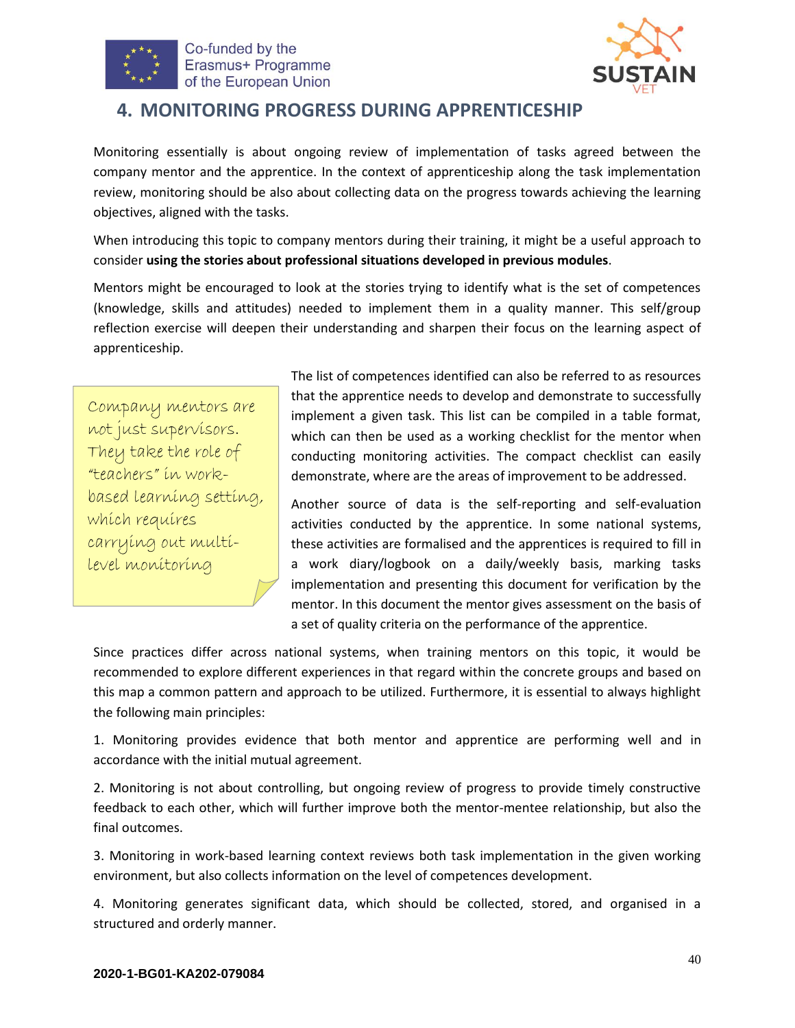# 4. MONITORING PROGRESS DURING APPRENTICESHIP

Monitoring essentially is about ongoing review of implementation of tasks agreed between the company mentor and the apprentice. In the context of apprenticeship along the task implementation review, monitoring should be also about collecting data on the progress towards achieving the learning objectives, aligned with the tasks.

When introducing this topic to company mentors during their training, it might be a useful approach to consider **using the stories about professional situations developed in previous modules**.

Mentors might be encouraged to look at the stories trying to identify what is the set of competences (knowledge, skills and attitudes) needed to implement them in a quality manner. This self/group reflection exercise will deepen their understanding and sharpen their focus on the learning aspect of apprenticeship.

> *Company mentors are not just supervisors. They take the role of "teachers" in work-based learning setting, which requires carrying out multi-level monitoring*

The list of competences identified can also be referred to as resources that the apprentice needs to develop and demonstrate to successfully implement a given task. This list can be compiled in a table format, which can then be used as a working checklist for the mentor when conducting monitoring activities. The compact checklist can easily demonstrate, where are the areas of improvement to be addressed.

Another source of data is the self-reporting and self-evaluation activities conducted by the apprentice. In some national systems, these activities are formalised and the apprentices is required to fill in a work diary/logbook on a daily/weekly basis, marking tasks implementation and presenting this document for verification by the mentor. In this document the mentor gives assessment on the basis of a set of quality criteria on the performance of the apprentice.

Since practices differ across national systems, when training mentors on this topic, it would be recommended to explore different experiences in that regard within the concrete groups and based on this map a common pattern and approach to be utilized. Furthermore, it is essential to always highlight the following main principles:

1. Monitoring provides evidence that both mentor and apprentice are performing well and in accordance with the initial mutual agreement.

2. Monitoring is not about controlling, but ongoing review of progress to provide timely constructive feedback to each other, which will further improve both the mentor-mentee relationship, but also the final outcomes.

3. Monitoring in work-based learning context reviews both task implementation in the given working environment, but also collects information on the level of competences development.

4. Monitoring generates significant data, which should be collected, stored, and organised in a structured and orderly manner.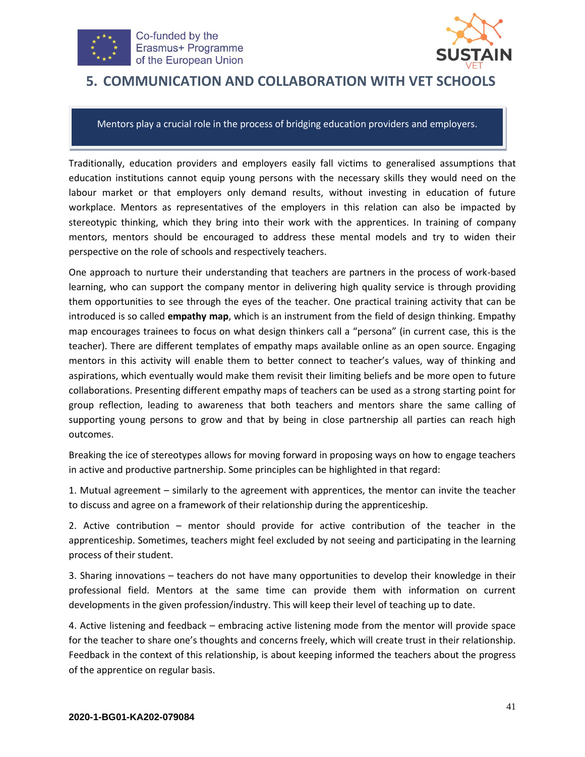# 5. COMMUNICATION AND COLLABORATION WITH VET SCHOOLS

> Mentors play a crucial role in the process of bridging education providers and employers.

Traditionally, education providers and employers easily fall victims to generalised assumptions that education institutions cannot equip young persons with the necessary skills they would need on the labour market or that employers only demand results, without investing in education of future workplace. Mentors as representatives of the employers in this relation can also be impacted by stereotypic thinking, which they bring into their work with the apprentices. In training of company mentors, mentors should be encouraged to address these mental models and try to widen their perspective on the role of schools and respectively teachers.

One approach to nurture their understanding that teachers are partners in the process of work-based learning, who can support the company mentor in delivering high quality service is through providing them opportunities to see through the eyes of the teacher. One practical training activity that can be introduced is so called **empathy map**, which is an instrument from the field of design thinking. Empathy map encourages trainees to focus on what design thinkers call a "persona" (in current case, this is the teacher). There are different templates of empathy maps available online as an open source. Engaging mentors in this activity will enable them to better connect to teacher's values, way of thinking and aspirations, which eventually would make them revisit their limiting beliefs and be more open to future collaborations. Presenting different empathy maps of teachers can be used as a strong starting point for group reflection, leading to awareness that both teachers and mentors share the same calling of supporting young persons to grow and that by being in close partnership all parties can reach high outcomes.

Breaking the ice of stereotypes allows for moving forward in proposing ways on how to engage teachers in active and productive partnership. Some principles can be highlighted in that regard:

1. Mutual agreement – similarly to the agreement with apprentices, the mentor can invite the teacher to discuss and agree on a framework of their relationship during the apprenticeship.

2. Active contribution – mentor should provide for active contribution of the teacher in the apprenticeship. Sometimes, teachers might feel excluded by not seeing and participating in the learning process of their student.

3. Sharing innovations – teachers do not have many opportunities to develop their knowledge in their professional field. Mentors at the same time can provide them with information on current developments in the given profession/industry. This will keep their level of teaching up to date.

4. Active listening and feedback – embracing active listening mode from the mentor will provide space for the teacher to share one's thoughts and concerns freely, which will create trust in their relationship. Feedback in the context of this relationship, is about keeping informed the teachers about the progress of the apprentice on regular basis.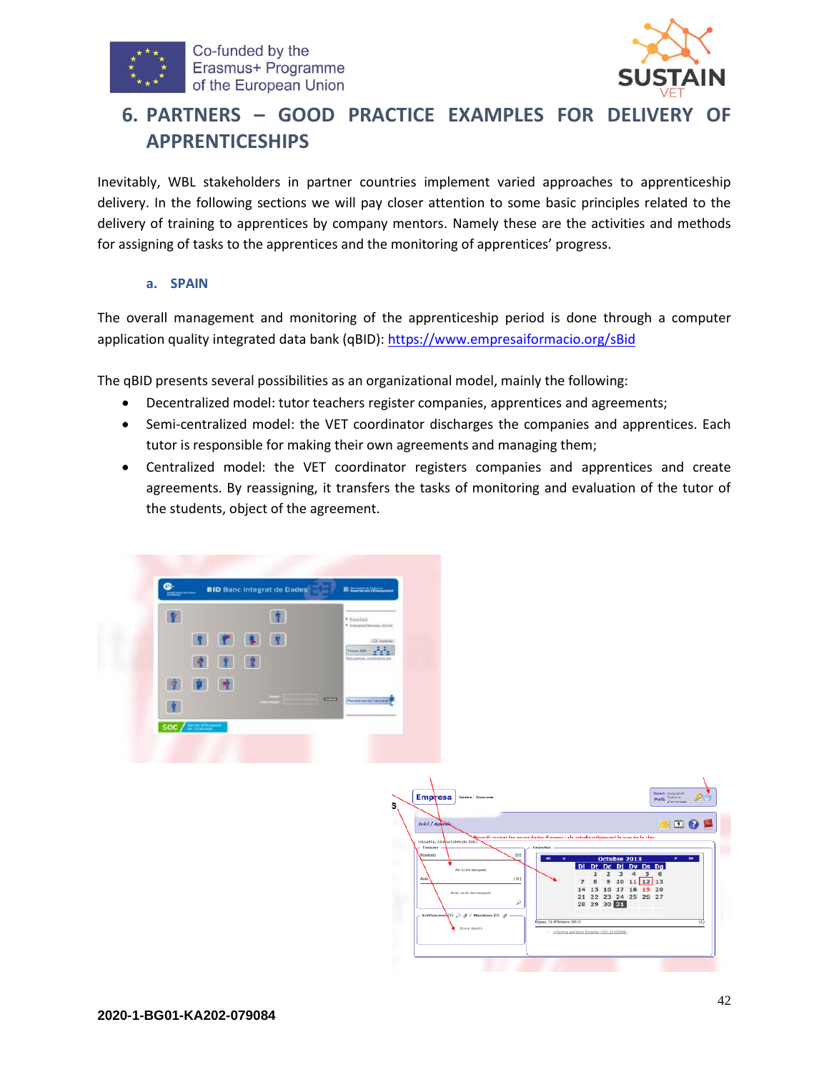# 6. PARTNERS – GOOD PRACTICE EXAMPLES FOR DELIVERY OF APPRENTICESHIPS

Inevitably, WBL stakeholders in partner countries implement varied approaches to apprenticeship delivery. In the following sections we will pay closer attention to some basic principles related to the delivery of training to apprentices by company mentors. Namely these are the activities and methods for assigning of tasks to the apprentices and the monitoring of apprentices' progress.

## a. SPAIN

The overall management and monitoring of the apprenticeship period is done through a computer application quality integrated data bank (qBID): https://www.empresaiformacio.org/sBid

The qBID presents several possibilities as an organizational model, mainly the following:

- Decentralized model: tutor teachers register companies, apprentices and agreements;
- Semi-centralized model: the VET coordinator discharges the companies and apprentices. Each tutor is responsible for making their own agreements and managing them;
- Centralized model: the VET coordinator registers companies and apprentices and create agreements. By reassigning, it transfers the tasks of monitoring and evaluation of the tutor of the students, object of the agreement.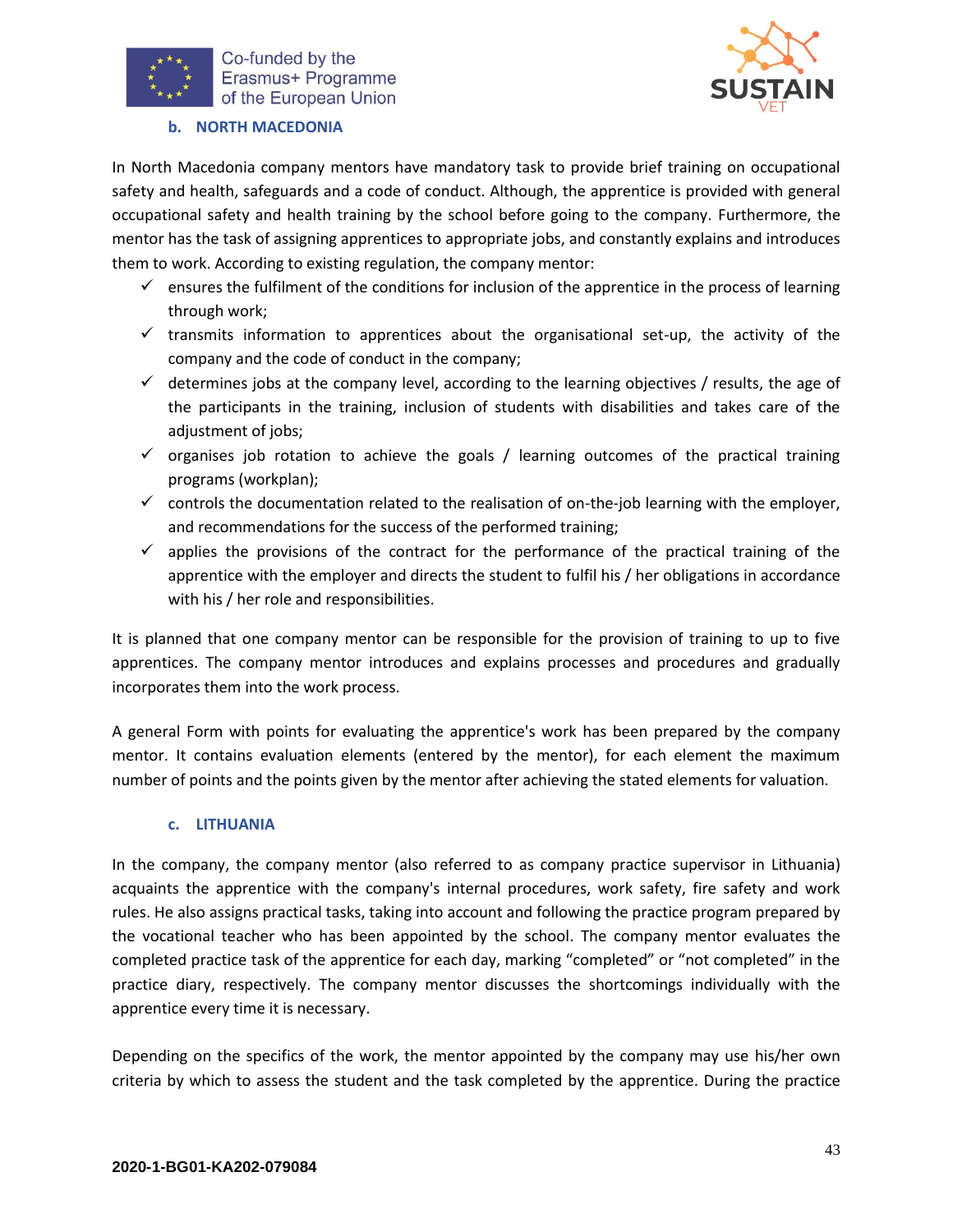### b. NORTH MACEDONIA

In North Macedonia company mentors have mandatory task to provide brief training on occupational safety and health, safeguards and a code of conduct. Although, the apprentice is provided with general occupational safety and health training by the school before going to the company. Furthermore, the mentor has the task of assigning apprentices to appropriate jobs, and constantly explains and introduces them to work. According to existing regulation, the company mentor:

- ✓ ensures the fulfilment of the conditions for inclusion of the apprentice in the process of learning through work;
- ✓ transmits information to apprentices about the organisational set-up, the activity of the company and the code of conduct in the company;
- ✓ determines jobs at the company level, according to the learning objectives / results, the age of the participants in the training, inclusion of students with disabilities and takes care of the adjustment of jobs;
- ✓ organises job rotation to achieve the goals / learning outcomes of the practical training programs (workplan);
- ✓ controls the documentation related to the realisation of on-the-job learning with the employer, and recommendations for the success of the performed training;
- ✓ applies the provisions of the contract for the performance of the practical training of the apprentice with the employer and directs the student to fulfil his / her obligations in accordance with his / her role and responsibilities.

It is planned that one company mentor can be responsible for the provision of training to up to five apprentices. The company mentor introduces and explains processes and procedures and gradually incorporates them into the work process.

A general Form with points for evaluating the apprentice's work has been prepared by the company mentor. It contains evaluation elements (entered by the mentor), for each element the maximum number of points and the points given by the mentor after achieving the stated elements for valuation.

### c. LITHUANIA

In the company, the company mentor (also referred to as company practice supervisor in Lithuania) acquaints the apprentice with the company's internal procedures, work safety, fire safety and work rules. He also assigns practical tasks, taking into account and following the practice program prepared by the vocational teacher who has been appointed by the school. The company mentor evaluates the completed practice task of the apprentice for each day, marking "completed" or "not completed" in the practice diary, respectively. The company mentor discusses the shortcomings individually with the apprentice every time it is necessary.

Depending on the specifics of the work, the mentor appointed by the company may use his/her own criteria by which to assess the student and the task completed by the apprentice. During the practice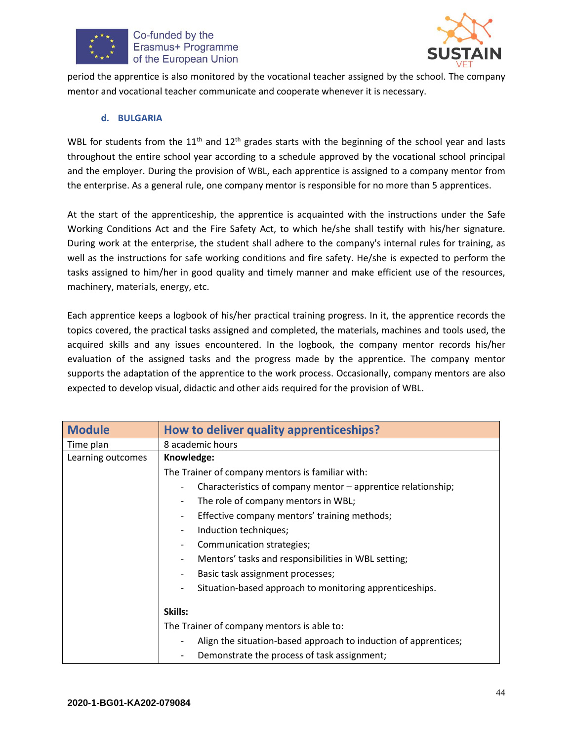period the apprentice is also monitored by the vocational teacher assigned by the school. The company mentor and vocational teacher communicate and cooperate whenever it is necessary.

### d. BULGARIA

WBL for students from the 11th and 12th grades starts with the beginning of the school year and lasts throughout the entire school year according to a schedule approved by the vocational school principal and the employer. During the provision of WBL, each apprentice is assigned to a company mentor from the enterprise. As a general rule, one company mentor is responsible for no more than 5 apprentices.

At the start of the apprenticeship, the apprentice is acquainted with the instructions under the Safe Working Conditions Act and the Fire Safety Act, to which he/she shall testify with his/her signature. During work at the enterprise, the student shall adhere to the company's internal rules for training, as well as the instructions for safe working conditions and fire safety. He/she is expected to perform the tasks assigned to him/her in good quality and timely manner and make efficient use of the resources, machinery, materials, energy, etc.

Each apprentice keeps a logbook of his/her practical training progress. In it, the apprentice records the topics covered, the practical tasks assigned and completed, the materials, machines and tools used, the acquired skills and any issues encountered. In the logbook, the company mentor records his/her evaluation of the assigned tasks and the progress made by the apprentice. The company mentor supports the adaptation of the apprentice to the work process. Occasionally, company mentors are also expected to develop visual, didactic and other aids required for the provision of WBL.

| Module | How to deliver quality apprenticeships? |
|---|---|
| Time plan | 8 academic hours |
| Learning outcomes | **Knowledge:**<br>The Trainer of company mentors is familiar with:<br>- Characteristics of company mentor – apprentice relationship;<br>- The role of company mentors in WBL;<br>- Effective company mentors' training methods;<br>- Induction techniques;<br>- Communication strategies;<br>- Mentors' tasks and responsibilities in WBL setting;<br>- Basic task assignment processes;<br>- Situation-based approach to monitoring apprenticeships.<br><br>**Skills:**<br>The Trainer of company mentors is able to:<br>- Align the situation-based approach to induction of apprentices;<br>- Demonstrate the process of task assignment; |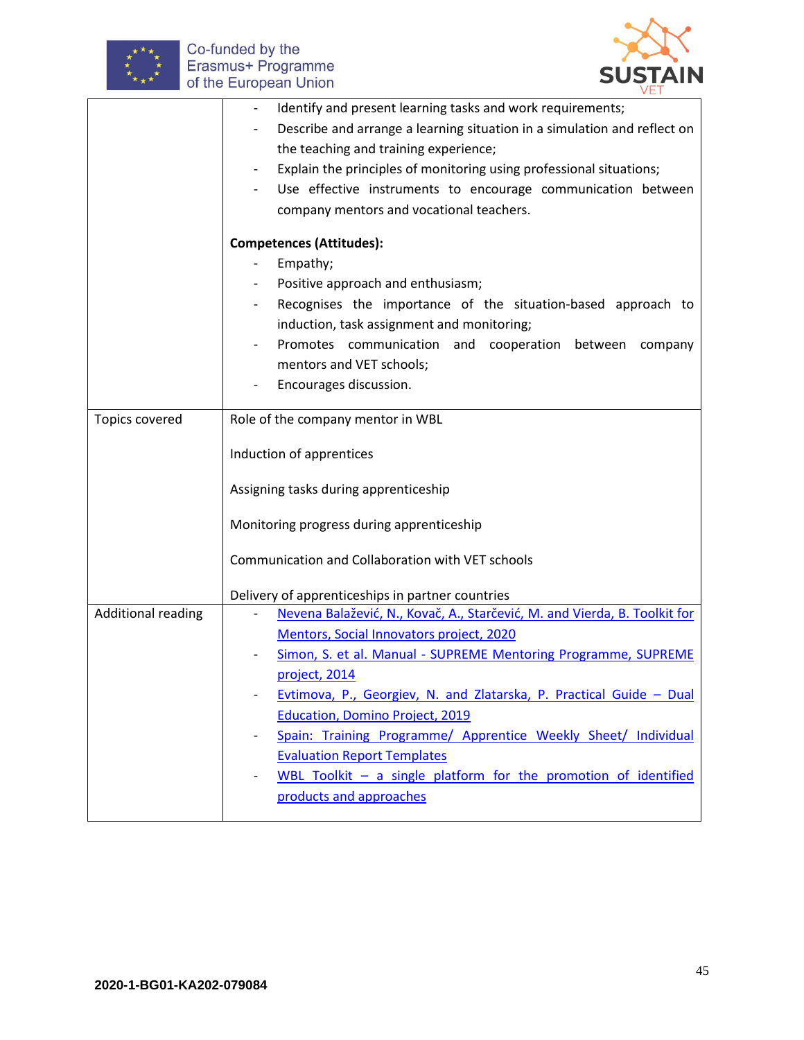| | |
|---|---|
| | - Identify and present learning tasks and work requirements;<br>- Describe and arrange a learning situation in a simulation and reflect on the teaching and training experience;<br>- Explain the principles of monitoring using professional situations;<br>- Use effective instruments to encourage communication between company mentors and vocational teachers.<br><br>**Competences (Attitudes):**<br>- Empathy;<br>- Positive approach and enthusiasm;<br>- Recognises the importance of the situation-based approach to induction, task assignment and monitoring;<br>- Promotes communication and cooperation between company mentors and VET schools;<br>- Encourages discussion. |
| Topics covered | Role of the company mentor in WBL<br><br>Induction of apprentices<br><br>Assigning tasks during apprenticeship<br><br>Monitoring progress during apprenticeship<br><br>Communication and Collaboration with VET schools<br><br>Delivery of apprenticeships in partner countries |
| Additional reading | - Nevena Balažević, N., Kovač, A., Starčević, M. and Vierda, B. Toolkit for Mentors, Social Innovators project, 2020<br>- Simon, S. et al. Manual - SUPREME Mentoring Programme, SUPREME project, 2014<br>- Evtimova, P., Georgiev, N. and Zlatarska, P. Practical Guide – Dual Education, Domino Project, 2019<br>- Spain: Training Programme/ Apprentice Weekly Sheet/ Individual Evaluation Report Templates<br>- WBL Toolkit – a single platform for the promotion of identified products and approaches |

2020-1-BG01-KA202-079084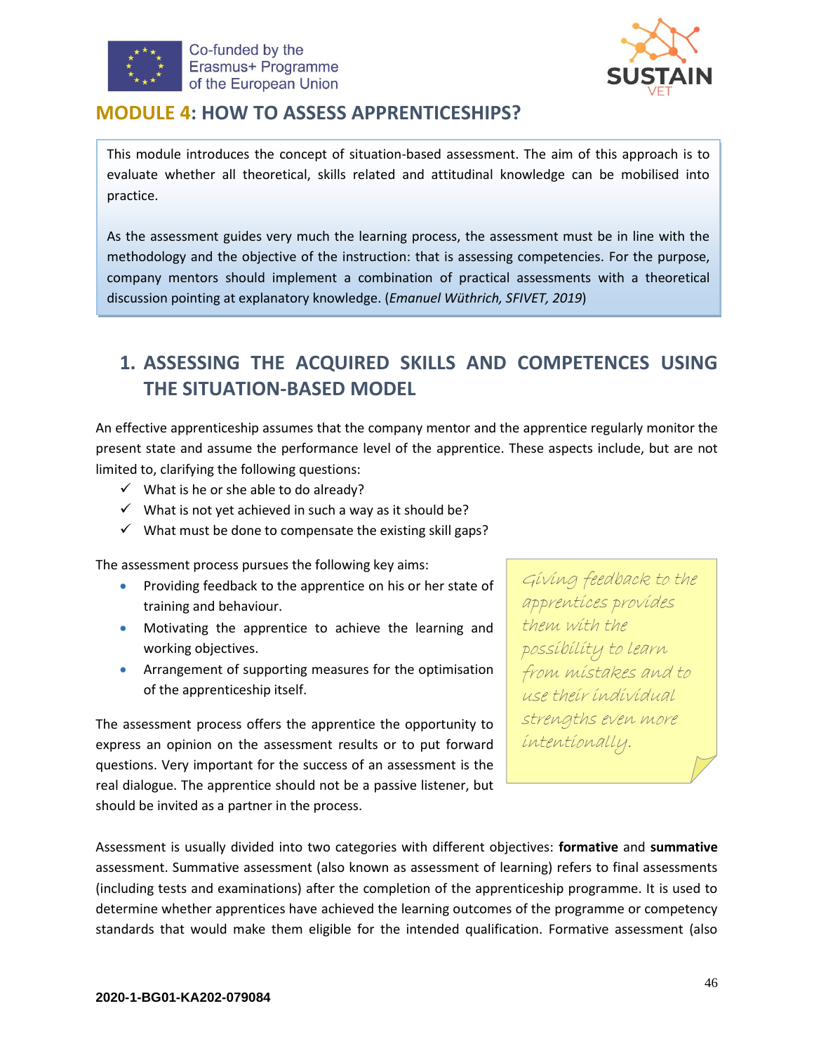# MODULE 4: HOW TO ASSESS APPRENTICESHIPS?

This module introduces the concept of situation-based assessment. The aim of this approach is to evaluate whether all theoretical, skills related and attitudinal knowledge can be mobilised into practice.

As the assessment guides very much the learning process, the assessment must be in line with the methodology and the objective of the instruction: that is assessing competencies. For the purpose, company mentors should implement a combination of practical assessments with a theoretical discussion pointing at explanatory knowledge. (*Emanuel Wüthrich, SFIVET, 2019*)

## 1. ASSESSING THE ACQUIRED SKILLS AND COMPETENCES USING THE SITUATION-BASED MODEL

An effective apprenticeship assumes that the company mentor and the apprentice regularly monitor the present state and assume the performance level of the apprentice. These aspects include, but are not limited to, clarifying the following questions:

- ✓ What is he or she able to do already?
- ✓ What is not yet achieved in such a way as it should be?
- ✓ What must be done to compensate the existing skill gaps?

The assessment process pursues the following key aims:

- Providing feedback to the apprentice on his or her state of training and behaviour.
- Motivating the apprentice to achieve the learning and working objectives.
- Arrangement of supporting measures for the optimisation of the apprenticeship itself.

The assessment process offers the apprentice the opportunity to express an opinion on the assessment results or to put forward questions. Very important for the success of an assessment is the real dialogue. The apprentice should not be a passive listener, but should be invited as a partner in the process.

> *Giving feedback to the apprentices provides them with the possibility to learn from mistakes and to use their individual strengths even more intentionally.*

Assessment is usually divided into two categories with different objectives: **formative** and **summative** assessment. Summative assessment (also known as assessment of learning) refers to final assessments (including tests and examinations) after the completion of the apprenticeship programme. It is used to determine whether apprentices have achieved the learning outcomes of the programme or competency standards that would make them eligible for the intended qualification. Formative assessment (also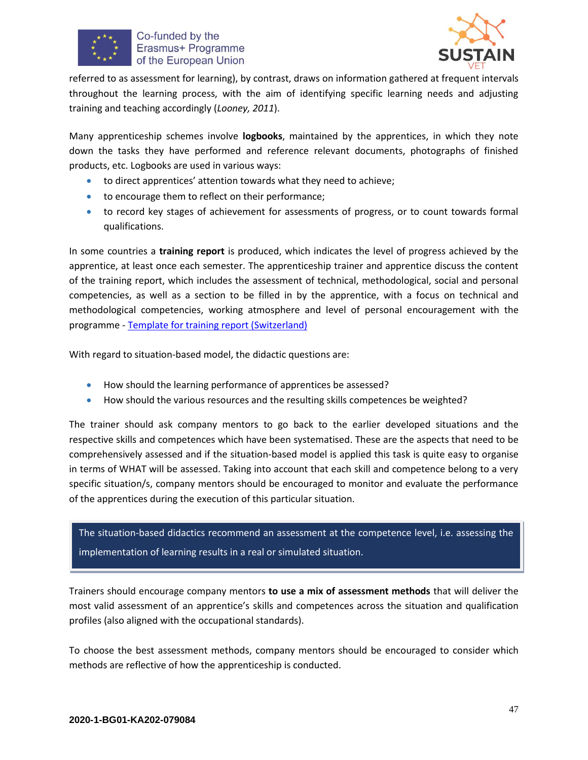referred to as assessment for learning), by contrast, draws on information gathered at frequent intervals throughout the learning process, with the aim of identifying specific learning needs and adjusting training and teaching accordingly (*Looney, 2011*).

Many apprenticeship schemes involve **logbooks**, maintained by the apprentices, in which they note down the tasks they have performed and reference relevant documents, photographs of finished products, etc. Logbooks are used in various ways:

- to direct apprentices' attention towards what they need to achieve;
- to encourage them to reflect on their performance;
- to record key stages of achievement for assessments of progress, or to count towards formal qualifications.

In some countries a **training report** is produced, which indicates the level of progress achieved by the apprentice, at least once each semester. The apprenticeship trainer and apprentice discuss the content of the training report, which includes the assessment of technical, methodological, social and personal competencies, as well as a section to be filled in by the apprentice, with a focus on technical and methodological competencies, working atmosphere and level of personal encouragement with the programme - Template for training report (Switzerland)

With regard to situation-based model, the didactic questions are:

- How should the learning performance of apprentices be assessed?
- How should the various resources and the resulting skills competences be weighted?

The trainer should ask company mentors to go back to the earlier developed situations and the respective skills and competences which have been systematised. These are the aspects that need to be comprehensively assessed and if the situation-based model is applied this task is quite easy to organise in terms of WHAT will be assessed. Taking into account that each skill and competence belong to a very specific situation/s, company mentors should be encouraged to monitor and evaluate the performance of the apprentices during the execution of this particular situation.

> The situation-based didactics recommend an assessment at the competence level, i.e. assessing the implementation of learning results in a real or simulated situation.

Trainers should encourage company mentors **to use a mix of assessment methods** that will deliver the most valid assessment of an apprentice's skills and competences across the situation and qualification profiles (also aligned with the occupational standards).

To choose the best assessment methods, company mentors should be encouraged to consider which methods are reflective of how the apprenticeship is conducted.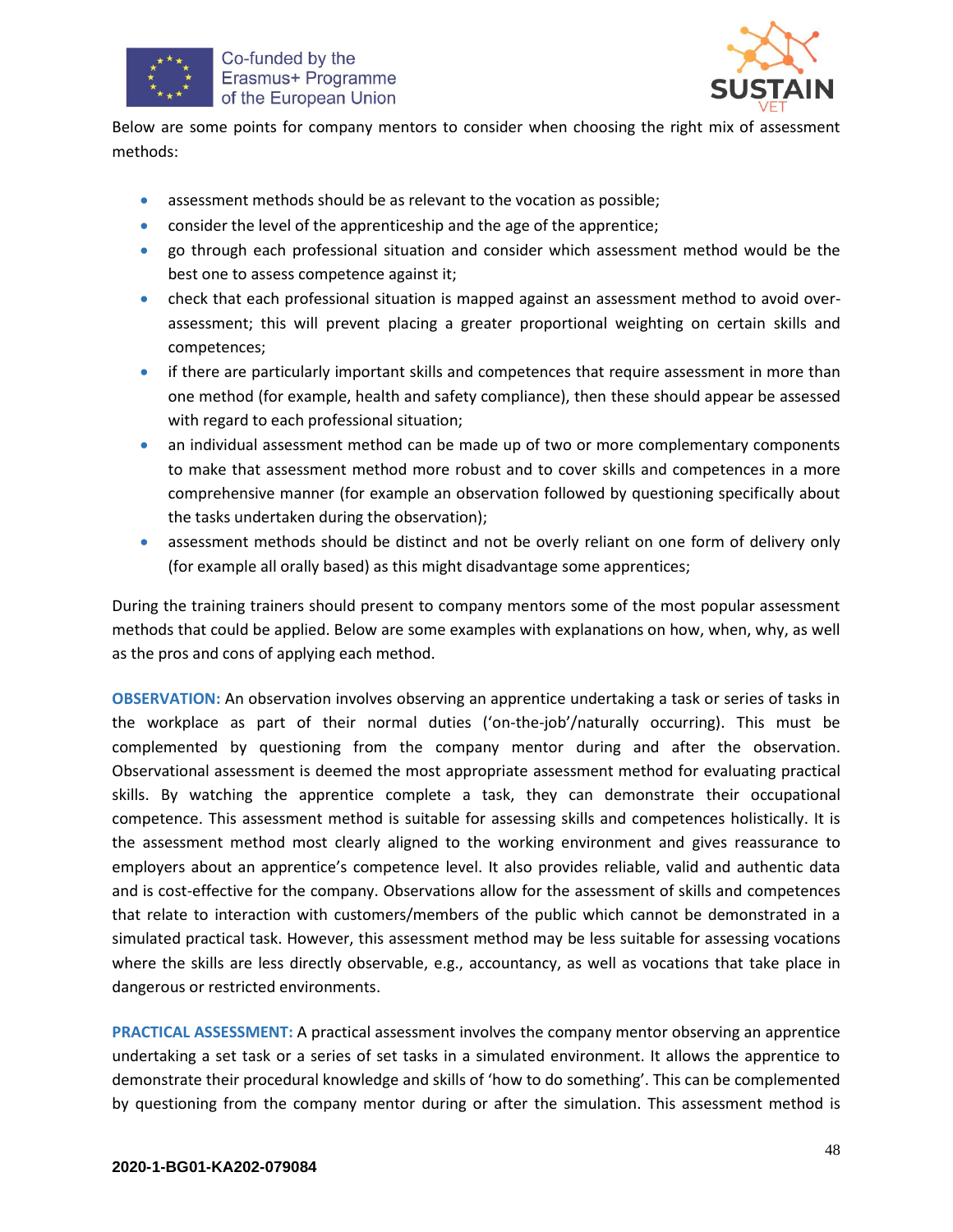Below are some points for company mentors to consider when choosing the right mix of assessment methods:

- assessment methods should be as relevant to the vocation as possible;
- consider the level of the apprenticeship and the age of the apprentice;
- go through each professional situation and consider which assessment method would be the best one to assess competence against it;
- check that each professional situation is mapped against an assessment method to avoid over-assessment; this will prevent placing a greater proportional weighting on certain skills and competences;
- if there are particularly important skills and competences that require assessment in more than one method (for example, health and safety compliance), then these should appear be assessed with regard to each professional situation;
- an individual assessment method can be made up of two or more complementary components to make that assessment method more robust and to cover skills and competences in a more comprehensive manner (for example an observation followed by questioning specifically about the tasks undertaken during the observation);
- assessment methods should be distinct and not be overly reliant on one form of delivery only (for example all orally based) as this might disadvantage some apprentices;

During the training trainers should present to company mentors some of the most popular assessment methods that could be applied. Below are some examples with explanations on how, when, why, as well as the pros and cons of applying each method.

**OBSERVATION:** An observation involves observing an apprentice undertaking a task or series of tasks in the workplace as part of their normal duties ('on-the-job'/naturally occurring). This must be complemented by questioning from the company mentor during and after the observation. Observational assessment is deemed the most appropriate assessment method for evaluating practical skills. By watching the apprentice complete a task, they can demonstrate their occupational competence. This assessment method is suitable for assessing skills and competences holistically. It is the assessment method most clearly aligned to the working environment and gives reassurance to employers about an apprentice's competence level. It also provides reliable, valid and authentic data and is cost-effective for the company. Observations allow for the assessment of skills and competences that relate to interaction with customers/members of the public which cannot be demonstrated in a simulated practical task. However, this assessment method may be less suitable for assessing vocations where the skills are less directly observable, e.g., accountancy, as well as vocations that take place in dangerous or restricted environments.

**PRACTICAL ASSESSMENT:** A practical assessment involves the company mentor observing an apprentice undertaking a set task or a series of set tasks in a simulated environment. It allows the apprentice to demonstrate their procedural knowledge and skills of 'how to do something'. This can be complemented by questioning from the company mentor during or after the simulation. This assessment method is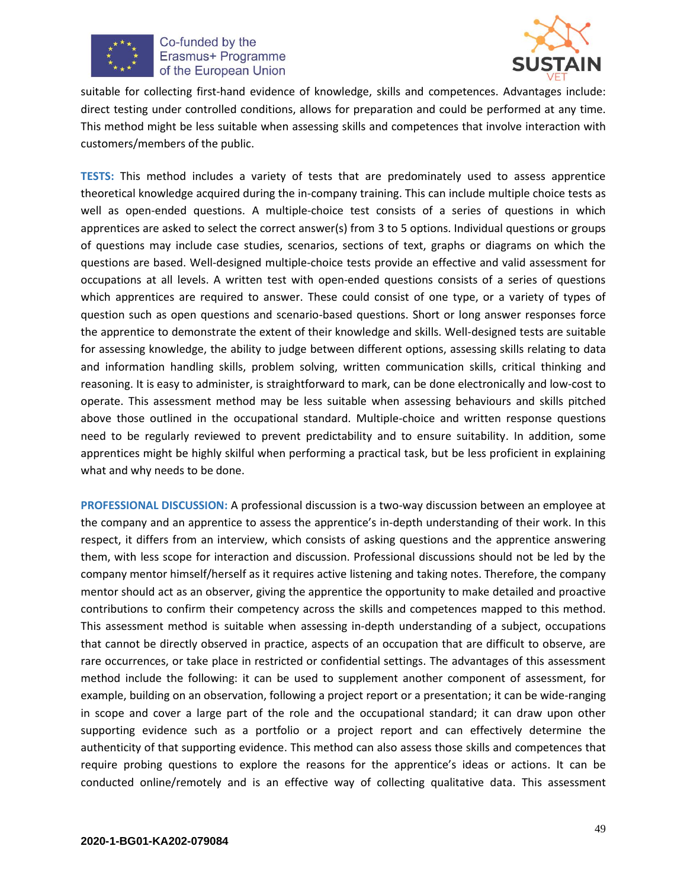suitable for collecting first-hand evidence of knowledge, skills and competences. Advantages include: direct testing under controlled conditions, allows for preparation and could be performed at any time. This method might be less suitable when assessing skills and competences that involve interaction with customers/members of the public.

**TESTS:** This method includes a variety of tests that are predominately used to assess apprentice theoretical knowledge acquired during the in-company training. This can include multiple choice tests as well as open-ended questions. A multiple-choice test consists of a series of questions in which apprentices are asked to select the correct answer(s) from 3 to 5 options. Individual questions or groups of questions may include case studies, scenarios, sections of text, graphs or diagrams on which the questions are based. Well-designed multiple-choice tests provide an effective and valid assessment for occupations at all levels. A written test with open-ended questions consists of a series of questions which apprentices are required to answer. These could consist of one type, or a variety of types of question such as open questions and scenario-based questions. Short or long answer responses force the apprentice to demonstrate the extent of their knowledge and skills. Well-designed tests are suitable for assessing knowledge, the ability to judge between different options, assessing skills relating to data and information handling skills, problem solving, written communication skills, critical thinking and reasoning. It is easy to administer, is straightforward to mark, can be done electronically and low-cost to operate. This assessment method may be less suitable when assessing behaviours and skills pitched above those outlined in the occupational standard. Multiple-choice and written response questions need to be regularly reviewed to prevent predictability and to ensure suitability. In addition, some apprentices might be highly skilful when performing a practical task, but be less proficient in explaining what and why needs to be done.

**PROFESSIONAL DISCUSSION:** A professional discussion is a two-way discussion between an employee at the company and an apprentice to assess the apprentice's in-depth understanding of their work. In this respect, it differs from an interview, which consists of asking questions and the apprentice answering them, with less scope for interaction and discussion. Professional discussions should not be led by the company mentor himself/herself as it requires active listening and taking notes. Therefore, the company mentor should act as an observer, giving the apprentice the opportunity to make detailed and proactive contributions to confirm their competency across the skills and competences mapped to this method. This assessment method is suitable when assessing in-depth understanding of a subject, occupations that cannot be directly observed in practice, aspects of an occupation that are difficult to observe, are rare occurrences, or take place in restricted or confidential settings. The advantages of this assessment method include the following: it can be used to supplement another component of assessment, for example, building on an observation, following a project report or a presentation; it can be wide-ranging in scope and cover a large part of the role and the occupational standard; it can draw upon other supporting evidence such as a portfolio or a project report and can effectively determine the authenticity of that supporting evidence. This method can also assess those skills and competences that require probing questions to explore the reasons for the apprentice's ideas or actions. It can be conducted online/remotely and is an effective way of collecting qualitative data. This assessment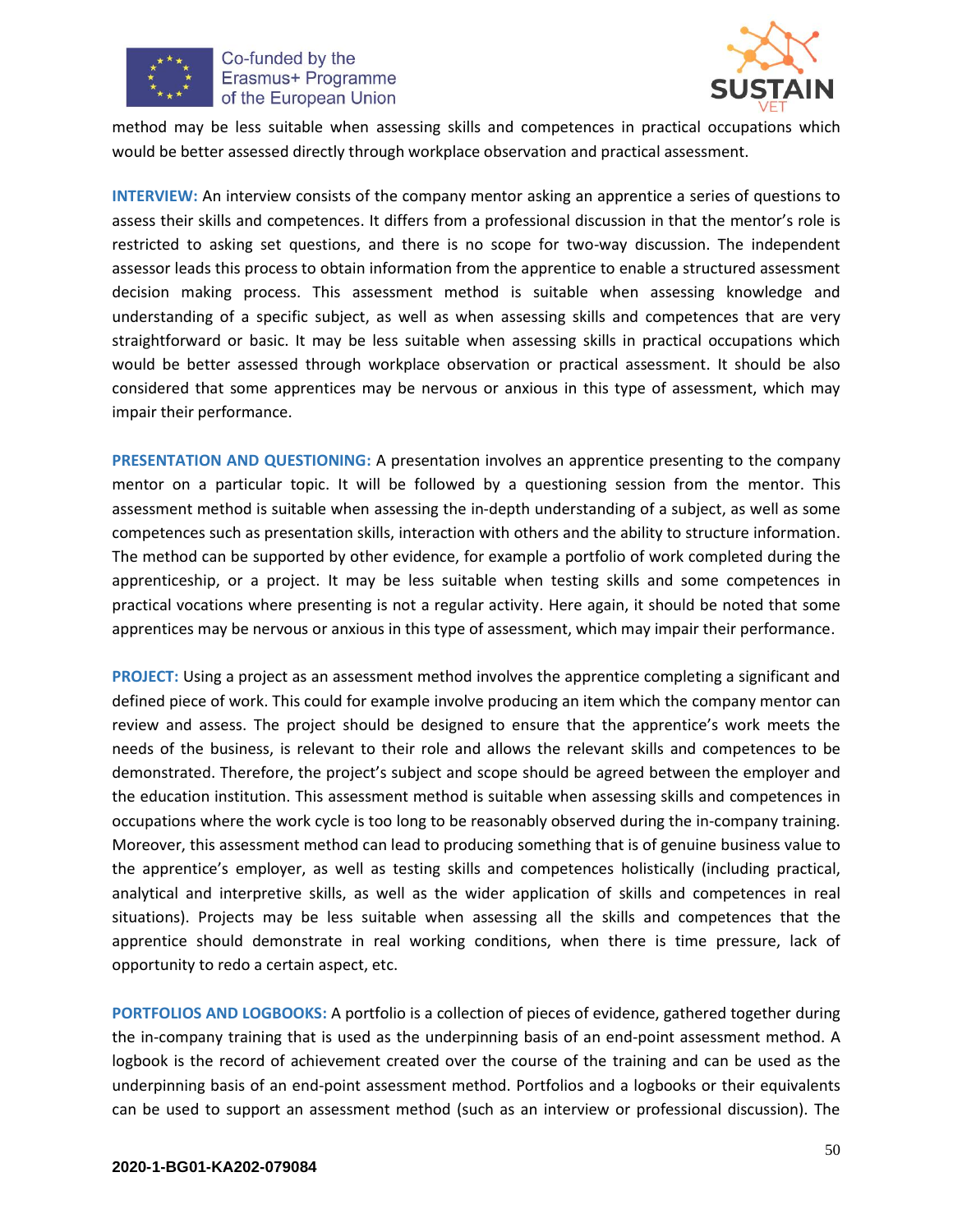method may be less suitable when assessing skills and competences in practical occupations which would be better assessed directly through workplace observation and practical assessment.

**INTERVIEW:** An interview consists of the company mentor asking an apprentice a series of questions to assess their skills and competences. It differs from a professional discussion in that the mentor's role is restricted to asking set questions, and there is no scope for two-way discussion. The independent assessor leads this process to obtain information from the apprentice to enable a structured assessment decision making process. This assessment method is suitable when assessing knowledge and understanding of a specific subject, as well as when assessing skills and competences that are very straightforward or basic. It may be less suitable when assessing skills in practical occupations which would be better assessed through workplace observation or practical assessment. It should be also considered that some apprentices may be nervous or anxious in this type of assessment, which may impair their performance.

**PRESENTATION AND QUESTIONING:** A presentation involves an apprentice presenting to the company mentor on a particular topic. It will be followed by a questioning session from the mentor. This assessment method is suitable when assessing the in-depth understanding of a subject, as well as some competences such as presentation skills, interaction with others and the ability to structure information. The method can be supported by other evidence, for example a portfolio of work completed during the apprenticeship, or a project. It may be less suitable when testing skills and some competences in practical vocations where presenting is not a regular activity. Here again, it should be noted that some apprentices may be nervous or anxious in this type of assessment, which may impair their performance.

**PROJECT:** Using a project as an assessment method involves the apprentice completing a significant and defined piece of work. This could for example involve producing an item which the company mentor can review and assess. The project should be designed to ensure that the apprentice's work meets the needs of the business, is relevant to their role and allows the relevant skills and competences to be demonstrated. Therefore, the project's subject and scope should be agreed between the employer and the education institution. This assessment method is suitable when assessing skills and competences in occupations where the work cycle is too long to be reasonably observed during the in-company training. Moreover, this assessment method can lead to producing something that is of genuine business value to the apprentice's employer, as well as testing skills and competences holistically (including practical, analytical and interpretive skills, as well as the wider application of skills and competences in real situations). Projects may be less suitable when assessing all the skills and competences that the apprentice should demonstrate in real working conditions, when there is time pressure, lack of opportunity to redo a certain aspect, etc.

**PORTFOLIOS AND LOGBOOKS:** A portfolio is a collection of pieces of evidence, gathered together during the in-company training that is used as the underpinning basis of an end-point assessment method. A logbook is the record of achievement created over the course of the training and can be used as the underpinning basis of an end-point assessment method. Portfolios and a logbooks or their equivalents can be used to support an assessment method (such as an interview or professional discussion). The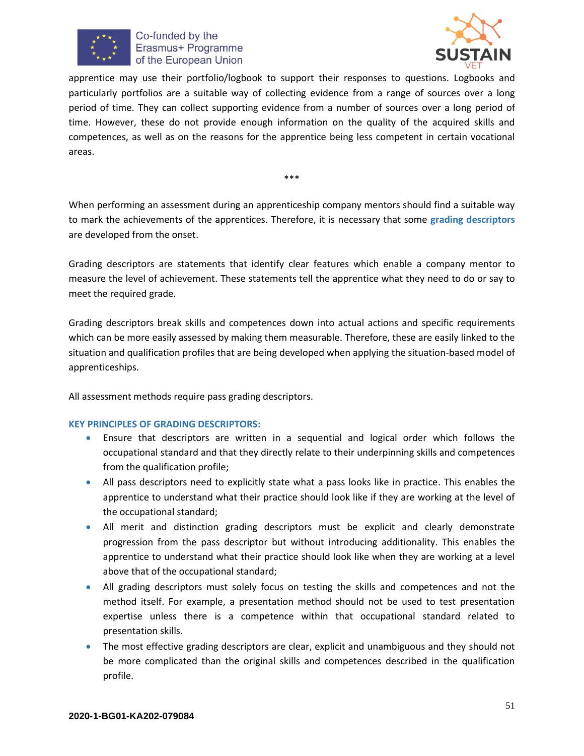apprentice may use their portfolio/logbook to support their responses to questions. Logbooks and particularly portfolios are a suitable way of collecting evidence from a range of sources over a long period of time. They can collect supporting evidence from a number of sources over a long period of time. However, these do not provide enough information on the quality of the acquired skills and competences, as well as on the reasons for the apprentice being less competent in certain vocational areas.

***

When performing an assessment during an apprenticeship company mentors should find a suitable way to mark the achievements of the apprentices. Therefore, it is necessary that some **grading descriptors** are developed from the onset.

Grading descriptors are statements that identify clear features which enable a company mentor to measure the level of achievement. These statements tell the apprentice what they need to do or say to meet the required grade.

Grading descriptors break skills and competences down into actual actions and specific requirements which can be more easily assessed by making them measurable. Therefore, these are easily linked to the situation and qualification profiles that are being developed when applying the situation-based model of apprenticeships.

All assessment methods require pass grading descriptors.

**KEY PRINCIPLES OF GRADING DESCRIPTORS:**

- Ensure that descriptors are written in a sequential and logical order which follows the occupational standard and that they directly relate to their underpinning skills and competences from the qualification profile;
- All pass descriptors need to explicitly state what a pass looks like in practice. This enables the apprentice to understand what their practice should look like if they are working at the level of the occupational standard;
- All merit and distinction grading descriptors must be explicit and clearly demonstrate progression from the pass descriptor but without introducing additionality. This enables the apprentice to understand what their practice should look like when they are working at a level above that of the occupational standard;
- All grading descriptors must solely focus on testing the skills and competences and not the method itself. For example, a presentation method should not be used to test presentation expertise unless there is a competence within that occupational standard related to presentation skills.
- The most effective grading descriptors are clear, explicit and unambiguous and they should not be more complicated than the original skills and competences described in the qualification profile.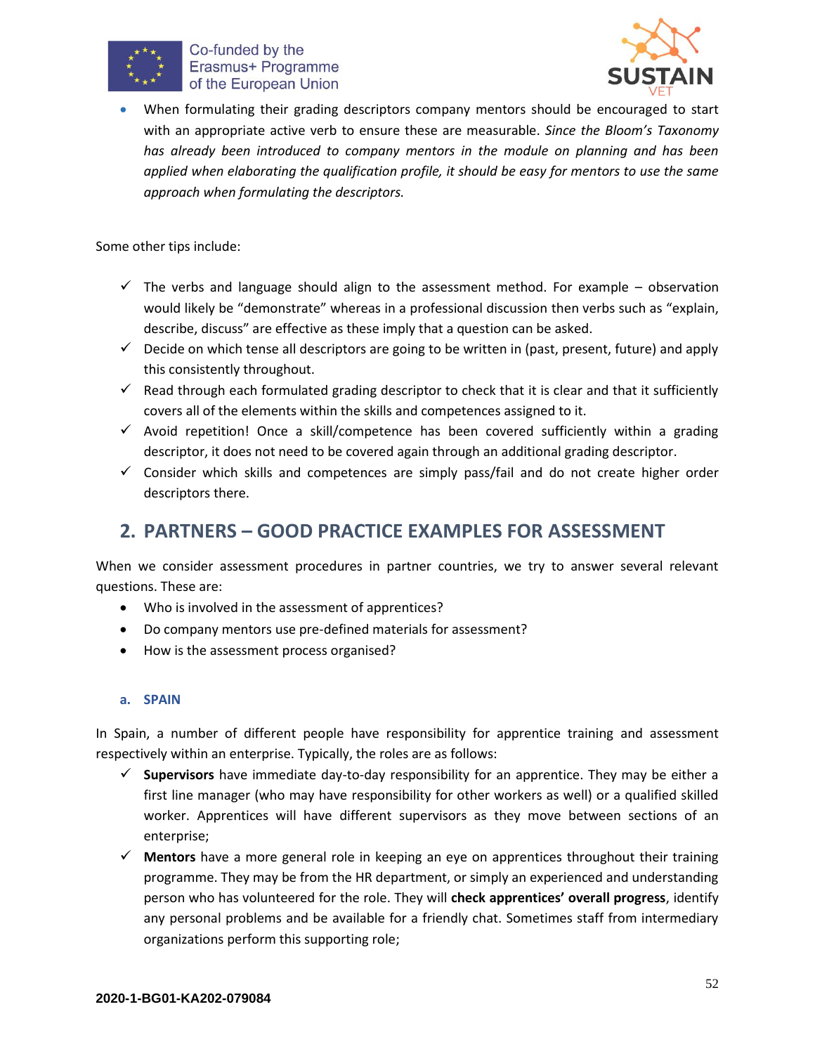- When formulating their grading descriptors company mentors should be encouraged to start with an appropriate active verb to ensure these are measurable. *Since the Bloom's Taxonomy has already been introduced to company mentors in the module on planning and has been applied when elaborating the qualification profile, it should be easy for mentors to use the same approach when formulating the descriptors.*

Some other tips include:

- ✓ The verbs and language should align to the assessment method. For example – observation would likely be "demonstrate" whereas in a professional discussion then verbs such as "explain, describe, discuss" are effective as these imply that a question can be asked.
- ✓ Decide on which tense all descriptors are going to be written in (past, present, future) and apply this consistently throughout.
- ✓ Read through each formulated grading descriptor to check that it is clear and that it sufficiently covers all of the elements within the skills and competences assigned to it.
- ✓ Avoid repetition! Once a skill/competence has been covered sufficiently within a grading descriptor, it does not need to be covered again through an additional grading descriptor.
- ✓ Consider which skills and competences are simply pass/fail and do not create higher order descriptors there.

## 2. PARTNERS – GOOD PRACTICE EXAMPLES FOR ASSESSMENT

When we consider assessment procedures in partner countries, we try to answer several relevant questions. These are:

- Who is involved in the assessment of apprentices?
- Do company mentors use pre-defined materials for assessment?
- How is the assessment process organised?

### a. SPAIN

In Spain, a number of different people have responsibility for apprentice training and assessment respectively within an enterprise. Typically, the roles are as follows:

- ✓ **Supervisors** have immediate day-to-day responsibility for an apprentice. They may be either a first line manager (who may have responsibility for other workers as well) or a qualified skilled worker. Apprentices will have different supervisors as they move between sections of an enterprise;
- ✓ **Mentors** have a more general role in keeping an eye on apprentices throughout their training programme. They may be from the HR department, or simply an experienced and understanding person who has volunteered for the role. They will **check apprentices' overall progress**, identify any personal problems and be available for a friendly chat. Sometimes staff from intermediary organizations perform this supporting role;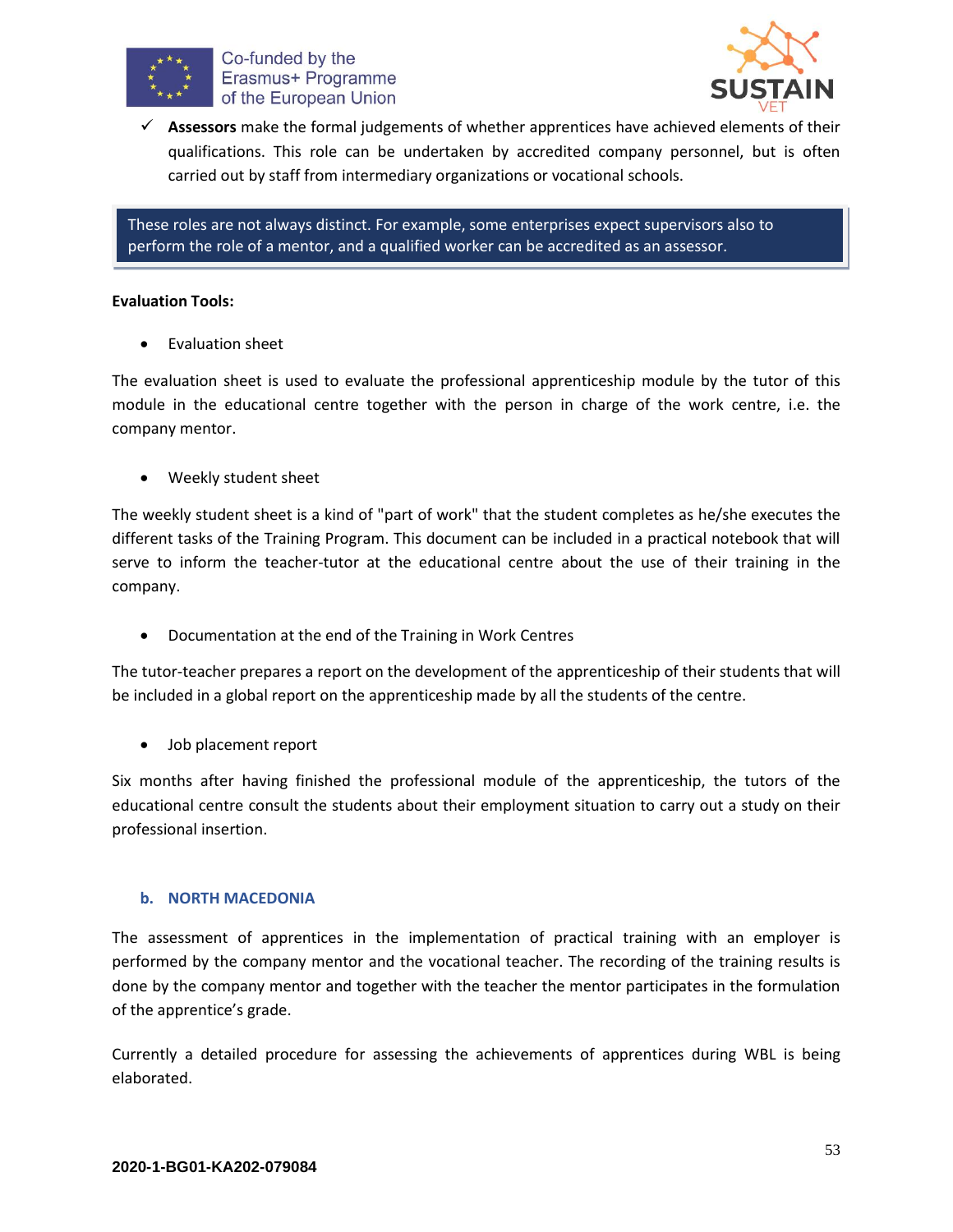- ✓ **Assessors** make the formal judgements of whether apprentices have achieved elements of their qualifications. This role can be undertaken by accredited company personnel, but is often carried out by staff from intermediary organizations or vocational schools.

> These roles are not always distinct. For example, some enterprises expect supervisors also to perform the role of a mentor, and a qualified worker can be accredited as an assessor.

**Evaluation Tools:**

- Evaluation sheet

The evaluation sheet is used to evaluate the professional apprenticeship module by the tutor of this module in the educational centre together with the person in charge of the work centre, i.e. the company mentor.

- Weekly student sheet

The weekly student sheet is a kind of "part of work" that the student completes as he/she executes the different tasks of the Training Program. This document can be included in a practical notebook that will serve to inform the teacher-tutor at the educational centre about the use of their training in the company.

- Documentation at the end of the Training in Work Centres

The tutor-teacher prepares a report on the development of the apprenticeship of their students that will be included in a global report on the apprenticeship made by all the students of the centre.

- Job placement report

Six months after having finished the professional module of the apprenticeship, the tutors of the educational centre consult the students about their employment situation to carry out a study on their professional insertion.

### b. NORTH MACEDONIA

The assessment of apprentices in the implementation of practical training with an employer is performed by the company mentor and the vocational teacher. The recording of the training results is done by the company mentor and together with the teacher the mentor participates in the formulation of the apprentice's grade.

Currently a detailed procedure for assessing the achievements of apprentices during WBL is being elaborated.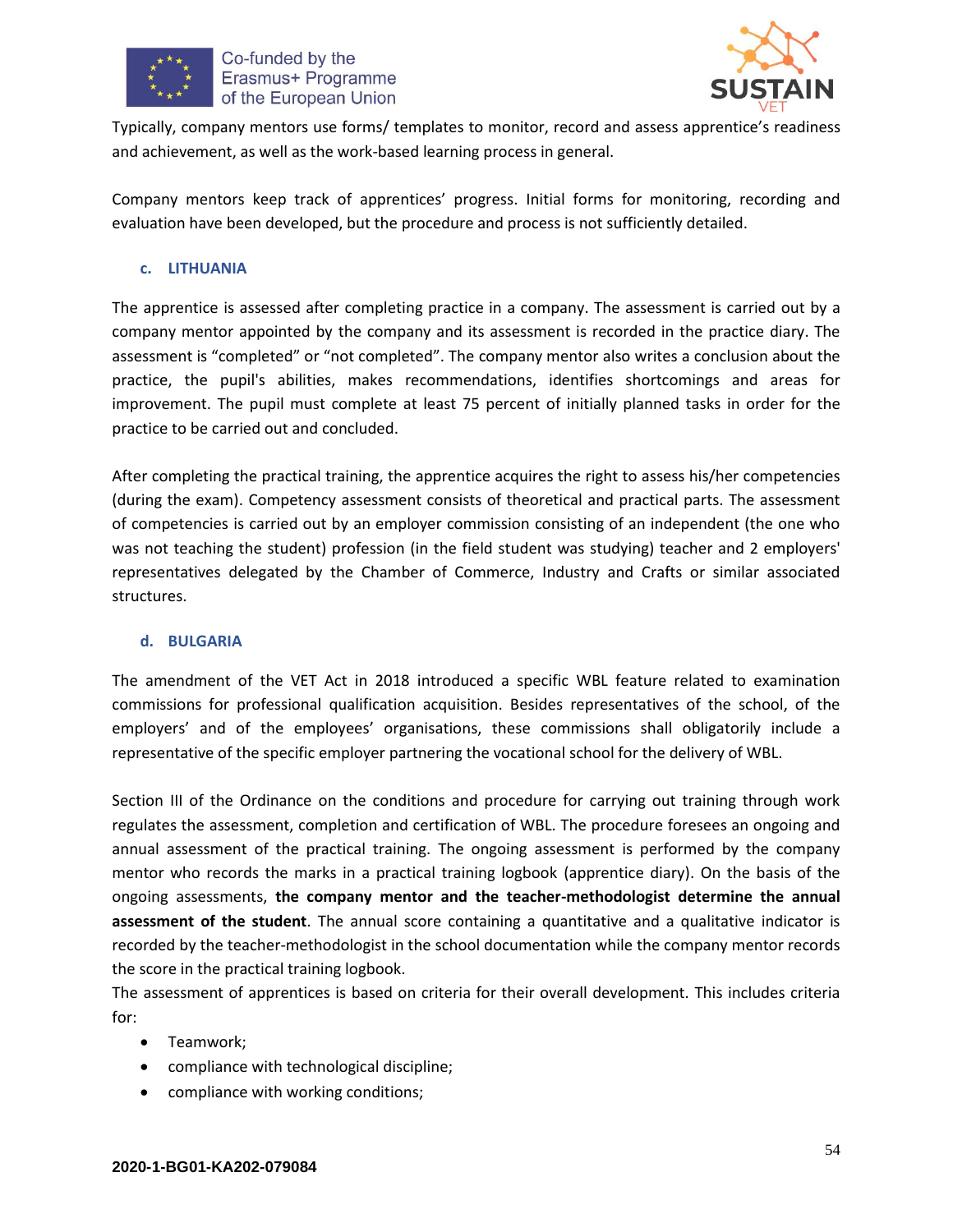Typically, company mentors use forms/ templates to monitor, record and assess apprentice's readiness and achievement, as well as the work-based learning process in general.

Company mentors keep track of apprentices' progress. Initial forms for monitoring, recording and evaluation have been developed, but the procedure and process is not sufficiently detailed.

### c. LITHUANIA

The apprentice is assessed after completing practice in a company. The assessment is carried out by a company mentor appointed by the company and its assessment is recorded in the practice diary. The assessment is "completed" or "not completed". The company mentor also writes a conclusion about the practice, the pupil's abilities, makes recommendations, identifies shortcomings and areas for improvement. The pupil must complete at least 75 percent of initially planned tasks in order for the practice to be carried out and concluded.

After completing the practical training, the apprentice acquires the right to assess his/her competencies (during the exam). Competency assessment consists of theoretical and practical parts. The assessment of competencies is carried out by an employer commission consisting of an independent (the one who was not teaching the student) profession (in the field student was studying) teacher and 2 employers' representatives delegated by the Chamber of Commerce, Industry and Crafts or similar associated structures.

### d. BULGARIA

The amendment of the VET Act in 2018 introduced a specific WBL feature related to examination commissions for professional qualification acquisition. Besides representatives of the school, of the employers' and of the employees' organisations, these commissions shall obligatorily include a representative of the specific employer partnering the vocational school for the delivery of WBL.

Section III of the Ordinance on the conditions and procedure for carrying out training through work regulates the assessment, completion and certification of WBL. The procedure foresees an ongoing and annual assessment of the practical training. The ongoing assessment is performed by the company mentor who records the marks in a practical training logbook (apprentice diary). On the basis of the ongoing assessments, **the company mentor and the teacher-methodologist determine the annual assessment of the student**. The annual score containing a quantitative and a qualitative indicator is recorded by the teacher-methodologist in the school documentation while the company mentor records the score in the practical training logbook.

The assessment of apprentices is based on criteria for their overall development. This includes criteria for:

- Teamwork;
- compliance with technological discipline;
- compliance with working conditions;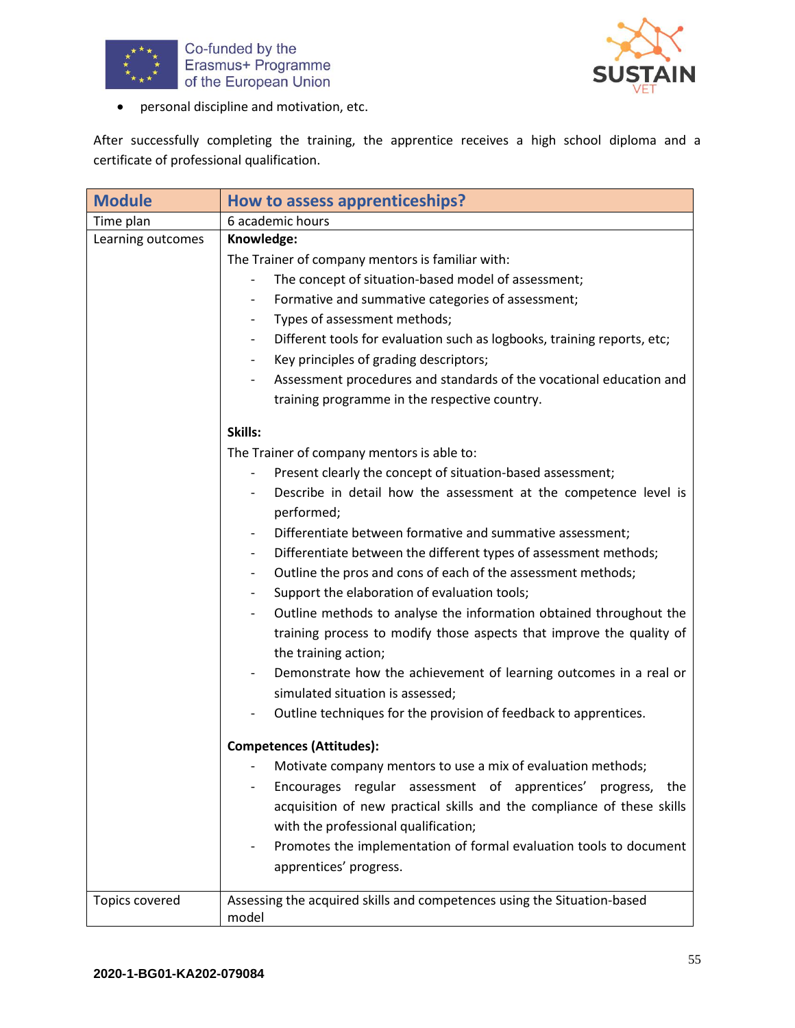- personal discipline and motivation, etc.

After successfully completing the training, the apprentice receives a high school diploma and a certificate of professional qualification.

| Module | How to assess apprenticeships? |
|---|---|
| Time plan | 6 academic hours |
| Learning outcomes | **Knowledge:**<br>The Trainer of company mentors is familiar with:<br>- The concept of situation-based model of assessment;<br>- Formative and summative categories of assessment;<br>- Types of assessment methods;<br>- Different tools for evaluation such as logbooks, training reports, etc;<br>- Key principles of grading descriptors;<br>- Assessment procedures and standards of the vocational education and training programme in the respective country.<br><br>**Skills:**<br>The Trainer of company mentors is able to:<br>- Present clearly the concept of situation-based assessment;<br>- Describe in detail how the assessment at the competence level is performed;<br>- Differentiate between formative and summative assessment;<br>- Differentiate between the different types of assessment methods;<br>- Outline the pros and cons of each of the assessment methods;<br>- Support the elaboration of evaluation tools;<br>- Outline methods to analyse the information obtained throughout the training process to modify those aspects that improve the quality of the training action;<br>- Demonstrate how the achievement of learning outcomes in a real or simulated situation is assessed;<br>- Outline techniques for the provision of feedback to apprentices.<br><br>**Competences (Attitudes):**<br>- Motivate company mentors to use a mix of evaluation methods;<br>- Encourages regular assessment of apprentices' progress, the acquisition of new practical skills and the compliance of these skills with the professional qualification;<br>- Promotes the implementation of formal evaluation tools to document apprentices' progress. |
| Topics covered | Assessing the acquired skills and competences using the Situation-based model |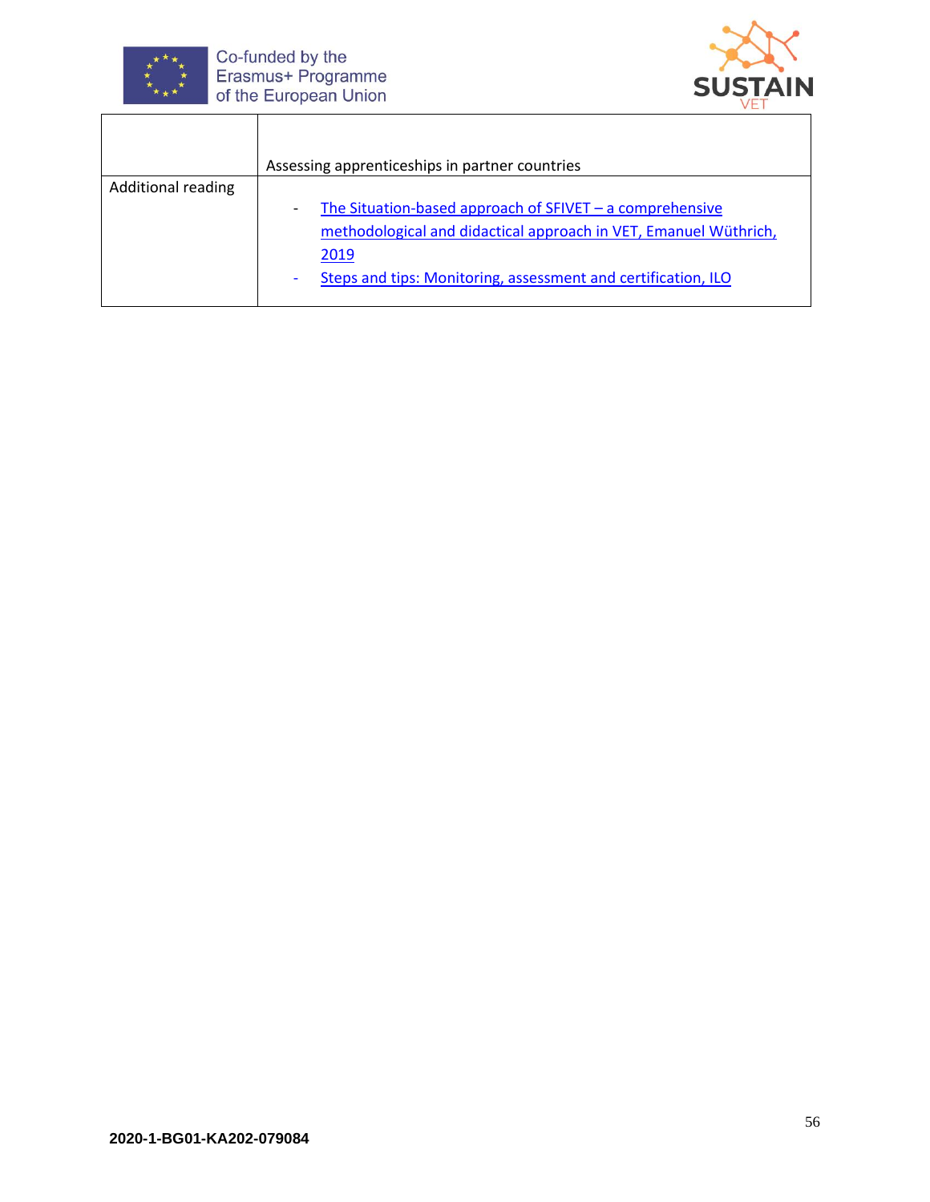| | |
|---|---|
| | Assessing apprenticeships in partner countries |
| Additional reading | - The Situation-based approach of SFIVET – a comprehensive methodological and didactical approach in VET, Emanuel Wüthrich, 2019<br>- Steps and tips: Monitoring, assessment and certification, ILO |

2020-1-BG01-KA202-079084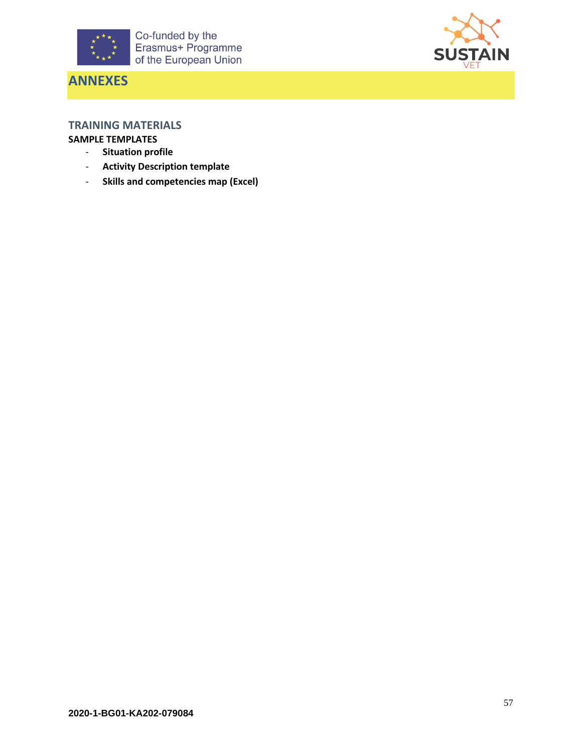# ANNEXES

## TRAINING MATERIALS

**SAMPLE TEMPLATES**

- **Situation profile**
- **Activity Description template**
- **Skills and competencies map (Excel)**